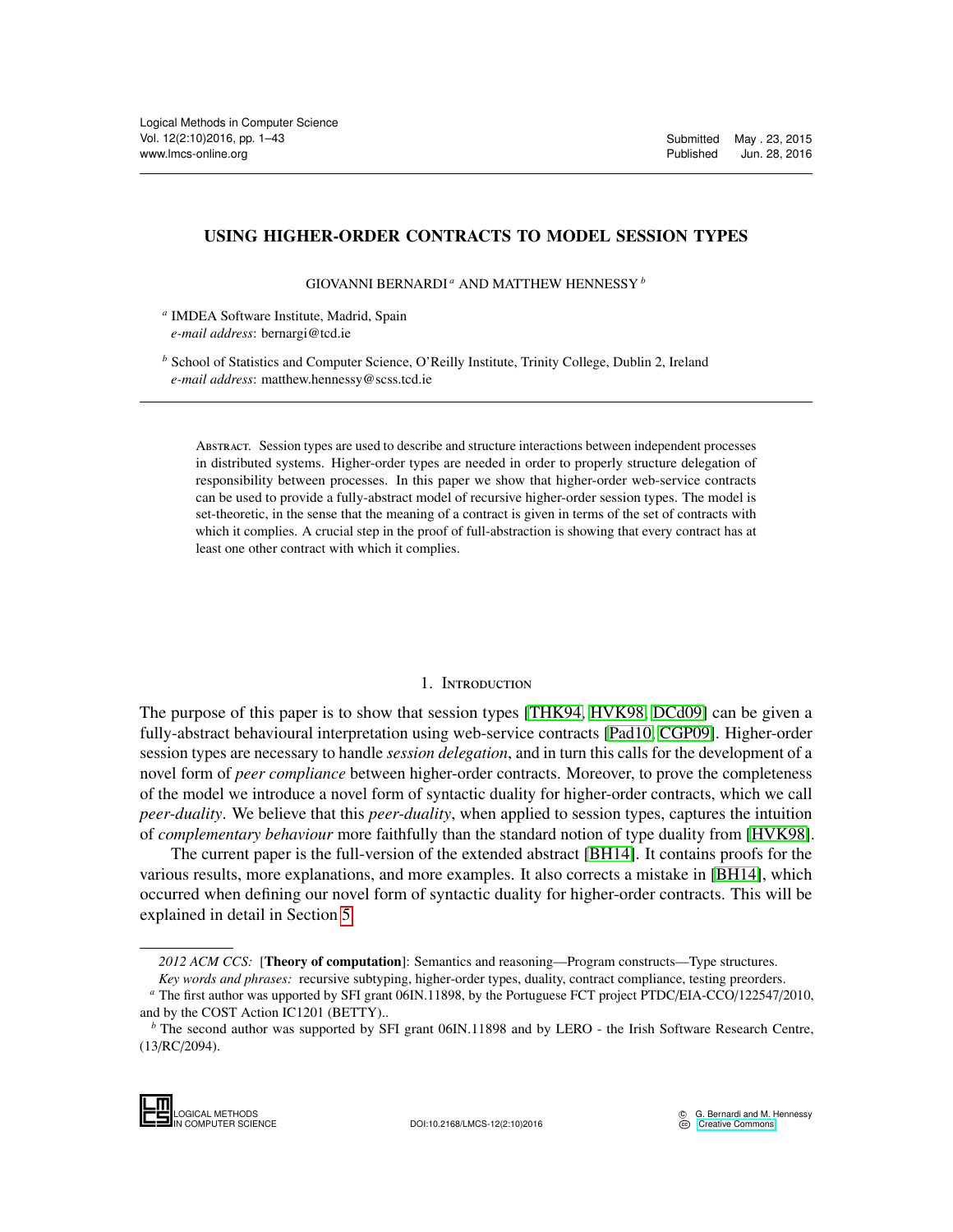# USING HIGHER-ORDER CONTRACTS TO MODEL SESSION TYPES

GIOVANNI BERNARDI [a] AND MATTHEW HENNESSY [b]

[a] IMDEA Software Institute, Madrid, Spain
*e-mail address*: bernargi@tcd.ie

[b] School of Statistics and Computer Science, O'Reilly Institute, Trinity College, Dublin 2, Ireland
*e-mail address*: matthew.hennessy@scss.tcd.ie

---

Abstract. Session types are used to describe and structure interactions between independent processes in distributed systems. Higher-order types are needed in order to properly structure delegation of responsibility between processes. In this paper we show that higher-order web-service contracts can be used to provide a fully-abstract model of recursive higher-order session types. The model is set-theoretic, in the sense that the meaning of a contract is given in terms of the set of contracts with which it complies. A crucial step in the proof of full-abstraction is showing that every contract has at least one other contract with which it complies.

## 1. Introduction

The purpose of this paper is to show that session types [THK94, HVK98, DCd09] can be given a fully-abstract behavioural interpretation using web-service contracts [Pad10, CGP09]. Higher-order session types are necessary to handle *session delegation*, and in turn this calls for the development of a novel form of *peer compliance* between higher-order contracts. Moreover, to prove the completeness of the model we introduce a novel form of syntactic duality for higher-order contracts, which we call *peer-duality*. We believe that this *peer-duality*, when applied to session types, captures the intuition of *complementary behaviour* more faithfully than the standard notion of type duality from [HVK98].

The current paper is the full-version of the extended abstract [BH14]. It contains proofs for the various results, more explanations, and more examples. It also corrects a mistake in [BH14], which occurred when defining our novel form of syntactic duality for higher-order contracts. This will be explained in detail in Section 5.

---

*2012 ACM CCS:* [**Theory of computation**]: Semantics and reasoning—Program constructs—Type structures.

*Key words and phrases:* recursive subtyping, higher-order types, duality, contract compliance, testing preorders.

[a] The first author was upported by SFI grant 06IN.11898, by the Portuguese FCT project PTDC/EIA-CCO/122547/2010, and by the COST Action IC1201 (BETTY)..

[b] The second author was supported by SFI grant 06IN.11898 and by LERO - the Irish Software Research Centre, (13/RC/2094).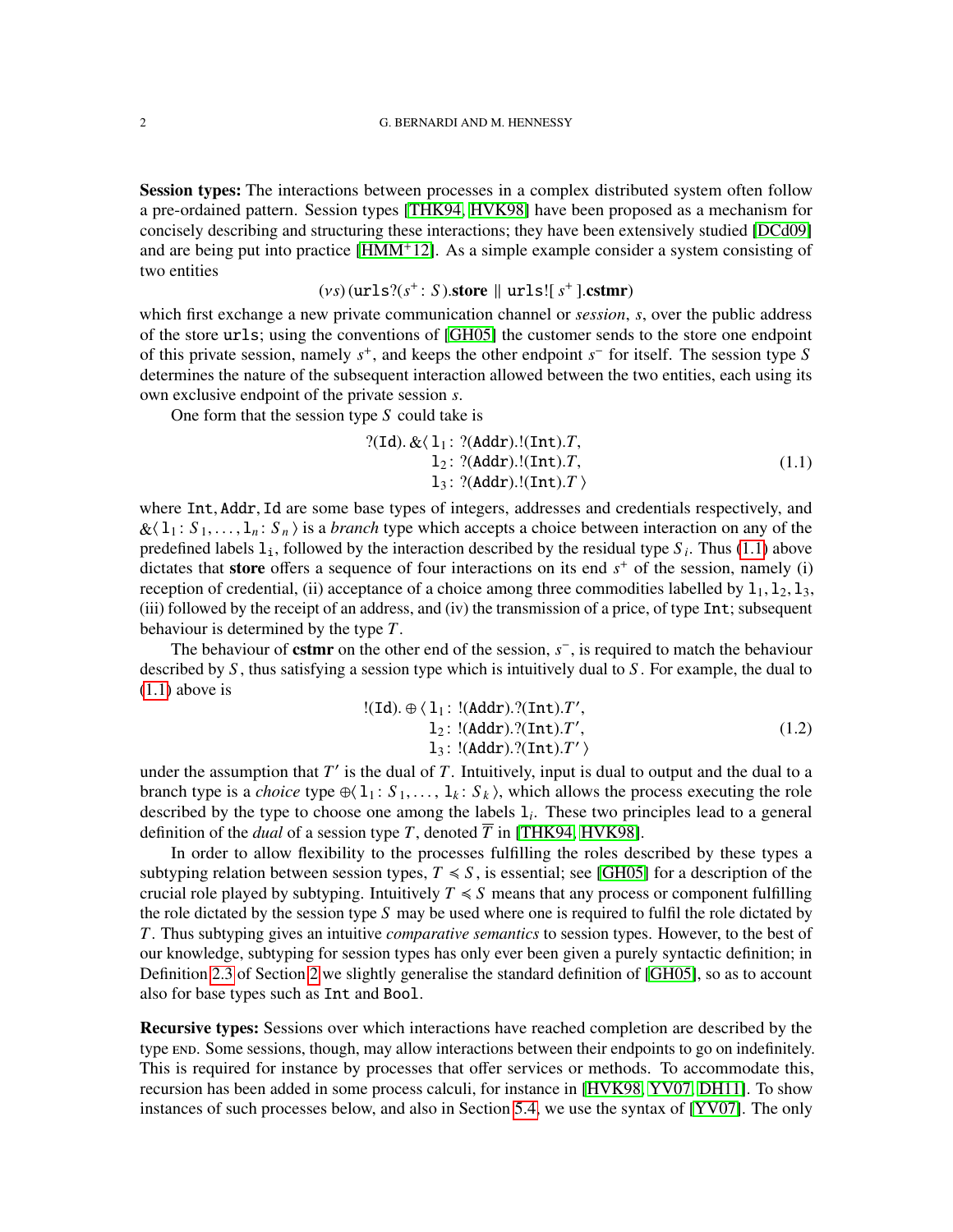**Session types:** The interactions between processes in a complex distributed system often follow a pre-ordained pattern. Session types [THK94, HVK98] have been proposed as a mechanism for concisely describing and structuring these interactions; they have been extensively studied [DCd09] and are being put into practice [HMM+12]. As a simple example consider a system consisting of two entities

$$(\nu s)\,(\texttt{urls}?(s^+ : S).\mathbf{store} \parallel \texttt{urls}![\, s^+ \,].\mathbf{cstmr})$$

which first exchange a new private communication channel or *session*, $s$, over the public address of the store urls; using the conventions of [GH05] the customer sends to the store one endpoint of this private session, namely $s^+$, and keeps the other endpoint $s^-$ for itself. The session type $S$ determines the nature of the subsequent interaction allowed between the two entities, each using its own exclusive endpoint of the private session $s$.

One form that the session type $S$ could take is

$$?(\texttt{Id}).\,\&\langle\, \texttt{l}_1 : ?(\texttt{Addr}).!(\texttt{Int}).T,\; \texttt{l}_2 : ?(\texttt{Addr}).!(\texttt{Int}).T,\; \texttt{l}_3 : ?(\texttt{Addr}).!(\texttt{Int}).T \,\rangle \tag{1.1}$$

where Int, Addr, Id are some base types of integers, addresses and credentials respectively, and $\&\langle\, \texttt{l}_1 : S_1, \ldots, \texttt{l}_n : S_n \,\rangle$ is a *branch* type which accepts a choice between interaction on any of the predefined labels $\texttt{l}_i$, followed by the interaction described by the residual type $S_i$. Thus (1.1) above dictates that **store** offers a sequence of four interactions on its end $s^+$ of the session, namely (i) reception of credential, (ii) acceptance of a choice among three commodities labelled by $\texttt{l}_1, \texttt{l}_2, \texttt{l}_3$, (iii) followed by the receipt of an address, and (iv) the transmission of a price, of type Int; subsequent behaviour is determined by the type $T$.

The behaviour of **cstmr** on the other end of the session, $s^-$, is required to match the behaviour described by $S$, thus satisfying a session type which is intuitively dual to $S$. For example, the dual to (1.1) above is

$$!(\texttt{Id}).\oplus\langle\, \texttt{l}_1 : !(\texttt{Addr}).?(\texttt{Int}).T',\; \texttt{l}_2 : !(\texttt{Addr}).?(\texttt{Int}).T',\; \texttt{l}_3 : !(\texttt{Addr}).?(\texttt{Int}).T' \,\rangle \tag{1.2}$$

under the assumption that $T'$ is the dual of $T$. Intuitively, input is dual to output and the dual to a branch type is a *choice* type $\oplus\langle\, \texttt{l}_1 : S_1, \ldots, \texttt{l}_k : S_k \,\rangle$, which allows the process executing the role described by the type to choose one among the labels $\texttt{l}_i$. These two principles lead to a general definition of the *dual* of a session type $T$, denoted $\overline{T}$ in [THK94, HVK98].

In order to allow flexibility to the processes fulfilling the roles described by these types a subtyping relation between session types, $T \preccurlyeq S$, is essential; see [GH05] for a description of the crucial role played by subtyping. Intuitively $T \preccurlyeq S$ means that any process or component fulfilling the role dictated by the session type $S$ may be used where one is required to fulfil the role dictated by $T$. Thus subtyping gives an intuitive *comparative semantics* to session types. However, to the best of our knowledge, subtyping for session types has only ever been given a purely syntactic definition; in Definition 2.3 of Section 2 we slightly generalise the standard definition of [GH05], so as to account also for base types such as Int and Bool.

**Recursive types:** Sessions over which interactions have reached completion are described by the type END. Some sessions, though, may allow interactions between their endpoints to go on indefinitely. This is required for instance by processes that offer services or methods. To accommodate this, recursion has been added in some process calculi, for instance in [HVK98, YV07, DH11]. To show instances of such processes below, and also in Section 5.4, we use the syntax of [YV07]. The only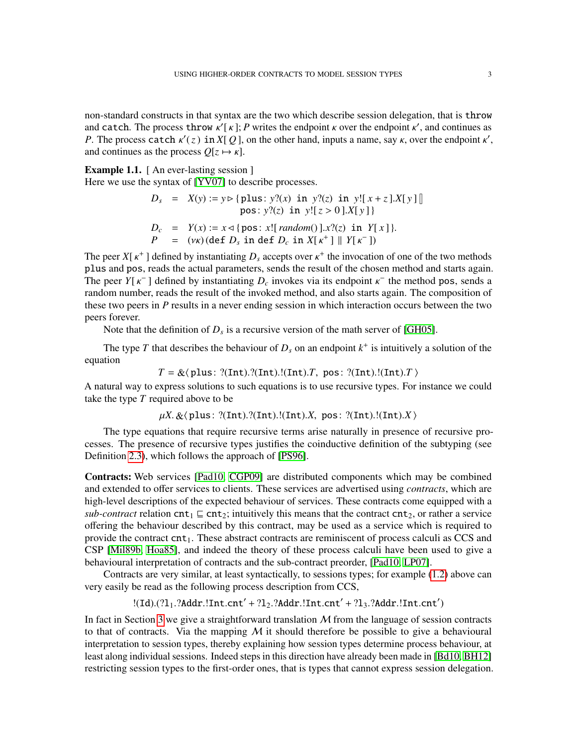non-standard constructs in that syntax are the two which describe session delegation, that is throw and catch. The process throw $\kappa'[\,\kappa\,]; P$ writes the endpoint $\kappa$ over the endpoint $\kappa'$, and continues as $P$. The process catch $\kappa'(\,z\,)$ in $X[\,Q\,]$, on the other hand, inputs a name, say $\kappa$, over the endpoint $\kappa'$, and continues as the process $Q[z \mapsto \kappa]$.

**Example 1.1.** [ An ever-lasting session ]
Here we use the syntax of [YV07] to describe processes.

$$
\begin{array}{rcl}
D_s & = & X(y) := y \rhd \{\mathtt{plus}\colon y?(x) \;\mathtt{in}\; y?(z) \;\mathtt{in}\; y![\,x+z\,].X[\,y\,] \,[\!]\\
 & & \qquad\qquad\quad \mathtt{pos}\colon y?(z) \;\mathtt{in}\; y![\,z>0\,].X[\,y\,]\,\}\\
D_c & = & Y(x) := x \lhd \{\mathtt{pos}\colon x![\,\mathit{random}()\,].x?(z) \;\mathtt{in}\; Y[\,x\,]\,\}.\\
P & = & (\nu\kappa)\,(\mathtt{def}\; D_s \;\mathtt{in}\; \mathtt{def}\; D_c \;\mathtt{in}\; X[\,\kappa^+\,] \parallel Y[\,\kappa^-\,])
\end{array}
$$

The peer $X[\,\kappa^+\,]$ defined by instantiating $D_s$ accepts over $\kappa^+$ the invocation of one of the two methods plus and pos, reads the actual parameters, sends the result of the chosen method and starts again. The peer $Y[\,\kappa^-\,]$ defined by instantiating $D_c$ invokes via its endpoint $\kappa^-$ the method pos, sends a random number, reads the result of the invoked method, and also starts again. The composition of these two peers in $P$ results in a never ending session in which interaction occurs between the two peers forever.

Note that the definition of $D_s$ is a recursive version of the math server of [GH05].

The type $T$ that describes the behaviour of $D_s$ on an endpoint $k^+$ is intuitively a solution of the equation

$$T = \&\langle\, \mathtt{plus}\colon ?(\mathtt{Int}).?(\mathtt{Int}).!(\mathtt{Int}).T,\; \mathtt{pos}\colon ?(\mathtt{Int}).!(\mathtt{Int}).T\,\rangle$$

A natural way to express solutions to such equations is to use recursive types. For instance we could take the type $T$ required above to be

$$\mu X.\,\&\langle\, \mathtt{plus}\colon ?(\mathtt{Int}).?(\mathtt{Int}).!(\mathtt{Int}).X,\; \mathtt{pos}\colon ?(\mathtt{Int}).!(\mathtt{Int}).X\,\rangle$$

The type equations that require recursive terms arise naturally in presence of recursive processes. The presence of recursive types justifies the coinductive definition of the subtyping (see Definition 2.3), which follows the approach of [PS96].

**Contracts:** Web services [Pad10, CGP09] are distributed components which may be combined and extended to offer services to clients. These services are advertised using *contracts*, which are high-level descriptions of the expected behaviour of services. These contracts come equipped with a *sub-contract* relation $\mathtt{cnt}_1 \sqsubseteq \mathtt{cnt}_2$; intuitively this means that the contract $\mathtt{cnt}_2$, or rather a service offering the behaviour described by this contract, may be used as a service which is required to provide the contract $\mathtt{cnt}_1$. These abstract contracts are reminiscent of process calculi as CCS and CSP [Mil89b, Hoa85], and indeed the theory of these process calculi have been used to give a behavioural interpretation of contracts and the sub-contract preorder, [Pad10, LP07].

Contracts are very similar, at least syntactically, to sessions types; for example (1.2) above can very easily be read as the following process description from CCS,

$$!(\mathtt{Id}).(?\mathtt{l}_1.?\mathtt{Addr}.!\mathtt{Int}.\mathtt{cnt}' + ?\mathtt{l}_2.?\mathtt{Addr}.!\mathtt{Int}.\mathtt{cnt}' + ?\mathtt{l}_3.?\mathtt{Addr}.!\mathtt{Int}.\mathtt{cnt}')$$

In fact in Section 3 we give a straightforward translation $\mathcal{M}$ from the language of session contracts to that of contracts. Via the mapping $\mathcal{M}$ it should therefore be possible to give a behavioural interpretation to session types, thereby explaining how session types determine process behaviour, at least along individual sessions. Indeed steps in this direction have already been made in [Bd10, BH12] restricting session types to the first-order ones, that is types that cannot express session delegation.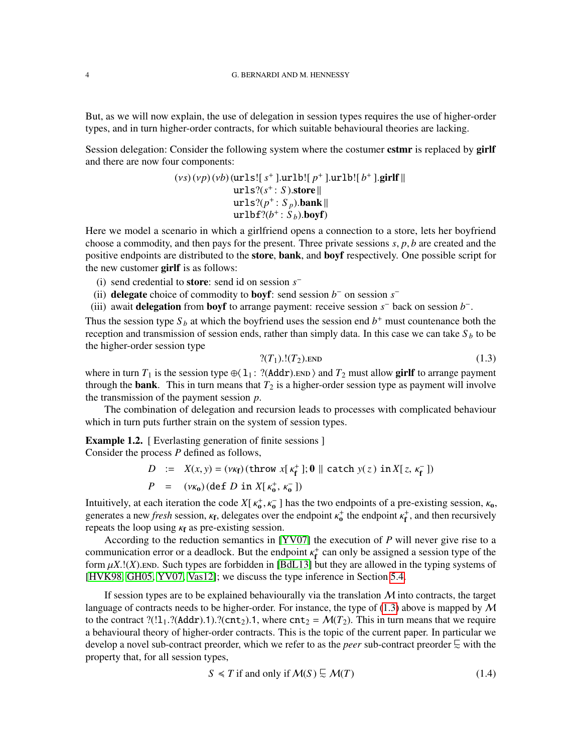But, as we will now explain, the use of delegation in session types requires the use of higher-order types, and in turn higher-order contracts, for which suitable behavioural theories are lacking.

Session delegation: Consider the following system where the costumer **cstmr** is replaced by **girlf** and there are now four components:

$$
\begin{aligned}
(\nu s)\,(\nu p)\,(\nu b)\,(&\mathtt{urls}![\,s^+\,].\mathtt{urlb}![\,p^+\,].\mathtt{urlb}![\,b^+\,].\mathbf{girlf} \parallel \\
&\mathtt{urls}?(s^+ : S\,).\mathbf{store} \parallel \\
&\mathtt{urls}?(p^+ : S_p).\mathbf{bank} \parallel \\
&\mathtt{urlbf}?(b^+ : S_b).\mathbf{boyf})
\end{aligned}
$$

Here we model a scenario in which a girlfriend opens a connection to a store, lets her boyfriend choose a commodity, and then pays for the present. Three private sessions $s, p, b$ are created and the positive endpoints are distributed to the **store**, **bank**, and **boyf** respectively. One possible script for the new customer **girlf** is as follows:

(i) send credential to **store**: send id on session $s^-$
(ii) **delegate** choice of commodity to **boyf**: send session $b^-$ on session $s^-$
(iii) await **delegation** from **boyf** to arrange payment: receive session $s^-$ back on session $b^-$.

Thus the session type $S_b$ at which the boyfriend uses the session end $b^+$ must countenance both the reception and transmission of session ends, rather than simply data. In this case we can take $S_b$ to be the higher-order session type

$$?(T_1).!(T_2).\textsc{end} \tag{1.3}$$

where in turn $T_1$ is the session type $\oplus\langle\, \mathtt{l}_1 : ?(\mathtt{Addr}).\textsc{end}\,\rangle$ and $T_2$ must allow **girlf** to arrange payment through the **bank**. This in turn means that $T_2$ is a higher-order session type as payment will involve the transmission of the payment session $p$.

The combination of delegation and recursion leads to processes with complicated behaviour which in turn puts further strain on the system of session types.

**Example 1.2.** [ Everlasting generation of finite sessions ]
Consider the process $P$ defined as follows,

$$
\begin{aligned}
D \;&:=\; X(x, y) = (\nu\kappa_{\mathbf{f}})\,(\mathtt{throw}\; x[\,\kappa_{\mathbf{f}}^+\,]; \mathbf{0} \parallel \mathtt{catch}\; y(\,z\,)\;\mathtt{in}\, X[\,z, \kappa_{\mathbf{f}}^-\,]) \\
P \;&=\; (\nu\kappa_{\mathbf{o}})\,(\mathtt{def}\; D\; \mathtt{in}\; X[\,\kappa_{\mathbf{o}}^+,\, \kappa_{\mathbf{o}}^-\,])
\end{aligned}
$$

Intuitively, at each iteration the code $X[\,\kappa_{\mathbf{o}}^+, \kappa_{\mathbf{o}}^-\,]$ has the two endpoints of a pre-existing session, $\kappa_{\mathbf{o}}$, generates a new *fresh* session, $\kappa_{\mathbf{f}}$, delegates over the endpoint $\kappa_{\mathbf{o}}^+$ the endpoint $\kappa_{\mathbf{f}}^+$, and then recursively repeats the loop using $\kappa_{\mathbf{f}}$ as pre-existing session.

According to the reduction semantics in [YV07] the execution of $P$ will never give rise to a communication error or a deadlock. But the endpoint $\kappa_{\mathbf{f}}^+$ can only be assigned a session type of the form $\mu X.!(X).\textsc{end}$. Such types are forbidden in [BdL13] but they are allowed in the typing systems of [HVK98, GH05, YV07, Vas12]; we discuss the type inference in Section 5.4.

If session types are to be explained behaviourally via the translation $\mathcal{M}$ into contracts, the target language of contracts needs to be higher-order. For instance, the type of (1.3) above is mapped by $\mathcal{M}$ to the contract $?(!\mathtt{l}_1.?(\mathtt{Addr}).1).?(\mathtt{cnt}_2).1$, where $\mathtt{cnt}_2 = \mathcal{M}(T_2)$. This in turn means that we require a behavioural theory of higher-order contracts. This is the topic of the current paper. In particular we develop a novel sub-contract preorder, which we refer to as the *peer* sub-contract preorder $\sqsubseteq$ with the property that, for all session types,

$$S \preccurlyeq T \text{ if and only if } \mathcal{M}(S) \sqsubseteq \mathcal{M}(T) \tag{1.4}$$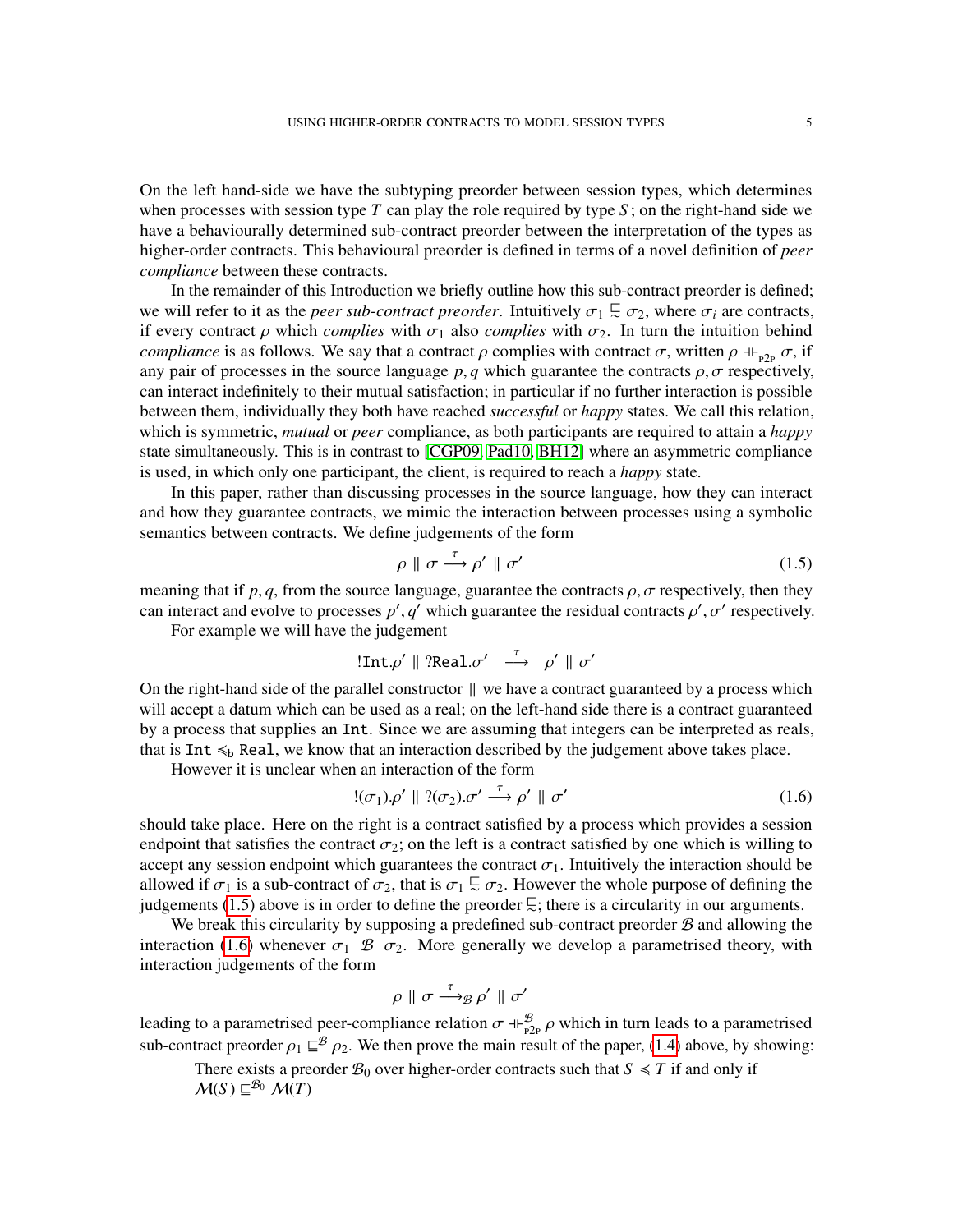On the left hand-side we have the subtyping preorder between session types, which determines when processes with session type $T$ can play the role required by type $S$; on the right-hand side we have a behaviourally determined sub-contract preorder between the interpretation of the types as higher-order contracts. This behavioural preorder is defined in terms of a novel definition of *peer compliance* between these contracts.

In the remainder of this Introduction we briefly outline how this sub-contract preorder is defined; we will refer to it as the *peer sub-contract preorder*. Intuitively $\sigma_1 \precsim \sigma_2$, where $\sigma_i$ are contracts, if every contract $\rho$ which *complies* with $\sigma_1$ also *complies* with $\sigma_2$. In turn the intuition behind *compliance* is as follows. We say that a contract $\rho$ complies with contract $\sigma$, written $\rho \dashv\vdash_{\mathrm{p2p}} \sigma$, if any pair of processes in the source language $p, q$ which guarantee the contracts $\rho, \sigma$ respectively, can interact indefinitely to their mutual satisfaction; in particular if no further interaction is possible between them, individually they both have reached *successful* or *happy* states. We call this relation, which is symmetric, *mutual* or *peer* compliance, as both participants are required to attain a *happy* state simultaneously. This is in contrast to [CGP09, Pad10, BH12] where an asymmetric compliance is used, in which only one participant, the client, is required to reach a *happy* state.

In this paper, rather than discussing processes in the source language, how they can interact and how they guarantee contracts, we mimic the interaction between processes using a symbolic semantics between contracts. We define judgements of the form

$$\rho \parallel \sigma \xrightarrow{\tau} \rho' \parallel \sigma' \tag{1.5}$$

meaning that if $p, q$, from the source language, guarantee the contracts $\rho, \sigma$ respectively, then they can interact and evolve to processes $p', q'$ which guarantee the residual contracts $\rho', \sigma'$ respectively.

For example we will have the judgement

$$!\texttt{Int}.\rho' \parallel ?\texttt{Real}.\sigma' \quad \xrightarrow{\tau} \quad \rho' \parallel \sigma'$$

On the right-hand side of the parallel constructor $\parallel$ we have a contract guaranteed by a process which will accept a datum which can be used as a real; on the left-hand side there is a contract guaranteed by a process that supplies an `Int`. Since we are assuming that integers can be interpreted as reals, that is $\texttt{Int} \preccurlyeq_{\mathrm{b}} \texttt{Real}$, we know that an interaction described by the judgement above takes place.

However it is unclear when an interaction of the form

$$!(\sigma_1).\rho' \parallel ?(\sigma_2).\sigma' \xrightarrow{\tau} \rho' \parallel \sigma' \tag{1.6}$$

should take place. Here on the right is a contract satisfied by a process which provides a session endpoint that satisfies the contract $\sigma_2$; on the left is a contract satisfied by one which is willing to accept any session endpoint which guarantees the contract $\sigma_1$. Intuitively the interaction should be allowed if $\sigma_1$ is a sub-contract of $\sigma_2$, that is $\sigma_1 \precsim \sigma_2$. However the whole purpose of defining the judgements (1.5) above is in order to define the preorder $\precsim$; there is a circularity in our arguments.

We break this circularity by supposing a predefined sub-contract preorder $\mathcal{B}$ and allowing the interaction (1.6) whenever $\sigma_1 \;\mathcal{B}\; \sigma_2$. More generally we develop a parametrised theory, with interaction judgements of the form

$$\rho \parallel \sigma \xrightarrow{\tau}_{\mathcal{B}} \rho' \parallel \sigma'$$

leading to a parametrised peer-compliance relation $\sigma \dashv\vdash^{\mathcal{B}}_{\mathrm{p2p}} \rho$ which in turn leads to a parametrised sub-contract preorder $\rho_1 \sqsubseteq^{\mathcal{B}} \rho_2$. We then prove the main result of the paper, (1.4) above, by showing:

> There exists a preorder $\mathcal{B}_0$ over higher-order contracts such that $S \preccurlyeq T$ if and only if $\mathcal{M}(S) \sqsubseteq^{\mathcal{B}_0} \mathcal{M}(T)$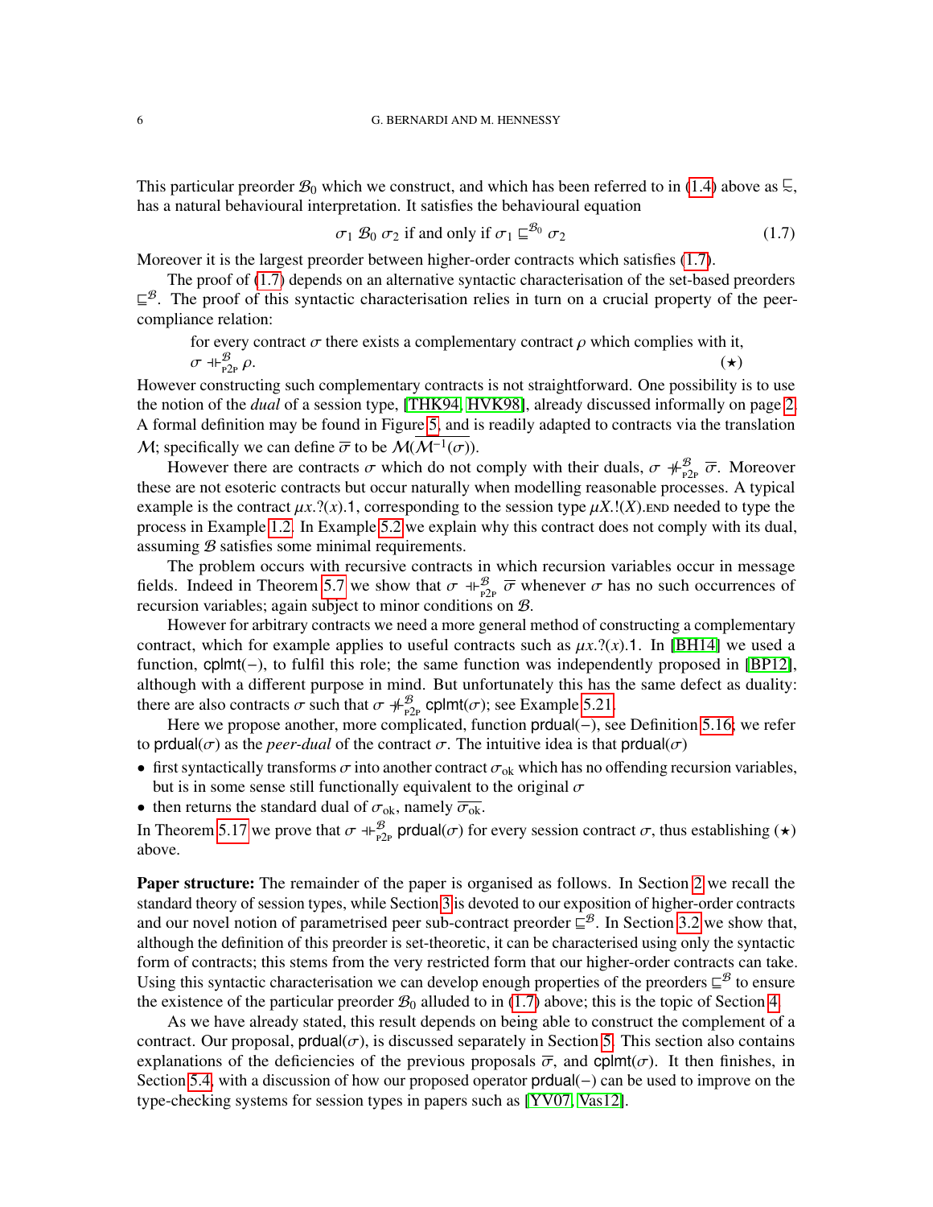This particular preorder $\mathcal{B}_0$ which we construct, and which has been referred to in (1.4) above as $\precapprox$, has a natural behavioural interpretation. It satisfies the behavioural equation

$$\sigma_1 \ \mathcal{B}_0 \ \sigma_2 \text{ if and only if } \sigma_1 \sqsubseteq^{\mathcal{B}_0} \sigma_2 \tag{1.7}$$

Moreover it is the largest preorder between higher-order contracts which satisfies (1.7).

The proof of (1.7) depends on an alternative syntactic characterisation of the set-based preorders $\sqsubseteq^{\mathcal{B}}$. The proof of this syntactic characterisation relies in turn on a crucial property of the peer-compliance relation:

> for every contract $\sigma$ there exists a complementary contract $\rho$ which complies with it, $\sigma \dashv\vdash^{\mathcal{B}}_{\text{P2P}} \rho$. $(\star)$

However constructing such complementary contracts is not straightforward. One possibility is to use the notion of the *dual* of a session type, [THK94, HVK98], already discussed informally on page 2. A formal definition may be found in Figure 5, and is readily adapted to contracts via the translation $\mathcal{M}$; specifically we can define $\overline{\sigma}$ to be $\mathcal{M}(\overline{\mathcal{M}^{-1}(\sigma)})$.

However there are contracts $\sigma$ which do not comply with their duals, $\sigma \not\dashv\vdash^{\mathcal{B}}_{\text{P2P}} \overline{\sigma}$. Moreover these are not esoteric contracts but occur naturally when modelling reasonable processes. A typical example is the contract $\mu x.?(x).1$, corresponding to the session type $\mu X.!(X).\textsc{end}$ needed to type the process in Example 1.2. In Example 5.2 we explain why this contract does not comply with its dual, assuming $\mathcal{B}$ satisfies some minimal requirements.

The problem occurs with recursive contracts in which recursion variables occur in message fields. Indeed in Theorem 5.7 we show that $\sigma \dashv\vdash^{\mathcal{B}}_{\text{P2P}} \overline{\sigma}$ whenever $\sigma$ has no such occurrences of recursion variables; again subject to minor conditions on $\mathcal{B}$.

However for arbitrary contracts we need a more general method of constructing a complementary contract, which for example applies to useful contracts such as $\mu x.?(x).1$. In [BH14] we used a function, $\mathsf{cplmt}(-)$, to fulfil this role; the same function was independently proposed in [BP12], although with a different purpose in mind. But unfortunately this has the same defect as duality: there are also contracts $\sigma$ such that $\sigma \not\dashv\vdash^{\mathcal{B}}_{\text{P2P}} \mathsf{cplmt}(\sigma)$; see Example 5.21.

Here we propose another, more complicated, function $\mathsf{prdual}(-)$, see Definition 5.16; we refer to $\mathsf{prdual}(\sigma)$ as the *peer-dual* of the contract $\sigma$. The intuitive idea is that $\mathsf{prdual}(\sigma)$

- first syntactically transforms $\sigma$ into another contract $\sigma_{\text{ok}}$ which has no offending recursion variables, but is in some sense still functionally equivalent to the original $\sigma$
- then returns the standard dual of $\sigma_{\text{ok}}$, namely $\overline{\sigma_{\text{ok}}}$.

In Theorem 5.17 we prove that $\sigma \dashv\vdash^{\mathcal{B}}_{\text{P2P}} \mathsf{prdual}(\sigma)$ for every session contract $\sigma$, thus establishing $(\star)$ above.

**Paper structure:** The remainder of the paper is organised as follows. In Section 2 we recall the standard theory of session types, while Section 3 is devoted to our exposition of higher-order contracts and our novel notion of parametrised peer sub-contract preorder $\sqsubseteq^{\mathcal{B}}$. In Section 3.2 we show that, although the definition of this preorder is set-theoretic, it can be characterised using only the syntactic form of contracts; this stems from the very restricted form that our higher-order contracts can take. Using this syntactic characterisation we can develop enough properties of the preorders $\sqsubseteq^{\mathcal{B}}$ to ensure the existence of the particular preorder $\mathcal{B}_0$ alluded to in (1.7) above; this is the topic of Section 4.

As we have already stated, this result depends on being able to construct the complement of a contract. Our proposal, $\mathsf{prdual}(\sigma)$, is discussed separately in Section 5. This section also contains explanations of the deficiencies of the previous proposals $\overline{\sigma}$, and $\mathsf{cplmt}(\sigma)$. It then finishes, in Section 5.4, with a discussion of how our proposed operator $\mathsf{prdual}(-)$ can be used to improve on the type-checking systems for session types in papers such as [YV07, Vas12].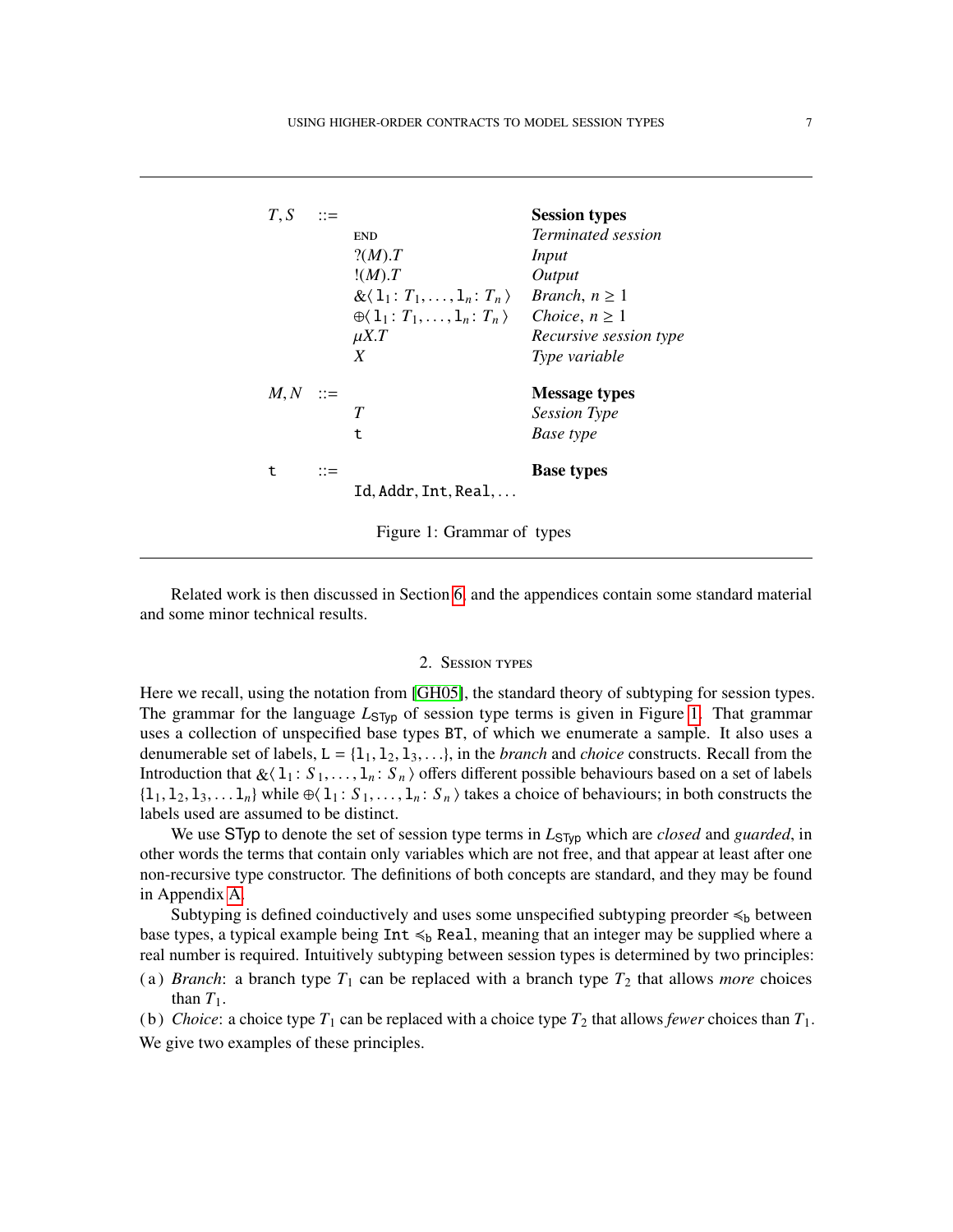$$
\begin{array}{llll}
T, S & ::= & & \textbf{Session types} \\
& & \text{END} & \textit{Terminated session} \\
& & ?(M).T & \textit{Input} \\
& & !(M).T & \textit{Output} \\
& & \&\langle\, \mathtt{l}_1 \colon T_1, \ldots, \mathtt{l}_n \colon T_n \,\rangle & \textit{Branch},\ n \geq 1 \\
& & \oplus\langle\, \mathtt{l}_1 \colon T_1, \ldots, \mathtt{l}_n \colon T_n \,\rangle & \textit{Choice},\ n \geq 1 \\
& & \mu X.T & \textit{Recursive session type} \\
& & X & \textit{Type variable} \\
M, N & ::= & & \textbf{Message types} \\
& & T & \textit{Session Type} \\
& & \mathtt{t} & \textit{Base type} \\
\mathtt{t} & ::= & & \textbf{Base types} \\
& & \mathtt{Id}, \mathtt{Addr}, \mathtt{Int}, \mathtt{Real}, \ldots &
\end{array}
$$

Figure 1: Grammar of types

Related work is then discussed in Section 6, and the appendices contain some standard material and some minor technical results.

## 2. Session types

Here we recall, using the notation from [GH05], the standard theory of subtyping for session types. The grammar for the language $L_{\mathsf{STyp}}$ of session type terms is given in Figure 1. That grammar uses a collection of unspecified base types BT, of which we enumerate a sample. It also uses a denumerable set of labels, $\mathtt{L} = \{\mathtt{l}_1, \mathtt{l}_2, \mathtt{l}_3, \ldots\}$, in the *branch* and *choice* constructs. Recall from the Introduction that $\&\langle\, \mathtt{l}_1 \colon S_1, \ldots, \mathtt{l}_n \colon S_n \,\rangle$ offers different possible behaviours based on a set of labels $\{\mathtt{l}_1, \mathtt{l}_2, \mathtt{l}_3, \ldots \mathtt{l}_n\}$ while $\oplus\langle\, \mathtt{l}_1 \colon S_1, \ldots, \mathtt{l}_n \colon S_n \,\rangle$ takes a choice of behaviours; in both constructs the labels used are assumed to be distinct.

We use STyp to denote the set of session type terms in $L_{\mathsf{STyp}}$ which are *closed* and *guarded*, in other words the terms that contain only variables which are not free, and that appear at least after one non-recursive type constructor. The definitions of both concepts are standard, and they may be found in Appendix A.

Subtyping is defined coinductively and uses some unspecified subtyping preorder $\preccurlyeq_{\mathsf{b}}$ between base types, a typical example being $\mathtt{Int} \preccurlyeq_{\mathsf{b}} \mathtt{Real}$, meaning that an integer may be supplied where a real number is required. Intuitively subtyping between session types is determined by two principles:

(a) *Branch*: a branch type $T_1$ can be replaced with a branch type $T_2$ that allows *more* choices than $T_1$.

(b) *Choice*: a choice type $T_1$ can be replaced with a choice type $T_2$ that allows *fewer* choices than $T_1$.

We give two examples of these principles.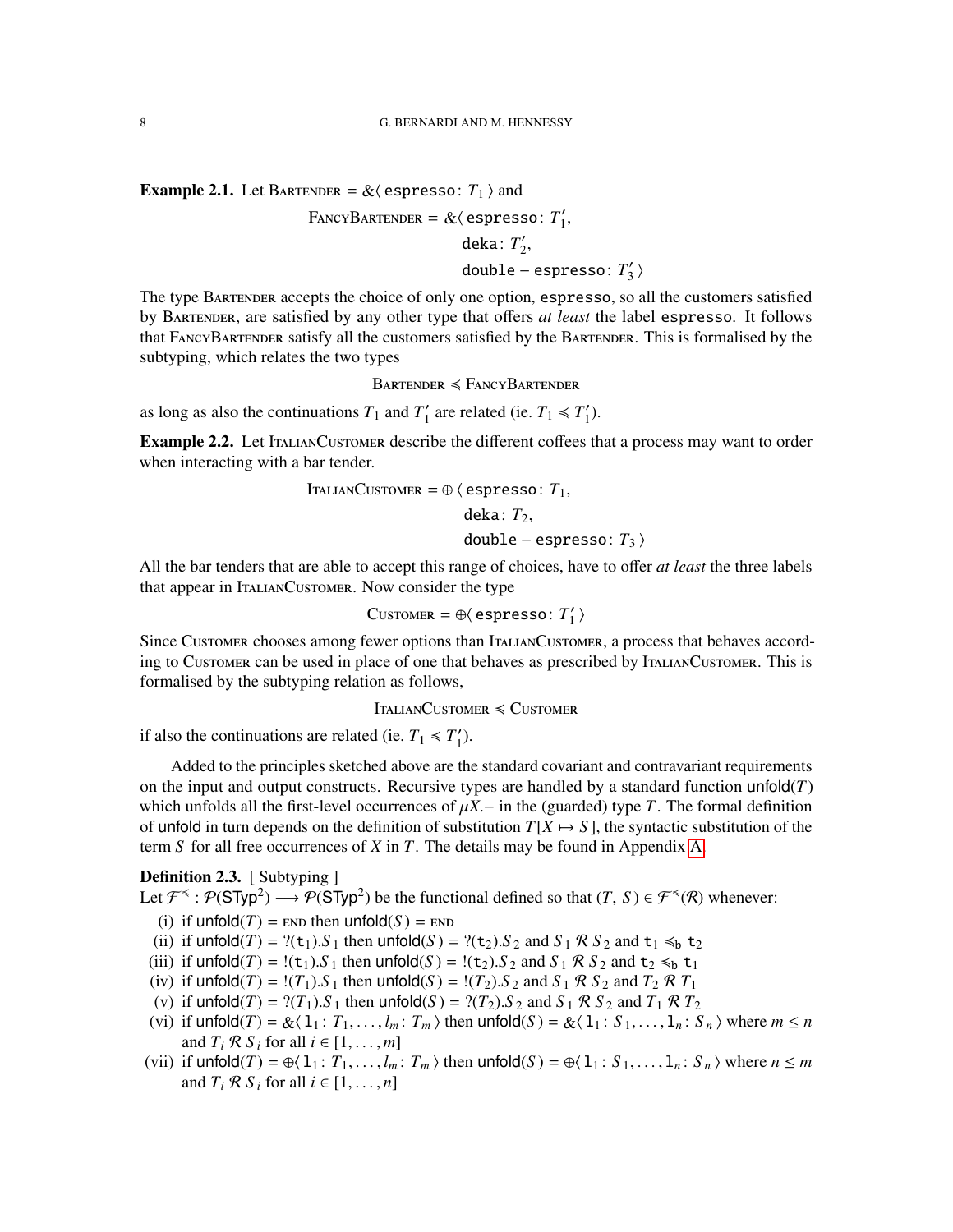**Example 2.1.** Let $\textsc{Bartender} = \&\langle\, \mathtt{espresso}\colon T_1 \,\rangle$ and

$$\textsc{FancyBartender} = \&\langle\, \mathtt{espresso}\colon T'_1, \; \mathtt{deka}\colon T'_2, \; \mathtt{double-espresso}\colon T'_3 \,\rangle$$

The type $\textsc{Bartender}$ accepts the choice of only one option, $\mathtt{espresso}$, so all the customers satisfied by $\textsc{Bartender}$, are satisfied by any other type that offers *at least* the label $\mathtt{espresso}$. It follows that $\textsc{FancyBartender}$ satisfy all the customers satisfied by the $\textsc{Bartender}$. This is formalised by the subtyping, which relates the two types

$$\textsc{Bartender} \preccurlyeq \textsc{FancyBartender}$$

as long as also the continuations $T_1$ and $T'_1$ are related (ie. $T_1 \preccurlyeq T'_1$).

**Example 2.2.** Let $\textsc{ItalianCustomer}$ describe the different coffees that a process may want to order when interacting with a bar tender.

$$\textsc{ItalianCustomer} = \oplus\,\langle\, \mathtt{espresso}\colon T_1, \; \mathtt{deka}\colon T_2, \; \mathtt{double-espresso}\colon T_3 \,\rangle$$

All the bar tenders that are able to accept this range of choices, have to offer *at least* the three labels that appear in $\textsc{ItalianCustomer}$. Now consider the type

$$\textsc{Customer} = \oplus\langle\, \mathtt{espresso}\colon T'_1 \,\rangle$$

Since $\textsc{Customer}$ chooses among fewer options than $\textsc{ItalianCustomer}$, a process that behaves according to $\textsc{Customer}$ can be used in place of one that behaves as prescribed by $\textsc{ItalianCustomer}$. This is formalised by the subtyping relation as follows,

$$\textsc{ItalianCustomer} \preccurlyeq \textsc{Customer}$$

if also the continuations are related (ie. $T_1 \preccurlyeq T'_1$).

Added to the principles sketched above are the standard covariant and contravariant requirements on the input and output constructs. Recursive types are handled by a standard function $\mathsf{unfold}(T)$ which unfolds all the first-level occurrences of $\mu X.-$ in the (guarded) type $T$. The formal definition of $\mathsf{unfold}$ in turn depends on the definition of substitution $T[X \mapsto S]$, the syntactic substitution of the term $S$ for all free occurrences of $X$ in $T$. The details may be found in Appendix A.

**Definition 2.3.** [ Subtyping ]
Let $\mathcal{F}^{\preccurlyeq} : \mathcal{P}(\mathsf{STyp}^2) \longrightarrow \mathcal{P}(\mathsf{STyp}^2)$ be the functional defined so that $(T, S) \in \mathcal{F}^{\preccurlyeq}(\mathcal{R})$ whenever:

(i) if $\mathsf{unfold}(T) = \textsc{end}$ then $\mathsf{unfold}(S) = \textsc{end}$
(ii) if $\mathsf{unfold}(T) = ?(\mathtt{t}_1).S_1$ then $\mathsf{unfold}(S) = ?(\mathtt{t}_2).S_2$ and $S_1 \mathrel{\mathcal{R}} S_2$ and $\mathtt{t}_1 \preccurlyeq_{\mathsf{b}} \mathtt{t}_2$
(iii) if $\mathsf{unfold}(T) = !(\mathtt{t}_1).S_1$ then $\mathsf{unfold}(S) = !(\mathtt{t}_2).S_2$ and $S_1 \mathrel{\mathcal{R}} S_2$ and $\mathtt{t}_2 \preccurlyeq_{\mathsf{b}} \mathtt{t}_1$
(iv) if $\mathsf{unfold}(T) = !(T_1).S_1$ then $\mathsf{unfold}(S) = !(T_2).S_2$ and $S_1 \mathrel{\mathcal{R}} S_2$ and $T_2 \mathrel{\mathcal{R}} T_1$
(v) if $\mathsf{unfold}(T) = ?(T_1).S_1$ then $\mathsf{unfold}(S) = ?(T_2).S_2$ and $S_1 \mathrel{\mathcal{R}} S_2$ and $T_1 \mathrel{\mathcal{R}} T_2$
(vi) if $\mathsf{unfold}(T) = \&\langle\, \mathtt{l}_1\colon T_1, \ldots, l_m\colon T_m \,\rangle$ then $\mathsf{unfold}(S) = \&\langle\, \mathtt{l}_1\colon S_1, \ldots, \mathtt{l}_n\colon S_n \,\rangle$ where $m \leq n$ and $T_i \mathrel{\mathcal{R}} S_i$ for all $i \in [1, \ldots, m]$
(vii) if $\mathsf{unfold}(T) = \oplus\langle\, \mathtt{l}_1\colon T_1, \ldots, l_m\colon T_m \,\rangle$ then $\mathsf{unfold}(S) = \oplus\langle\, \mathtt{l}_1\colon S_1, \ldots, \mathtt{l}_n\colon S_n \,\rangle$ where $n \leq m$ and $T_i \mathrel{\mathcal{R}} S_i$ for all $i \in [1, \ldots, n]$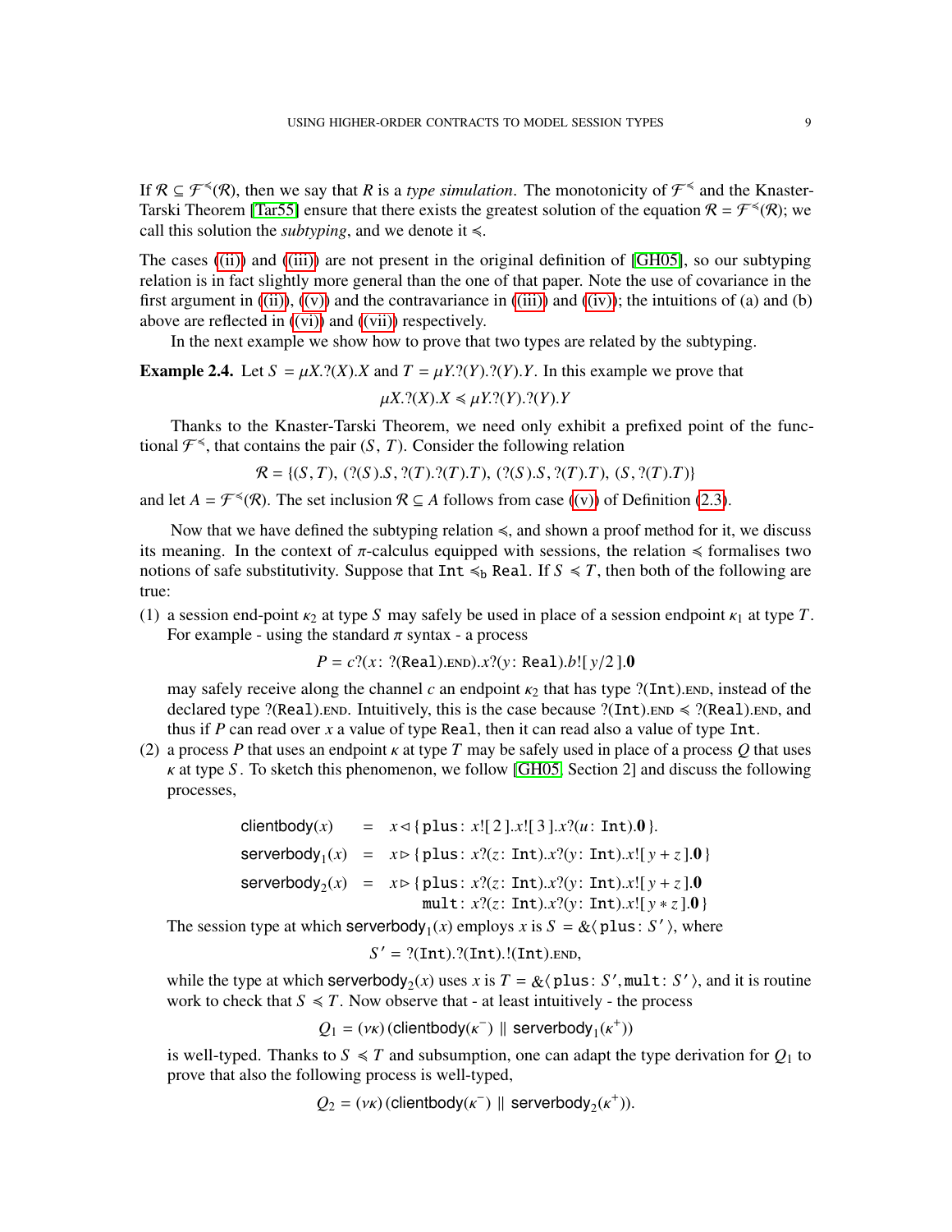If $\mathcal{R} \subseteq \mathcal{F}^{\preccurlyeq}(\mathcal{R})$, then we say that $R$ is a *type simulation*. The monotonicity of $\mathcal{F}^{\preccurlyeq}$ and the Knaster-Tarski Theorem [Tar55] ensure that there exists the greatest solution of the equation $\mathcal{R} = \mathcal{F}^{\preccurlyeq}(\mathcal{R})$; we call this solution the *subtyping*, and we denote it $\preccurlyeq$.

The cases ((ii)) and ((iii)) are not present in the original definition of [GH05], so our subtyping relation is in fact slightly more general than the one of that paper. Note the use of covariance in the first argument in ((ii)), ((v)) and the contravariance in ((iii)) and ((iv)); the intuitions of (a) and (b) above are reflected in ((vi)) and ((vii)) respectively.

In the next example we show how to prove that two types are related by the subtyping.

**Example 2.4.** Let $S = \mu X.?(X).X$ and $T = \mu Y.?(Y).?(Y).Y$. In this example we prove that

$$\mu X.?(X).X \preccurlyeq \mu Y.?(Y).?(Y).Y$$

Thanks to the Knaster-Tarski Theorem, we need only exhibit a prefixed point of the functional $\mathcal{F}^{\preccurlyeq}$, that contains the pair $(S, T)$. Consider the following relation

$$\mathcal{R} = \{(S, T),\ (?(S).S, ?(T).?(T).T),\ (?(S).S, ?(T).T),\ (S, ?(T).T)\}$$

and let $A = \mathcal{F}^{\preccurlyeq}(\mathcal{R})$. The set inclusion $\mathcal{R} \subseteq A$ follows from case ((v)) of Definition (2.3).

Now that we have defined the subtyping relation $\preccurlyeq$, and shown a proof method for it, we discuss its meaning. In the context of $\pi$-calculus equipped with sessions, the relation $\preccurlyeq$ formalises two notions of safe substitutivity. Suppose that $\texttt{Int} \preccurlyeq_{\mathsf{b}} \texttt{Real}$. If $S \preccurlyeq T$, then both of the following are true:

(1) a session end-point $\kappa_2$ at type $S$ may safely be used in place of a session endpoint $\kappa_1$ at type $T$. For example - using the standard $\pi$ syntax - a process

$$P = c?(x\colon ?(\texttt{Real}).\textsc{end}).x?(y\colon \texttt{Real}).b![\,y/2\,].\mathbf{0}$$

may safely receive along the channel $c$ an endpoint $\kappa_2$ that has type $?(\texttt{Int}).\textsc{end}$, instead of the declared type $?(\texttt{Real}).\textsc{end}$. Intuitively, this is the case because $?(\texttt{Int}).\textsc{end} \preccurlyeq ?(\texttt{Real}).\textsc{end}$, and thus if $P$ can read over $x$ a value of type $\texttt{Real}$, then it can read also a value of type $\texttt{Int}$.

(2) a process $P$ that uses an endpoint $\kappa$ at type $T$ may be safely used in place of a process $Q$ that uses $\kappa$ at type $S$. To sketch this phenomenon, we follow [GH05, Section 2] and discuss the following processes,

$$
\begin{aligned}
\mathsf{clientbody}(x) &= x \triangleleft \{\texttt{plus}\colon x![\,2\,].x![\,3\,].x?(u\colon \texttt{Int}).\mathbf{0}\,\}.\\
\mathsf{serverbody}_1(x) &= x \triangleright \{\texttt{plus}\colon x?(z\colon \texttt{Int}).x?(y\colon \texttt{Int}).x![\,y+z\,].\mathbf{0}\,\}\\
\mathsf{serverbody}_2(x) &= x \triangleright \{\texttt{plus}\colon x?(z\colon \texttt{Int}).x?(y\colon \texttt{Int}).x![\,y+z\,].\mathbf{0}\\
&\qquad\quad \texttt{mult}\colon x?(z\colon \texttt{Int}).x?(y\colon \texttt{Int}).x![\,y*z\,].\mathbf{0}\,\}
\end{aligned}
$$

The session type at which $\mathsf{serverbody}_1(x)$ employs $x$ is $S = \&\langle\,\texttt{plus}\colon S'\,\rangle$, where

$$S' = ?(\texttt{Int}).?(\texttt{Int}).!(\texttt{Int}).\textsc{end},$$

while the type at which $\mathsf{serverbody}_2(x)$ uses $x$ is $T = \&\langle\,\texttt{plus}\colon S', \texttt{mult}\colon S'\,\rangle$, and it is routine work to check that $S \preccurlyeq T$. Now observe that - at least intuitively - the process

$$Q_1 = (\nu\kappa)\,(\mathsf{clientbody}(\kappa^-) \parallel \mathsf{serverbody}_1(\kappa^+))$$

is well-typed. Thanks to $S \preccurlyeq T$ and subsumption, one can adapt the type derivation for $Q_1$ to prove that also the following process is well-typed,

$$Q_2 = (\nu\kappa)\,(\mathsf{clientbody}(\kappa^-) \parallel \mathsf{serverbody}_2(\kappa^+)).$$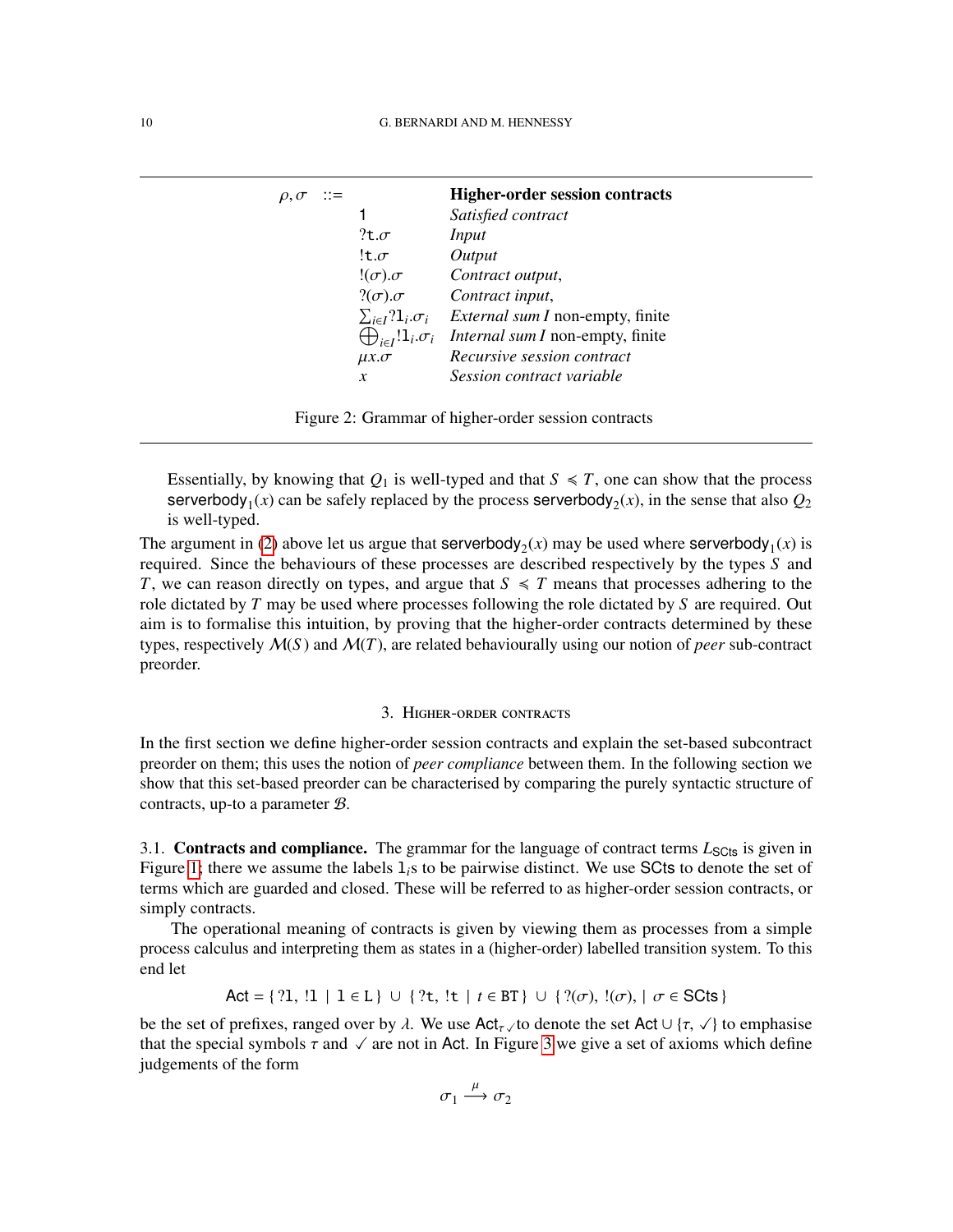| $\rho, \sigma$ | ::= | | **Higher-order session contracts** |
|---|---|---|---|
| | | $\mathsf{1}$ | *Satisfied contract* |
| | | $?\mathtt{t}.\sigma$ | *Input* |
| | | $!\mathtt{t}.\sigma$ | *Output* |
| | | $!(\sigma).\sigma$ | *Contract output*, |
| | | $?(\sigma).\sigma$ | *Contract input*, |
| | | $\sum_{i \in I} ?\mathtt{l}_i.\sigma_i$ | *External sum* $I$ non-empty, finite |
| | | $\bigoplus_{i \in I} !\mathtt{l}_i.\sigma_i$ | *Internal sum* $I$ non-empty, finite |
| | | $\mu x.\sigma$ | *Recursive session contract* |
| | | $x$ | *Session contract variable* |

Figure 2: Grammar of higher-order session contracts

Essentially, by knowing that $Q_1$ is well-typed and that $S \preccurlyeq T$, one can show that the process $\mathsf{serverbody}_1(x)$ can be safely replaced by the process $\mathsf{serverbody}_2(x)$, in the sense that also $Q_2$ is well-typed.

The argument in (2) above let us argue that $\mathsf{serverbody}_2(x)$ may be used where $\mathsf{serverbody}_1(x)$ is required. Since the behaviours of these processes are described respectively by the types $S$ and $T$, we can reason directly on types, and argue that $S \preccurlyeq T$ means that processes adhering to the role dictated by $T$ may be used where processes following the role dictated by $S$ are required. Out aim is to formalise this intuition, by proving that the higher-order contracts determined by these types, respectively $\mathcal{M}(S)$ and $\mathcal{M}(T)$, are related behaviourally using our notion of *peer* sub-contract preorder.

## 3. Higher-order contracts

In the first section we define higher-order session contracts and explain the set-based subcontract preorder on them; this uses the notion of *peer compliance* between them. In the following section we show that this set-based preorder can be characterised by comparing the purely syntactic structure of contracts, up-to a parameter $\mathcal{B}$.

### 3.1. **Contracts and compliance.**

The grammar for the language of contract terms $L_{\mathsf{SCts}}$ is given in Figure 1; there we assume the labels $\mathtt{l}_i$s to be pairwise distinct. We use $\mathsf{SCts}$ to denote the set of terms which are guarded and closed. These will be referred to as higher-order session contracts, or simply contracts.

The operational meaning of contracts is given by viewing them as processes from a simple process calculus and interpreting them as states in a (higher-order) labelled transition system. To this end let

$$\mathsf{Act} = \{\, ?\mathtt{l},\ !\mathtt{l} \mid \mathtt{l} \in \mathtt{L} \,\} \cup \{\, ?\mathtt{t},\ !\mathtt{t} \mid t \in \mathtt{BT} \,\} \cup \{\, ?(\sigma),\ !(\sigma), \mid \sigma \in \mathsf{SCts} \,\}$$

be the set of prefixes, ranged over by $\lambda$. We use $\mathsf{Act}_{\tau\checkmark}$to denote the set $\mathsf{Act} \cup \{\tau, \checkmark\}$ to emphasise that the special symbols $\tau$ and $\checkmark$ are not in $\mathsf{Act}$. In Figure 3 we give a set of axioms which define judgements of the form

$$\sigma_1 \xrightarrow{\mu} \sigma_2$$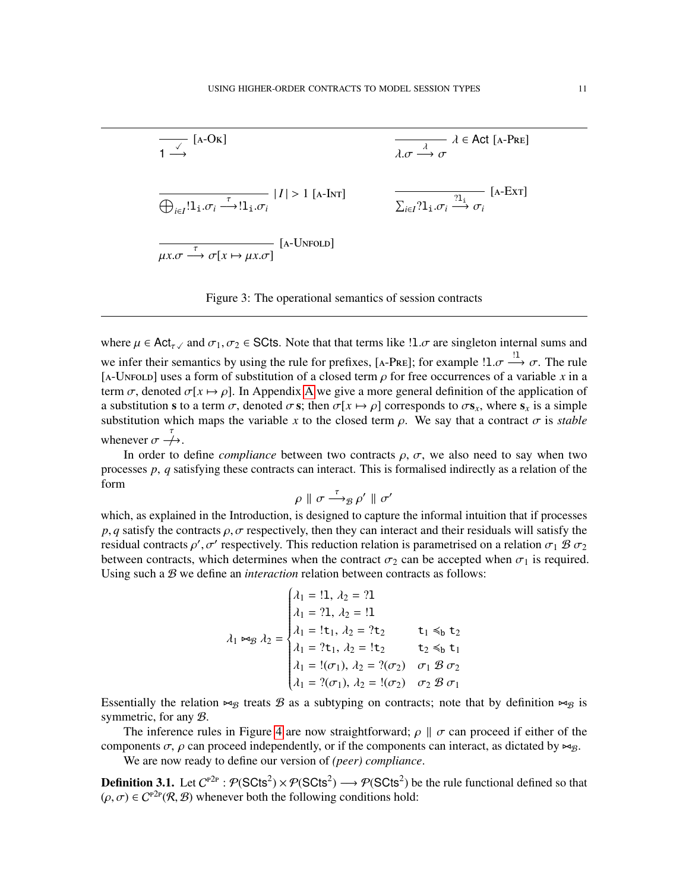$$\frac{}{1 \xrightarrow{\checkmark}} \text{[A-OK]} \qquad \frac{}{\lambda.\sigma \xrightarrow{\lambda} \sigma} \lambda \in \mathsf{Act} \text{ [A-PRE]}$$

$$\frac{}{\bigoplus_{i \in I} !\mathtt{l_i}.\sigma_i \xrightarrow{\tau} !\mathtt{l_i}.\sigma_i} |I| > 1 \text{ [A-INT]} \qquad \frac{}{\sum_{i \in I} ?\mathtt{l_i}.\sigma_i \xrightarrow{?\mathtt{l_i}} \sigma_i} \text{[A-EXT]}$$

$$\frac{}{\mu x.\sigma \xrightarrow{\tau} \sigma[x \mapsto \mu x.\sigma]} \text{[A-UNFOLD]}$$

Figure 3: The operational semantics of session contracts

where $\mu \in \mathsf{Act}_{\tau\checkmark}$ and $\sigma_1, \sigma_2 \in \mathsf{SCts}$. Note that that terms like $!\mathtt{l}.\sigma$ are singleton internal sums and we infer their semantics by using the rule for prefixes, [A-PRE]; for example $!\mathtt{l}.\sigma \xrightarrow{!\mathtt{l}} \sigma$. The rule [A-UNFOLD] uses a form of substitution of a closed term $\rho$ for free occurrences of a variable $x$ in a term $\sigma$, denoted $\sigma[x \mapsto \rho]$. In Appendix A we give a more general definition of the application of a substitution $\mathbf{s}$ to a term $\sigma$, denoted $\sigma\,\mathbf{s}$; then $\sigma[x \mapsto \rho]$ corresponds to $\sigma\mathbf{s}_x$, where $\mathbf{s}_x$ is a simple substitution which maps the variable $x$ to the closed term $\rho$. We say that a contract $\sigma$ is *stable* whenever $\sigma \stackrel{\tau}{\not\longrightarrow}$.

In order to define *compliance* between two contracts $\rho$, $\sigma$, we also need to say when two processes $p$, $q$ satisfying these contracts can interact. This is formalised indirectly as a relation of the form

$$\rho \parallel \sigma \xrightarrow{\tau}_{\mathcal{B}} \rho' \parallel \sigma'$$

which, as explained in the Introduction, is designed to capture the informal intuition that if processes $p, q$ satisfy the contracts $\rho, \sigma$ respectively, then they can interact and their residuals will satisfy the residual contracts $\rho', \sigma'$ respectively. This reduction relation is parametrised on a relation $\sigma_1 \mathcal{B} \sigma_2$ between contracts, which determines when the contract $\sigma_2$ can be accepted when $\sigma_1$ is required. Using such a $\mathcal{B}$ we define an *interaction* relation between contracts as follows:

$$\lambda_1 \bowtie_{\mathcal{B}} \lambda_2 = \begin{cases} \lambda_1 = !\mathtt{l},\ \lambda_2 = ?\mathtt{l} \\ \lambda_1 = ?\mathtt{l},\ \lambda_2 = !\mathtt{l} \\ \lambda_1 = !\mathtt{t}_1,\ \lambda_2 = ?\mathtt{t}_2 & \mathtt{t}_1 \leqslant_{\mathtt{b}} \mathtt{t}_2 \\ \lambda_1 = ?\mathtt{t}_1,\ \lambda_2 = !\mathtt{t}_2 & \mathtt{t}_2 \leqslant_{\mathtt{b}} \mathtt{t}_1 \\ \lambda_1 = !(\sigma_1),\ \lambda_2 = ?(\sigma_2) & \sigma_1 \mathcal{B} \sigma_2 \\ \lambda_1 = ?(\sigma_1),\ \lambda_2 = !(\sigma_2) & \sigma_2 \mathcal{B} \sigma_1 \end{cases}$$

Essentially the relation $\bowtie_{\mathcal{B}}$ treats $\mathcal{B}$ as a subtyping on contracts; note that by definition $\bowtie_{\mathcal{B}}$ is symmetric, for any $\mathcal{B}$.

The inference rules in Figure 4 are now straightforward; $\rho \parallel \sigma$ can proceed if either of the components $\sigma$, $\rho$ can proceed independently, or if the components can interact, as dictated by $\bowtie_{\mathcal{B}}$.

We are now ready to define our version of *(peer) compliance*.

**Definition 3.1.** Let $C^{\mathrm{P2P}} : \mathcal{P}(\mathsf{SCts}^2) \times \mathcal{P}(\mathsf{SCts}^2) \longrightarrow \mathcal{P}(\mathsf{SCts}^2)$ be the rule functional defined so that $(\rho, \sigma) \in C^{\mathrm{P2P}}(\mathcal{R}, \mathcal{B})$ whenever both the following conditions hold: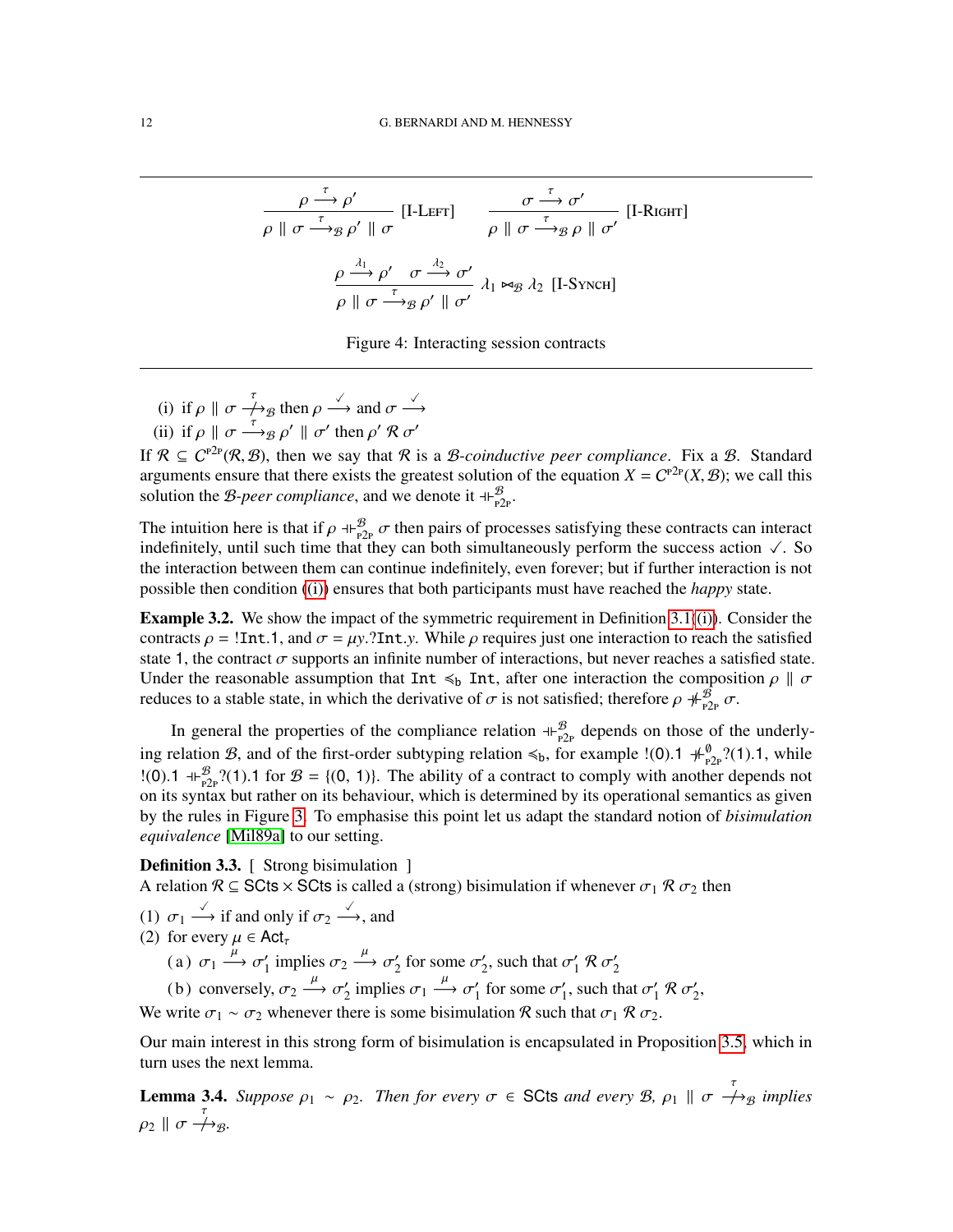$$\frac{\rho \xrightarrow{\tau} \rho'}{\rho \parallel \sigma \xrightarrow{\tau}_{\mathcal{B}} \rho' \parallel \sigma} \text{ [I-LEFT]} \qquad \frac{\sigma \xrightarrow{\tau} \sigma'}{\rho \parallel \sigma \xrightarrow{\tau}_{\mathcal{B}} \rho \parallel \sigma'} \text{ [I-RIGHT]}$$

$$\frac{\rho \xrightarrow{\lambda_1} \rho' \quad \sigma \xrightarrow{\lambda_2} \sigma'}{\rho \parallel \sigma \xrightarrow{\tau}_{\mathcal{B}} \rho' \parallel \sigma'} \; \lambda_1 \bowtie_{\mathcal{B}} \lambda_2 \text{ [I-SYNCH]}$$

Figure 4: Interacting session contracts

(i) if $\rho \parallel \sigma \stackrel{\tau}{\not\longrightarrow}_{\mathcal{B}}$ then $\rho \xrightarrow{\checkmark}$ and $\sigma \xrightarrow{\checkmark}$
(ii) if $\rho \parallel \sigma \xrightarrow{\tau}_{\mathcal{B}} \rho' \parallel \sigma'$ then $\rho' \; \mathcal{R} \; \sigma'$

If $\mathcal{R} \subseteq C^{\text{P2P}}(\mathcal{R}, \mathcal{B})$, then we say that $\mathcal{R}$ is a *$\mathcal{B}$-coinductive peer compliance*. Fix a $\mathcal{B}$. Standard arguments ensure that there exists the greatest solution of the equation $X = C^{\text{P2P}}(X, \mathcal{B})$; we call this solution the *$\mathcal{B}$-peer compliance*, and we denote it $\dashv\vdash^{\mathcal{B}}_{\text{P2P}}$.

The intuition here is that if $\rho \dashv\vdash^{\mathcal{B}}_{\text{P2P}} \sigma$ then pairs of processes satisfying these contracts can interact indefinitely, until such time that they can both simultaneously perform the success action $\checkmark$. So the interaction between them can continue indefinitely, even forever; but if further interaction is not possible then condition (i) ensures that both participants must have reached the *happy* state.

**Example 3.2.** We show the impact of the symmetric requirement in Definition 3.1(i). Consider the contracts $\rho = \,!\texttt{Int}.1$, and $\sigma = \mu y.?\texttt{Int}.y$. While $\rho$ requires just one interaction to reach the satisfied state $1$, the contract $\sigma$ supports an infinite number of interactions, but never reaches a satisfied state. Under the reasonable assumption that $\texttt{Int} \preccurlyeq_{\text{b}} \texttt{Int}$, after one interaction the composition $\rho \parallel \sigma$ reduces to a stable state, in which the derivative of $\sigma$ is not satisfied; therefore $\rho \not\dashv\vdash^{\mathcal{B}}_{\text{P2P}} \sigma$.

In general the properties of the compliance relation $\dashv\vdash^{\mathcal{B}}_{\text{P2P}}$ depends on those of the underlying relation $\mathcal{B}$, and of the first-order subtyping relation $\preccurlyeq_{\text{b}}$, for example $!(0).1 \not\dashv\vdash^{\emptyset}_{\text{P2P}} ?(1).1$, while $!(0).1 \dashv\vdash^{\mathcal{B}}_{\text{P2P}} ?(1).1$ for $\mathcal{B} = \{(0, 1)\}$. The ability of a contract to comply with another depends not on its syntax but rather on its behaviour, which is determined by its operational semantics as given by the rules in Figure 3. To emphasise this point let us adapt the standard notion of *bisimulation equivalence* [Mil89a] to our setting.

**Definition 3.3.** [ Strong bisimulation ]
A relation $\mathcal{R} \subseteq \mathsf{SCts} \times \mathsf{SCts}$ is called a (strong) bisimulation if whenever $\sigma_1 \; \mathcal{R} \; \sigma_2$ then

(1) $\sigma_1 \xrightarrow{\checkmark}$ if and only if $\sigma_2 \xrightarrow{\checkmark}$, and
(2) for every $\mu \in \mathsf{Act}_\tau$
  (a) $\sigma_1 \xrightarrow{\mu} \sigma_1'$ implies $\sigma_2 \xrightarrow{\mu} \sigma_2'$ for some $\sigma_2'$, such that $\sigma_1' \; \mathcal{R} \; \sigma_2'$
  (b) conversely, $\sigma_2 \xrightarrow{\mu} \sigma_2'$ implies $\sigma_1 \xrightarrow{\mu} \sigma_1'$ for some $\sigma_1'$, such that $\sigma_1' \; \mathcal{R} \; \sigma_2'$,

We write $\sigma_1 \sim \sigma_2$ whenever there is some bisimulation $\mathcal{R}$ such that $\sigma_1 \; \mathcal{R} \; \sigma_2$.

Our main interest in this strong form of bisimulation is encapsulated in Proposition 3.5, which in turn uses the next lemma.

**Lemma 3.4.** *Suppose $\rho_1 \sim \rho_2$. Then for every $\sigma \in \mathsf{SCts}$ and every $\mathcal{B}$, $\rho_1 \parallel \sigma \stackrel{\tau}{\not\longrightarrow}_{\mathcal{B}}$ implies $\rho_2 \parallel \sigma \stackrel{\tau}{\not\longrightarrow}_{\mathcal{B}}$.*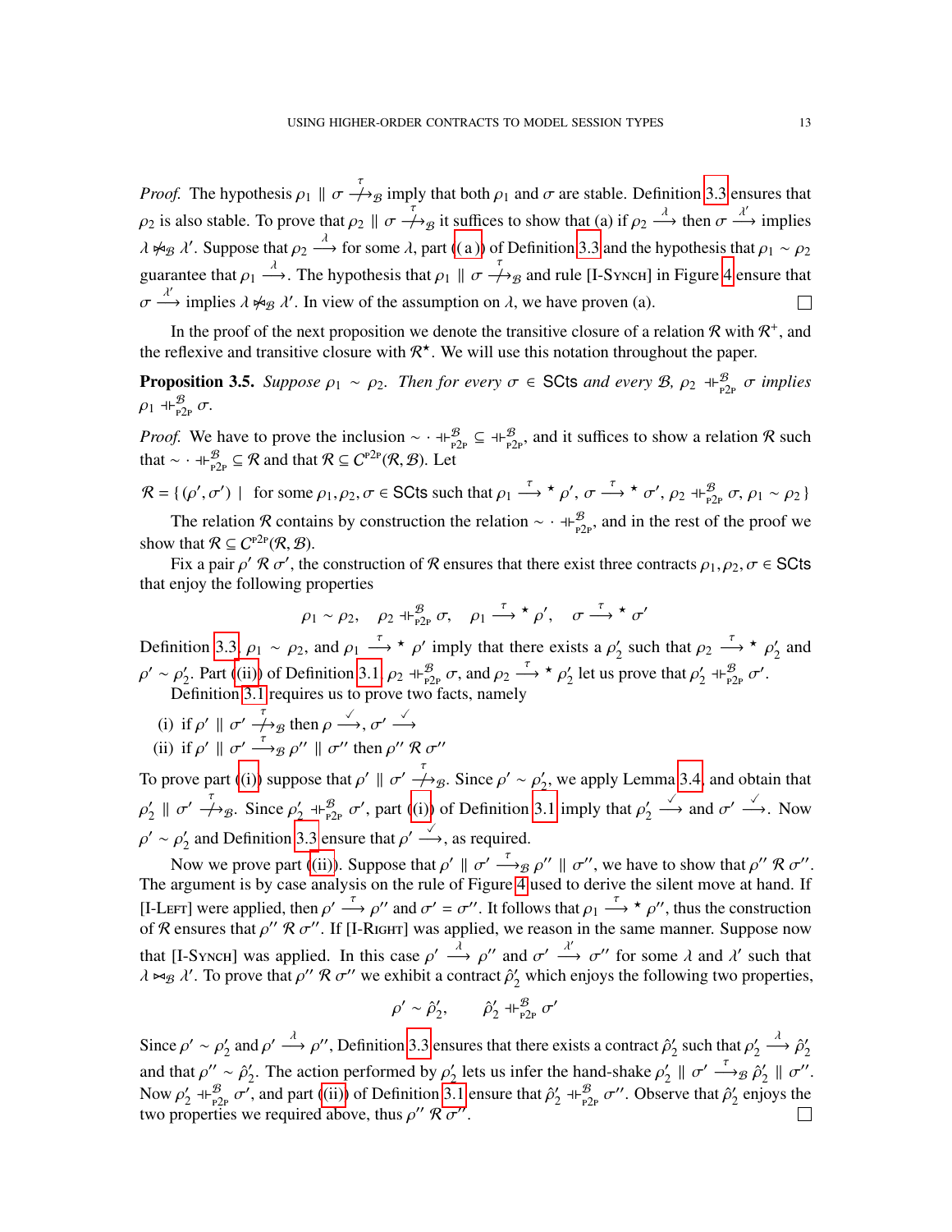*Proof.* The hypothesis $\rho_1 \parallel \sigma \overset{\tau}{\not\longrightarrow}_{\mathcal{B}}$ imply that both $\rho_1$ and $\sigma$ are stable. Definition 3.3 ensures that $\rho_2$ is also stable. To prove that $\rho_2 \parallel \sigma \overset{\tau}{\not\longrightarrow}_{\mathcal{B}}$ it suffices to show that (a) if $\rho_2 \overset{\lambda}{\longrightarrow}$ then $\sigma \overset{\lambda'}{\longrightarrow}$ implies $\lambda \not\bowtie_{\mathcal{B}} \lambda'$. Suppose that $\rho_2 \overset{\lambda}{\longrightarrow}$ for some $\lambda$, part (a) of Definition 3.3 and the hypothesis that $\rho_1 \sim \rho_2$ guarantee that $\rho_1 \overset{\lambda}{\longrightarrow}$. The hypothesis that $\rho_1 \parallel \sigma \overset{\tau}{\not\longrightarrow}_{\mathcal{B}}$ and rule [I-Synch] in Figure 4 ensure that $\sigma \overset{\lambda'}{\longrightarrow}$ implies $\lambda \not\bowtie_{\mathcal{B}} \lambda'$. In view of the assumption on $\lambda$, we have proven (a). ☐

In the proof of the next proposition we denote the transitive closure of a relation $\mathcal{R}$ with $\mathcal{R}^{+}$, and the reflexive and transitive closure with $\mathcal{R}^{\star}$. We will use this notation throughout the paper.

**Proposition 3.5.** *Suppose $\rho_1 \sim \rho_2$. Then for every $\sigma \in$ SCts and every $\mathcal{B}$, $\rho_2 \dashv\vdash^{\mathcal{B}}_{\text{P2P}} \sigma$ implies $\rho_1 \dashv\vdash^{\mathcal{B}}_{\text{P2P}} \sigma$.*

*Proof.* We have to prove the inclusion $\sim \cdot \dashv\vdash^{\mathcal{B}}_{\text{P2P}} \subseteq \dashv\vdash^{\mathcal{B}}_{\text{P2P}}$, and it suffices to show a relation $\mathcal{R}$ such that $\sim \cdot \dashv\vdash^{\mathcal{B}}_{\text{P2P}} \subseteq \mathcal{R}$ and that $\mathcal{R} \subseteq C^{\text{P2P}}(\mathcal{R}, \mathcal{B})$. Let

$$\mathcal{R} = \{ (\rho', \sigma') \mid \text{ for some } \rho_1, \rho_2, \sigma \in \text{SCts such that } \rho_1 \overset{\tau}{\longrightarrow}{}^{\star} \rho',\ \sigma \overset{\tau}{\longrightarrow}{}^{\star} \sigma',\ \rho_2 \dashv\vdash^{\mathcal{B}}_{\text{P2P}} \sigma,\ \rho_1 \sim \rho_2 \}$$

The relation $\mathcal{R}$ contains by construction the relation $\sim \cdot \dashv\vdash^{\mathcal{B}}_{\text{P2P}}$, and in the rest of the proof we show that $\mathcal{R} \subseteq C^{\text{P2P}}(\mathcal{R}, \mathcal{B})$.

Fix a pair $\rho' \,\mathcal{R}\, \sigma'$, the construction of $\mathcal{R}$ ensures that there exist three contracts $\rho_1, \rho_2, \sigma \in$ SCts that enjoy the following properties

$$\rho_1 \sim \rho_2, \quad \rho_2 \dashv\vdash^{\mathcal{B}}_{\text{P2P}} \sigma, \quad \rho_1 \overset{\tau}{\longrightarrow}{}^{\star} \rho', \quad \sigma \overset{\tau}{\longrightarrow}{}^{\star} \sigma'$$

Definition 3.3, $\rho_1 \sim \rho_2$, and $\rho_1 \overset{\tau}{\longrightarrow}{}^{\star} \rho'$ imply that there exists a $\rho'_2$ such that $\rho_2 \overset{\tau}{\longrightarrow}{}^{\star} \rho'_2$ and $\rho' \sim \rho'_2$. Part (ii) of Definition 3.1, $\rho_2 \dashv\vdash^{\mathcal{B}}_{\text{P2P}} \sigma$, and $\rho_2 \overset{\tau}{\longrightarrow}{}^{\star} \rho'_2$ let us prove that $\rho'_2 \dashv\vdash^{\mathcal{B}}_{\text{P2P}} \sigma'$.

Definition 3.1 requires us to prove two facts, namely

(i) if $\rho' \parallel \sigma' \overset{\tau}{\not\longrightarrow}_{\mathcal{B}}$ then $\rho \overset{\checkmark}{\longrightarrow}$, $\sigma' \overset{\checkmark}{\longrightarrow}$

(ii) if $\rho' \parallel \sigma' \overset{\tau}{\longrightarrow}_{\mathcal{B}} \rho'' \parallel \sigma''$ then $\rho'' \,\mathcal{R}\, \sigma''$

To prove part (i) suppose that $\rho' \parallel \sigma' \overset{\tau}{\not\longrightarrow}_{\mathcal{B}}$. Since $\rho' \sim \rho'_2$, we apply Lemma 3.4, and obtain that $\rho'_2 \parallel \sigma' \overset{\tau}{\not\longrightarrow}_{\mathcal{B}}$. Since $\rho'_2 \dashv\vdash^{\mathcal{B}}_{\text{P2P}} \sigma'$, part (i) of Definition 3.1 imply that $\rho'_2 \overset{\checkmark}{\longrightarrow}$ and $\sigma' \overset{\checkmark}{\longrightarrow}$. Now $\rho' \sim \rho'_2$ and Definition 3.3 ensure that $\rho' \overset{\checkmark}{\longrightarrow}$, as required.

Now we prove part (ii). Suppose that $\rho' \parallel \sigma' \overset{\tau}{\longrightarrow}_{\mathcal{B}} \rho'' \parallel \sigma''$, we have to show that $\rho'' \,\mathcal{R}\, \sigma''$. The argument is by case analysis on the rule of Figure 4 used to derive the silent move at hand. If [I-Left] were applied, then $\rho' \overset{\tau}{\longrightarrow} \rho''$ and $\sigma' = \sigma''$. It follows that $\rho_1 \overset{\tau}{\longrightarrow}{}^{\star} \rho''$, thus the construction of $\mathcal{R}$ ensures that $\rho'' \,\mathcal{R}\, \sigma''$. If [I-Right] was applied, we reason in the same manner. Suppose now that [I-Synch] was applied. In this case $\rho' \overset{\lambda}{\longrightarrow} \rho''$ and $\sigma' \overset{\lambda'}{\longrightarrow} \sigma''$ for some $\lambda$ and $\lambda'$ such that $\lambda \bowtie_{\mathcal{B}} \lambda'$. To prove that $\rho'' \,\mathcal{R}\, \sigma''$ we exhibit a contract $\hat{\rho}'_2$ which enjoys the following two properties,

$$\rho' \sim \hat{\rho}'_2, \qquad \hat{\rho}'_2 \dashv\vdash^{\mathcal{B}}_{\text{P2P}} \sigma'$$

Since $\rho' \sim \rho'_2$ and $\rho' \overset{\lambda}{\longrightarrow} \rho''$, Definition 3.3 ensures that there exists a contract $\hat{\rho}'_2$ such that $\rho'_2 \overset{\lambda}{\longrightarrow} \hat{\rho}'_2$ and that $\rho'' \sim \hat{\rho}'_2$. The action performed by $\rho'_2$ lets us infer the hand-shake $\rho'_2 \parallel \sigma' \overset{\tau}{\longrightarrow}_{\mathcal{B}} \hat{\rho}'_2 \parallel \sigma''$. Now $\rho'_2 \dashv\vdash^{\mathcal{B}}_{\text{P2P}} \sigma'$, and part (ii) of Definition 3.1 ensure that $\hat{\rho}'_2 \dashv\vdash^{\mathcal{B}}_{\text{P2P}} \sigma''$. Observe that $\hat{\rho}'_2$ enjoys the two properties we required above, thus $\rho'' \,\mathcal{R}\, \sigma''$. ☐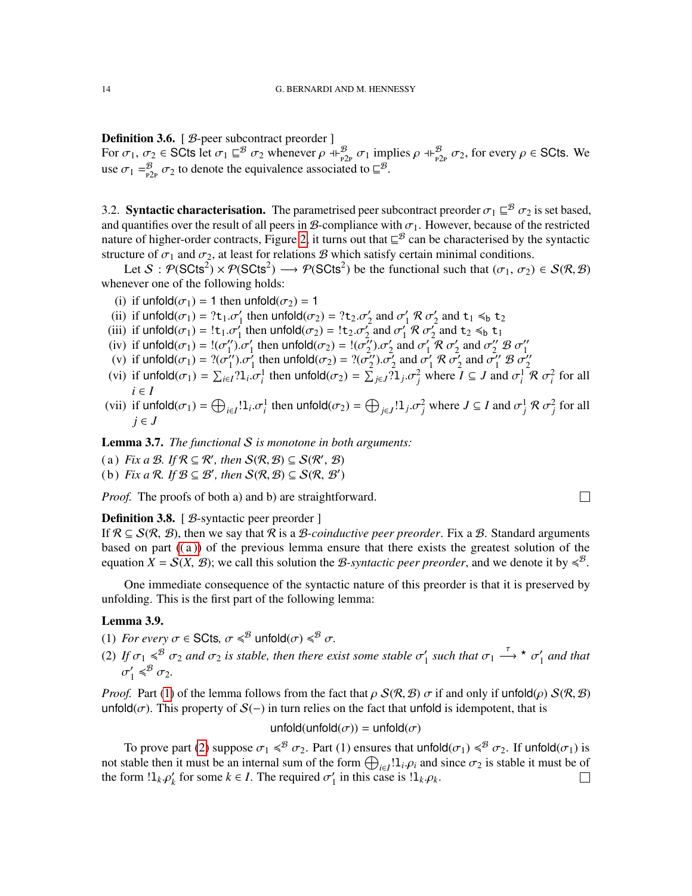**Definition 3.6.** [ $\mathcal{B}$-peer subcontract preorder ]
For $\sigma_1, \sigma_2 \in \mathsf{SCts}$ let $\sigma_1 \sqsubseteq^{\mathcal{B}} \sigma_2$ whenever $\rho \dashv\vdash^{\mathcal{B}}_{\text{p2p}} \sigma_1$ implies $\rho \dashv\vdash^{\mathcal{B}}_{\text{p2p}} \sigma_2$, for every $\rho \in \mathsf{SCts}$. We use $\sigma_1 =^{\mathcal{B}}_{\text{p2p}} \sigma_2$ to denote the equivalence associated to $\sqsubseteq^{\mathcal{B}}$.

3.2. **Syntactic characterisation.** The parametrised peer subcontract preorder $\sigma_1 \sqsubseteq^{\mathcal{B}} \sigma_2$ is set based, and quantifies over the result of all peers in $\mathcal{B}$-compliance with $\sigma_1$. However, because of the restricted nature of higher-order contracts, Figure 2, it turns out that $\sqsubseteq^{\mathcal{B}}$ can be characterised by the syntactic structure of $\sigma_1$ and $\sigma_2$, at least for relations $\mathcal{B}$ which satisfy certain minimal conditions.

Let $\mathcal{S} : \mathcal{P}(\mathsf{SCts}^2) \times \mathcal{P}(\mathsf{SCts}^2) \longrightarrow \mathcal{P}(\mathsf{SCts}^2)$ be the functional such that $(\sigma_1, \sigma_2) \in \mathcal{S}(\mathcal{R}, \mathcal{B})$ whenever one of the following holds:

(i) if $\mathsf{unfold}(\sigma_1) = \mathsf{1}$ then $\mathsf{unfold}(\sigma_2) = \mathsf{1}$
(ii) if $\mathsf{unfold}(\sigma_1) = ?\mathtt{t}_1.\sigma_1'$ then $\mathsf{unfold}(\sigma_2) = ?\mathtt{t}_2.\sigma_2'$ and $\sigma_1' \mathrel{\mathcal{R}} \sigma_2'$ and $\mathtt{t}_1 \preccurlyeq_{\mathtt{b}} \mathtt{t}_2$
(iii) if $\mathsf{unfold}(\sigma_1) = !\mathtt{t}_1.\sigma_1'$ then $\mathsf{unfold}(\sigma_2) = !\mathtt{t}_2.\sigma_2'$ and $\sigma_1' \mathrel{\mathcal{R}} \sigma_2'$ and $\mathtt{t}_2 \preccurlyeq_{\mathtt{b}} \mathtt{t}_1$
(iv) if $\mathsf{unfold}(\sigma_1) = !(\sigma_1'').\sigma_1'$ then $\mathsf{unfold}(\sigma_2) = !(\sigma_2'').\sigma_2'$ and $\sigma_1' \mathrel{\mathcal{R}} \sigma_2'$ and $\sigma_2'' \mathrel{\mathcal{B}} \sigma_1''$
(v) if $\mathsf{unfold}(\sigma_1) = ?(\sigma_1'').\sigma_1'$ then $\mathsf{unfold}(\sigma_2) = ?(\sigma_2'').\sigma_2'$ and $\sigma_1' \mathrel{\mathcal{R}} \sigma_2'$ and $\sigma_1'' \mathrel{\mathcal{B}} \sigma_2''$
(vi) if $\mathsf{unfold}(\sigma_1) = \sum_{i \in I} ?\mathtt{l}_i.\sigma_i^!$ then $\mathsf{unfold}(\sigma_2) = \sum_{j \in J} ?\mathtt{l}_j.\sigma_j^2$ where $I \subseteq J$ and $\sigma_i^! \mathrel{\mathcal{R}} \sigma_i^2$ for all $i \in I$
(vii) if $\mathsf{unfold}(\sigma_1) = \bigoplus_{i \in I} !\mathtt{l}_i.\sigma_i^!$ then $\mathsf{unfold}(\sigma_2) = \bigoplus_{j \in J} !\mathtt{l}_j.\sigma_j^2$ where $J \subseteq I$ and $\sigma_j^! \mathrel{\mathcal{R}} \sigma_j^2$ for all $j \in J$

**Lemma 3.7.** *The functional $\mathcal{S}$ is monotone in both arguments:*
(a) *Fix a $\mathcal{B}$. If $\mathcal{R} \subseteq \mathcal{R}'$, then $\mathcal{S}(\mathcal{R}, \mathcal{B}) \subseteq \mathcal{S}(\mathcal{R}', \mathcal{B})$*
(b) *Fix a $\mathcal{R}$. If $\mathcal{B} \subseteq \mathcal{B}'$, then $\mathcal{S}(\mathcal{R}, \mathcal{B}) \subseteq \mathcal{S}(\mathcal{R}, \mathcal{B}')$*

*Proof.* The proofs of both a) and b) are straightforward. □

**Definition 3.8.** [ $\mathcal{B}$-syntactic peer preorder ]
If $\mathcal{R} \subseteq \mathcal{S}(\mathcal{R}, \mathcal{B})$, then we say that $\mathcal{R}$ is a *$\mathcal{B}$-coinductive peer preorder*. Fix a $\mathcal{B}$. Standard arguments based on part ((a)) of the previous lemma ensure that there exists the greatest solution of the equation $X = \mathcal{S}(X, \mathcal{B})$; we call this solution the *$\mathcal{B}$-syntactic peer preorder*, and we denote it by $\preccurlyeq^{\mathcal{B}}$.

One immediate consequence of the syntactic nature of this preorder is that it is preserved by unfolding. This is the first part of the following lemma:

**Lemma 3.9.**
(1) *For every $\sigma \in \mathsf{SCts}$, $\sigma \preccurlyeq^{\mathcal{B}} \mathsf{unfold}(\sigma) \preccurlyeq^{\mathcal{B}} \sigma$.*
(2) *If $\sigma_1 \preccurlyeq^{\mathcal{B}} \sigma_2$ and $\sigma_2$ is stable, then there exist some stable $\sigma_1'$ such that $\sigma_1 \xrightarrow{\tau}{}^{\star} \sigma_1'$ and that $\sigma_1' \preccurlyeq^{\mathcal{B}} \sigma_2$.*

*Proof.* Part (1) of the lemma follows from the fact that $\rho \mathrel{\mathcal{S}(\mathcal{R}, \mathcal{B})} \sigma$ if and only if $\mathsf{unfold}(\rho) \mathrel{\mathcal{S}(\mathcal{R}, \mathcal{B})} \mathsf{unfold}(\sigma)$. This property of $\mathcal{S}(-)$ in turn relies on the fact that $\mathsf{unfold}$ is idempotent, that is

$$\mathsf{unfold}(\mathsf{unfold}(\sigma)) = \mathsf{unfold}(\sigma)$$

To prove part (2) suppose $\sigma_1 \preccurlyeq^{\mathcal{B}} \sigma_2$. Part (1) ensures that $\mathsf{unfold}(\sigma_1) \preccurlyeq^{\mathcal{B}} \sigma_2$. If $\mathsf{unfold}(\sigma_1)$ is not stable then it must be an internal sum of the form $\bigoplus_{i \in I} !\mathtt{l}_i.\rho_i$ and since $\sigma_2$ is stable it must be of the form $!\mathtt{l}_k.\rho_k'$ for some $k \in I$. The required $\sigma_1'$ in this case is $!\mathtt{l}_k.\rho_k$. □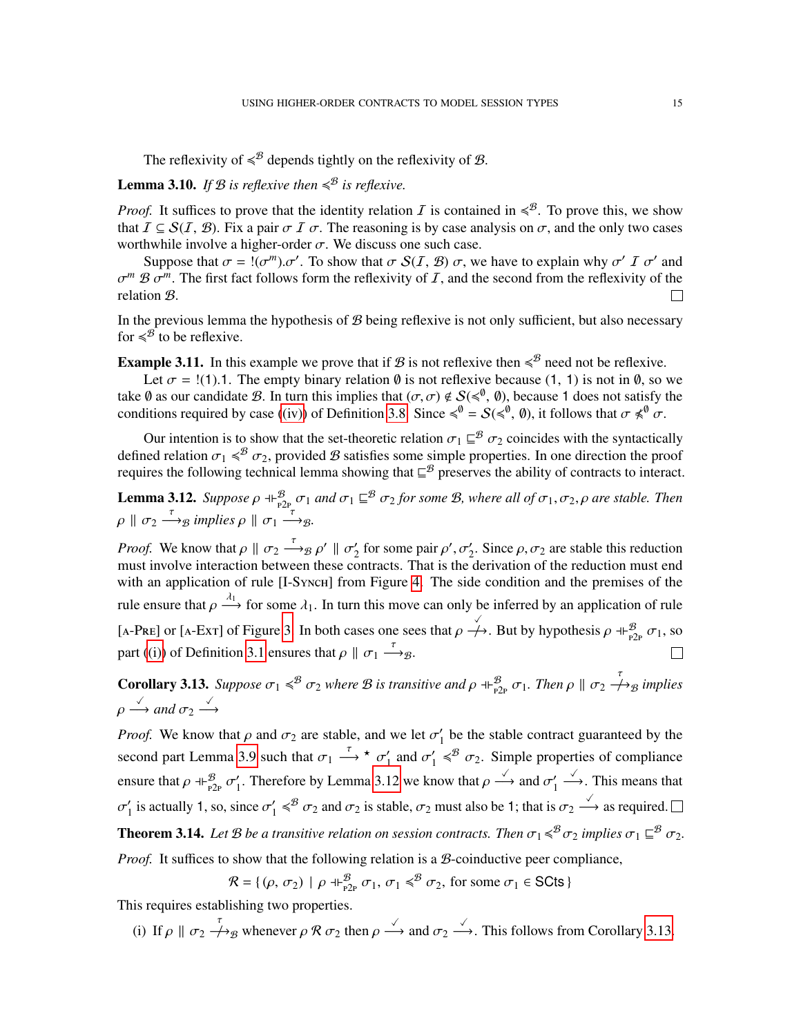The reflexivity of $\preccurlyeq^{\mathcal{B}}$ depends tightly on the reflexivity of $\mathcal{B}$.

**Lemma 3.10.** *If $\mathcal{B}$ is reflexive then $\preccurlyeq^{\mathcal{B}}$ is reflexive.*

*Proof.* It suffices to prove that the identity relation $\mathcal{I}$ is contained in $\preccurlyeq^{\mathcal{B}}$. To prove this, we show that $\mathcal{I} \subseteq \mathcal{S}(\mathcal{I}, \mathcal{B})$. Fix a pair $\sigma \; \mathcal{I} \; \sigma$. The reasoning is by case analysis on $\sigma$, and the only two cases worthwhile involve a higher-order $\sigma$. We discuss one such case.

Suppose that $\sigma = !(\sigma^m).\sigma'$. To show that $\sigma \; \mathcal{S}(\mathcal{I}, \mathcal{B}) \; \sigma$, we have to explain why $\sigma' \; \mathcal{I} \; \sigma'$ and $\sigma^m \; \mathcal{B} \; \sigma^m$. The first fact follows form the reflexivity of $\mathcal{I}$, and the second from the reflexivity of the relation $\mathcal{B}$. □

In the previous lemma the hypothesis of $\mathcal{B}$ being reflexive is not only sufficient, but also necessary for $\preccurlyeq^{\mathcal{B}}$ to be reflexive.

**Example 3.11.** In this example we prove that if $\mathcal{B}$ is not reflexive then $\preccurlyeq^{\mathcal{B}}$ need not be reflexive.

Let $\sigma = !(1).1$. The empty binary relation $\emptyset$ is not reflexive because $(1,\, 1)$ is not in $\emptyset$, so we take $\emptyset$ as our candidate $\mathcal{B}$. In turn this implies that $(\sigma, \sigma) \notin \mathcal{S}(\preccurlyeq^{\emptyset}, \emptyset)$, because 1 does not satisfy the conditions required by case (iv) of Definition 3.8. Since $\preccurlyeq^{\emptyset} = \mathcal{S}(\preccurlyeq^{\emptyset}, \emptyset)$, it follows that $\sigma \not\preccurlyeq^{\emptyset} \sigma$.

Our intention is to show that the set-theoretic relation $\sigma_1 \sqsubseteq^{\mathcal{B}} \sigma_2$ coincides with the syntactically defined relation $\sigma_1 \preccurlyeq^{\mathcal{B}} \sigma_2$, provided $\mathcal{B}$ satisfies some simple properties. In one direction the proof requires the following technical lemma showing that $\sqsubseteq^{\mathcal{B}}$ preserves the ability of contracts to interact.

**Lemma 3.12.** *Suppose $\rho \dashv\vdash^{\mathcal{B}}_{\text{p2p}} \sigma_1$ and $\sigma_1 \sqsubseteq^{\mathcal{B}} \sigma_2$ for some $\mathcal{B}$, where all of $\sigma_1, \sigma_2, \rho$ are stable. Then $\rho \parallel \sigma_2 \xrightarrow{\tau}_{\mathcal{B}}$ implies $\rho \parallel \sigma_1 \xrightarrow{\tau}_{\mathcal{B}}$.*

*Proof.* We know that $\rho \parallel \sigma_2 \xrightarrow{\tau}_{\mathcal{B}} \rho' \parallel \sigma_2'$ for some pair $\rho', \sigma_2'$. Since $\rho, \sigma_2$ are stable this reduction must involve interaction between these contracts. That is the derivation of the reduction must end with an application of rule [I-Synch] from Figure 4. The side condition and the premises of the rule ensure that $\rho \xrightarrow{\lambda_1}$ for some $\lambda_1$. In turn this move can only be inferred by an application of rule [a-Pre] or [a-Ext] of Figure 3. In both cases one sees that $\rho \stackrel{\checkmark}{\not\longrightarrow}$. But by hypothesis $\rho \dashv\vdash^{\mathcal{B}}_{\text{p2p}} \sigma_1$, so part (i) of Definition 3.1 ensures that $\rho \parallel \sigma_1 \xrightarrow{\tau}_{\mathcal{B}}$. □

**Corollary 3.13.** *Suppose $\sigma_1 \preccurlyeq^{\mathcal{B}} \sigma_2$ where $\mathcal{B}$ is transitive and $\rho \dashv\vdash^{\mathcal{B}}_{\text{p2p}} \sigma_1$. Then $\rho \parallel \sigma_2 \stackrel{\tau}{\not\longrightarrow}_{\mathcal{B}}$ implies $\rho \xrightarrow{\checkmark}$ and $\sigma_2 \xrightarrow{\checkmark}$*

*Proof.* We know that $\rho$ and $\sigma_2$ are stable, and we let $\sigma_1'$ be the stable contract guaranteed by the second part Lemma 3.9 such that $\sigma_1 \xrightarrow{\tau}{}^{\star} \sigma_1'$ and $\sigma_1' \preccurlyeq^{\mathcal{B}} \sigma_2$. Simple properties of compliance ensure that $\rho \dashv\vdash^{\mathcal{B}}_{\text{p2p}} \sigma_1'$. Therefore by Lemma 3.12 we know that $\rho \xrightarrow{\checkmark}$ and $\sigma_1' \xrightarrow{\checkmark}$. This means that $\sigma_1'$ is actually 1, so, since $\sigma_1' \preccurlyeq^{\mathcal{B}} \sigma_2$ and $\sigma_2$ is stable, $\sigma_2$ must also be 1; that is $\sigma_2 \xrightarrow{\checkmark}$ as required. □

**Theorem 3.14.** *Let $\mathcal{B}$ be a transitive relation on session contracts. Then $\sigma_1 \preccurlyeq^{\mathcal{B}} \sigma_2$ implies $\sigma_1 \sqsubseteq^{\mathcal{B}} \sigma_2$.*

*Proof.* It suffices to show that the following relation is a $\mathcal{B}$-coinductive peer compliance,

$$\mathcal{R} = \{ (\rho,\, \sigma_2) \mid \rho \dashv\vdash^{\mathcal{B}}_{\text{p2p}} \sigma_1,\; \sigma_1 \preccurlyeq^{\mathcal{B}} \sigma_2, \text{ for some } \sigma_1 \in \mathsf{SCts} \}$$

This requires establishing two properties.

(i) If $\rho \parallel \sigma_2 \stackrel{\tau}{\not\longrightarrow}_{\mathcal{B}}$ whenever $\rho \; \mathcal{R} \; \sigma_2$ then $\rho \xrightarrow{\checkmark}$ and $\sigma_2 \xrightarrow{\checkmark}$. This follows from Corollary 3.13.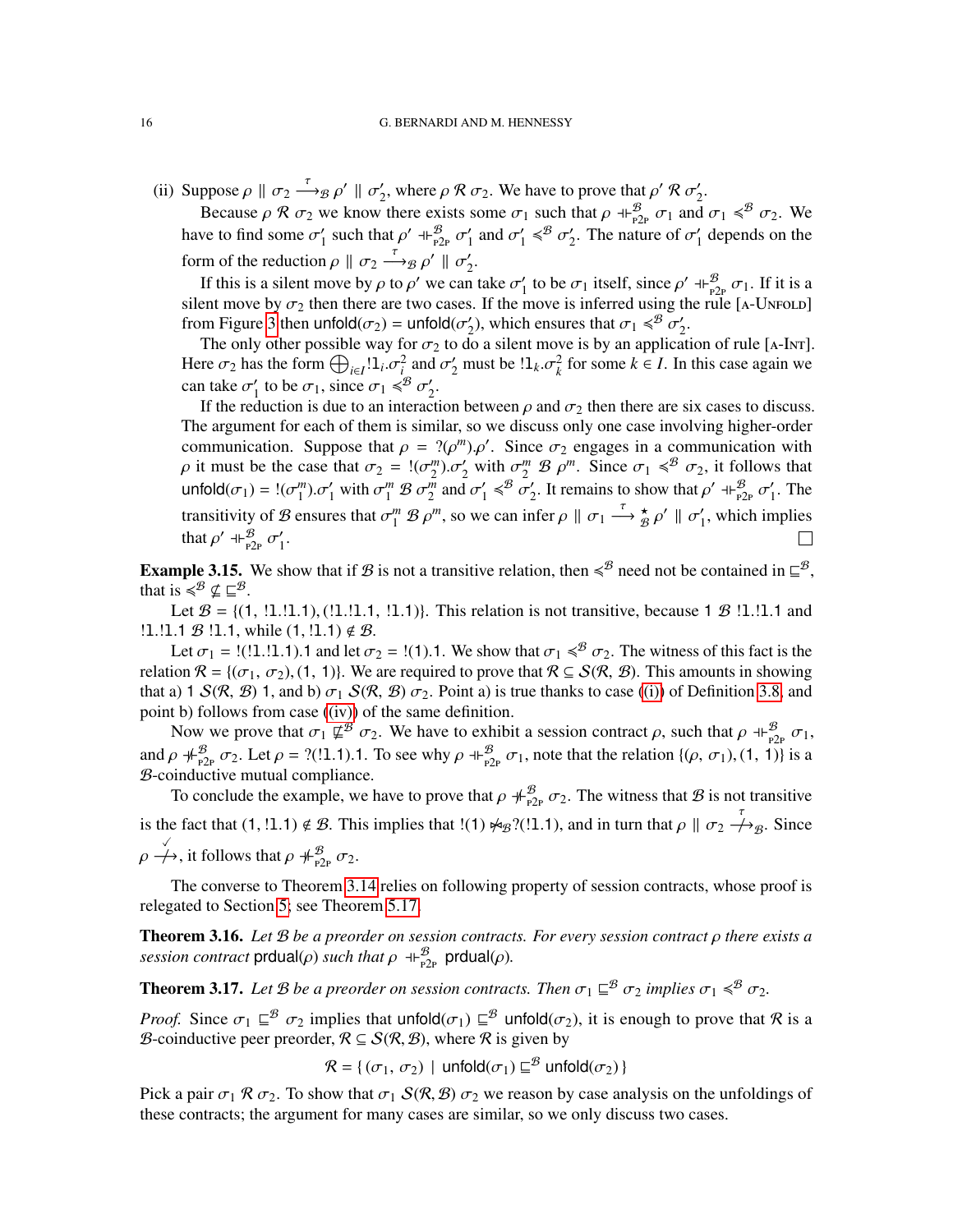(ii) Suppose $\rho \parallel \sigma_2 \xrightarrow{\tau}_{\mathcal{B}} \rho' \parallel \sigma'_2$, where $\rho \;\mathcal{R}\; \sigma_2$. We have to prove that $\rho' \;\mathcal{R}\; \sigma'_2$.

Because $\rho \;\mathcal{R}\; \sigma_2$ we know there exists some $\sigma_1$ such that $\rho \dashv\vdash^{\mathcal{B}}_{\text{P2P}} \sigma_1$ and $\sigma_1 \preccurlyeq^{\mathcal{B}} \sigma_2$. We have to find some $\sigma'_1$ such that $\rho' \dashv\vdash^{\mathcal{B}}_{\text{P2P}} \sigma'_1$ and $\sigma'_1 \preccurlyeq^{\mathcal{B}} \sigma'_2$. The nature of $\sigma'_1$ depends on the form of the reduction $\rho \parallel \sigma_2 \xrightarrow{\tau}_{\mathcal{B}} \rho' \parallel \sigma'_2$.

If this is a silent move by $\rho$ to $\rho'$ we can take $\sigma'_1$ to be $\sigma_1$ itself, since $\rho' \dashv\vdash^{\mathcal{B}}_{\text{P2P}} \sigma_1$. If it is a silent move by $\sigma_2$ then there are two cases. If the move is inferred using the rule [A-Unfold] from Figure 3 then $\mathsf{unfold}(\sigma_2) = \mathsf{unfold}(\sigma'_2)$, which ensures that $\sigma_1 \preccurlyeq^{\mathcal{B}} \sigma'_2$.

The only other possible way for $\sigma_2$ to do a silent move is by an application of rule [A-Int]. Here $\sigma_2$ has the form $\bigoplus_{i \in I} !1_i.\sigma^2_i$ and $\sigma'_2$ must be $!1_k.\sigma^2_k$ for some $k \in I$. In this case again we can take $\sigma'_1$ to be $\sigma_1$, since $\sigma_1 \preccurlyeq^{\mathcal{B}} \sigma'_2$.

If the reduction is due to an interaction between $\rho$ and $\sigma_2$ then there are six cases to discuss. The argument for each of them is similar, so we discuss only one case involving higher-order communication. Suppose that $\rho = ?(\rho^m).\rho'$. Since $\sigma_2$ engages in a communication with $\rho$ it must be the case that $\sigma_2 = !(\sigma^m_2).\sigma'_2$ with $\sigma^m_2 \;\mathcal{B}\; \rho^m$. Since $\sigma_1 \preccurlyeq^{\mathcal{B}} \sigma_2$, it follows that $\mathsf{unfold}(\sigma_1) = !(\sigma^m_1).\sigma'_1$ with $\sigma^m_1 \;\mathcal{B}\; \sigma^m_2$ and $\sigma'_1 \preccurlyeq^{\mathcal{B}} \sigma'_2$. It remains to show that $\rho' \dashv\vdash^{\mathcal{B}}_{\text{P2P}} \sigma'_1$. The transitivity of $\mathcal{B}$ ensures that $\sigma^m_1 \;\mathcal{B}\; \rho^m$, so we can infer $\rho \parallel \sigma_1 \xrightarrow{\tau}{}^{\star}_{\mathcal{B}} \rho' \parallel \sigma'_1$, which implies that $\rho' \dashv\vdash^{\mathcal{B}}_{\text{P2P}} \sigma'_1$. $\square$

**Example 3.15.** We show that if $\mathcal{B}$ is not a transitive relation, then $\preccurlyeq^{\mathcal{B}}$ need not be contained in $\sqsubseteq^{\mathcal{B}}$, that is $\preccurlyeq^{\mathcal{B}} \not\subseteq \sqsubseteq^{\mathcal{B}}$.

Let $\mathcal{B} = \{(1,\, !1.!1.1), (!1.!1.1,\, !1.1)\}$. This relation is not transitive, because $1 \;\mathcal{B}\; !1.!1.1$ and $!1.!1.1 \;\mathcal{B}\; !1.1$, while $(1, !1.1) \notin \mathcal{B}$.

Let $\sigma_1 = !(!1.!1.1).1$ and let $\sigma_2 = !(1).1$. We show that $\sigma_1 \preccurlyeq^{\mathcal{B}} \sigma_2$. The witness of this fact is the relation $\mathcal{R} = \{(\sigma_1,\, \sigma_2), (1,\, 1)\}$. We are required to prove that $\mathcal{R} \subseteq \mathcal{S}(\mathcal{R}, \mathcal{B})$. This amounts in showing that a) $1 \;\mathcal{S}(\mathcal{R}, \mathcal{B})\; 1$, and b) $\sigma_1 \;\mathcal{S}(\mathcal{R}, \mathcal{B})\; \sigma_2$. Point a) is true thanks to case (i) of Definition 3.8, and point b) follows from case (iv) of the same definition.

Now we prove that $\sigma_1 \not\sqsubseteq^{\mathcal{B}} \sigma_2$. We have to exhibit a session contract $\rho$, such that $\rho \dashv\vdash^{\mathcal{B}}_{\text{P2P}} \sigma_1$, and $\rho \not\dashv\vdash^{\mathcal{B}}_{\text{P2P}} \sigma_2$. Let $\rho = ?(!1.1).1$. To see why $\rho \dashv\vdash^{\mathcal{B}}_{\text{P2P}} \sigma_1$, note that the relation $\{(\rho,\, \sigma_1), (1,\, 1)\}$ is a $\mathcal{B}$-coinductive mutual compliance.

To conclude the example, we have to prove that $\rho \not\dashv\vdash^{\mathcal{B}}_{\text{P2P}} \sigma_2$. The witness that $\mathcal{B}$ is not transitive is the fact that $(1, !1.1) \notin \mathcal{B}$. This implies that $!(1) \not\bowtie_{\mathcal{B}} ?(!1.1)$, and in turn that $\rho \parallel \sigma_2 \stackrel{\tau}{\not\longrightarrow}_{\mathcal{B}}$. Since $\rho \stackrel{\checkmark}{\not\longrightarrow}$, it follows that $\rho \not\dashv\vdash^{\mathcal{B}}_{\text{P2P}} \sigma_2$.

The converse to Theorem 3.14 relies on following property of session contracts, whose proof is relegated to Section 5; see Theorem 5.17.

**Theorem 3.16.** *Let $\mathcal{B}$ be a preorder on session contracts. For every session contract $\rho$ there exists a session contract* $\mathsf{prdual}(\rho)$ *such that* $\rho \dashv\vdash^{\mathcal{B}}_{\text{P2P}} \mathsf{prdual}(\rho)$.

**Theorem 3.17.** *Let $\mathcal{B}$ be a preorder on session contracts. Then $\sigma_1 \sqsubseteq^{\mathcal{B}} \sigma_2$ implies $\sigma_1 \preccurlyeq^{\mathcal{B}} \sigma_2$.*

*Proof.* Since $\sigma_1 \sqsubseteq^{\mathcal{B}} \sigma_2$ implies that $\mathsf{unfold}(\sigma_1) \sqsubseteq^{\mathcal{B}} \mathsf{unfold}(\sigma_2)$, it is enough to prove that $\mathcal{R}$ is a $\mathcal{B}$-coinductive peer preorder, $\mathcal{R} \subseteq \mathcal{S}(\mathcal{R}, \mathcal{B})$, where $\mathcal{R}$ is given by

$$\mathcal{R} = \{\, (\sigma_1,\, \sigma_2) \mid \mathsf{unfold}(\sigma_1) \sqsubseteq^{\mathcal{B}} \mathsf{unfold}(\sigma_2) \,\}$$

Pick a pair $\sigma_1 \;\mathcal{R}\; \sigma_2$. To show that $\sigma_1 \;\mathcal{S}(\mathcal{R}, \mathcal{B})\; \sigma_2$ we reason by case analysis on the unfoldings of these contracts; the argument for many cases are similar, so we only discuss two cases.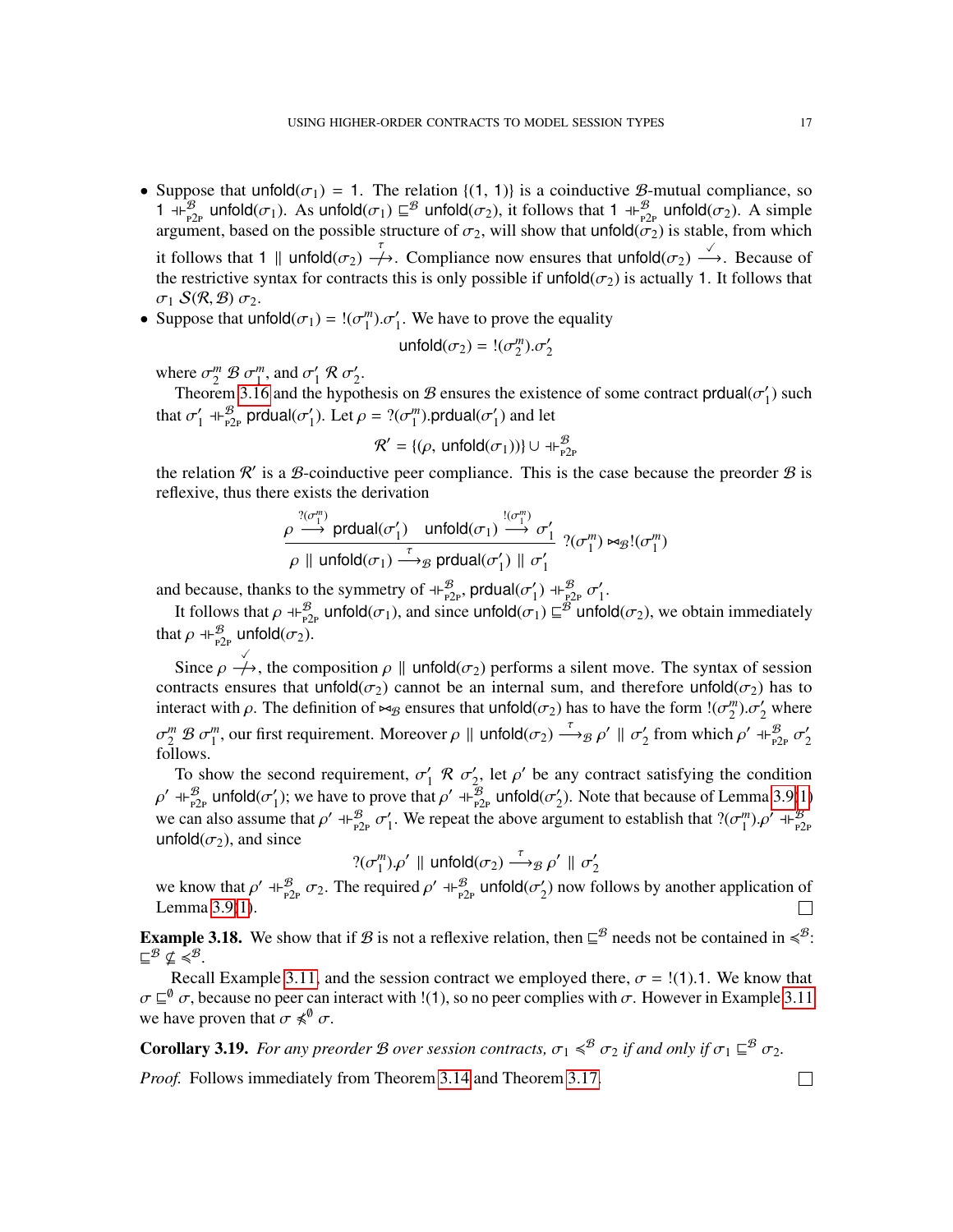- Suppose that $\mathsf{unfold}(\sigma_1) = \mathsf{1}$. The relation $\{(\mathsf{1}, \mathsf{1})\}$ is a coinductive $\mathcal{B}$-mutual compliance, so $\mathsf{1} \dashv\vdash^{\mathcal{B}}_{\text{P2P}} \mathsf{unfold}(\sigma_1)$. As $\mathsf{unfold}(\sigma_1) \sqsubseteq^{\mathcal{B}} \mathsf{unfold}(\sigma_2)$, it follows that $\mathsf{1} \dashv\vdash^{\mathcal{B}}_{\text{P2P}} \mathsf{unfold}(\sigma_2)$. A simple argument, based on the possible structure of $\sigma_2$, will show that $\mathsf{unfold}(\sigma_2)$ is stable, from which it follows that $\mathsf{1} \parallel \mathsf{unfold}(\sigma_2) \stackrel{\tau}{\not\longrightarrow}$. Compliance now ensures that $\mathsf{unfold}(\sigma_2) \stackrel{\checkmark}{\longrightarrow}$. Because of the restrictive syntax for contracts this is only possible if $\mathsf{unfold}(\sigma_2)$ is actually $\mathsf{1}$. It follows that $\sigma_1 \; \mathcal{S}(\mathcal{R}, \mathcal{B}) \; \sigma_2$.
- Suppose that $\mathsf{unfold}(\sigma_1) = !(\sigma^m_1).\sigma'_1$. We have to prove the equality

$$\mathsf{unfold}(\sigma_2) = !(\sigma^m_2).\sigma'_2$$

where $\sigma^m_2 \; \mathcal{B} \; \sigma^m_1$, and $\sigma'_1 \; \mathcal{R} \; \sigma'_2$.

Theorem 3.16 and the hypothesis on $\mathcal{B}$ ensures the existence of some contract $\mathsf{prdual}(\sigma'_1)$ such that $\sigma'_1 \dashv\vdash^{\mathcal{B}}_{\text{P2P}} \mathsf{prdual}(\sigma'_1)$. Let $\rho = ?(\sigma^m_1).\mathsf{prdual}(\sigma'_1)$ and let

$$\mathcal{R}' = \{(\rho, \mathsf{unfold}(\sigma_1))\} \cup \dashv\vdash^{\mathcal{B}}_{\text{P2P}}$$

the relation $\mathcal{R}'$ is a $\mathcal{B}$-coinductive peer compliance. This is the case because the preorder $\mathcal{B}$ is reflexive, thus there exists the derivation

$$\frac{\rho \stackrel{?(\sigma^m_1)}{\longrightarrow} \mathsf{prdual}(\sigma'_1) \quad \mathsf{unfold}(\sigma_1) \stackrel{!(\sigma^m_1)}{\longrightarrow} \sigma'_1}{\rho \parallel \mathsf{unfold}(\sigma_1) \stackrel{\tau}{\longrightarrow}_{\mathcal{B}} \mathsf{prdual}(\sigma'_1) \parallel \sigma'_1} \; ?(\sigma^m_1) \bowtie_{\mathcal{B}} !(\sigma^m_1)$$

and because, thanks to the symmetry of $\dashv\vdash^{\mathcal{B}}_{\text{P2P}}$, $\mathsf{prdual}(\sigma'_1) \dashv\vdash^{\mathcal{B}}_{\text{P2P}} \sigma'_1$.

It follows that $\rho \dashv\vdash^{\mathcal{B}}_{\text{P2P}} \mathsf{unfold}(\sigma_1)$, and since $\mathsf{unfold}(\sigma_1) \sqsubseteq^{\mathcal{B}} \mathsf{unfold}(\sigma_2)$, we obtain immediately that $\rho \dashv\vdash^{\mathcal{B}}_{\text{P2P}} \mathsf{unfold}(\sigma_2)$.

Since $\rho \stackrel{\checkmark}{\not\longrightarrow}$, the composition $\rho \parallel \mathsf{unfold}(\sigma_2)$ performs a silent move. The syntax of session contracts ensures that $\mathsf{unfold}(\sigma_2)$ cannot be an internal sum, and therefore $\mathsf{unfold}(\sigma_2)$ has to interact with $\rho$. The definition of $\bowtie_{\mathcal{B}}$ ensures that $\mathsf{unfold}(\sigma_2)$ has to have the form $!(\sigma^m_2).\sigma'_2$ where $\sigma^m_2 \; \mathcal{B} \; \sigma^m_1$, our first requirement. Moreover $\rho \parallel \mathsf{unfold}(\sigma_2) \stackrel{\tau}{\longrightarrow}_{\mathcal{B}} \rho' \parallel \sigma'_2$ from which $\rho' \dashv\vdash^{\mathcal{B}}_{\text{P2P}} \sigma'_2$ follows.

To show the second requirement, $\sigma'_1 \; \mathcal{R} \; \sigma'_2$, let $\rho'$ be any contract satisfying the condition $\rho' \dashv\vdash^{\mathcal{B}}_{\text{P2P}} \mathsf{unfold}(\sigma'_1)$; we have to prove that $\rho' \dashv\vdash^{\mathcal{B}}_{\text{P2P}} \mathsf{unfold}(\sigma'_2)$. Note that because of Lemma 3.9(1) we can also assume that $\rho' \dashv\vdash^{\mathcal{B}}_{\text{P2P}} \sigma'_1$. We repeat the above argument to establish that $?(\sigma^m_1).\rho' \dashv\vdash^{\mathcal{B}}_{\text{P2P}} \mathsf{unfold}(\sigma_2)$, and since

$$?(\sigma^m_1).\rho' \parallel \mathsf{unfold}(\sigma_2) \stackrel{\tau}{\longrightarrow}_{\mathcal{B}} \rho' \parallel \sigma'_2$$

we know that $\rho' \dashv\vdash^{\mathcal{B}}_{\text{P2P}} \sigma_2$. The required $\rho' \dashv\vdash^{\mathcal{B}}_{\text{P2P}} \mathsf{unfold}(\sigma'_2)$ now follows by another application of Lemma 3.9(1). ☐

**Example 3.18.** We show that if $\mathcal{B}$ is not a reflexive relation, then $\sqsubseteq^{\mathcal{B}}$ needs not be contained in $\preccurlyeq^{\mathcal{B}}$: $\sqsubseteq^{\mathcal{B}} \not\subseteq \preccurlyeq^{\mathcal{B}}$.

Recall Example 3.11, and the session contract we employed there, $\sigma = !(\mathsf{1}).\mathsf{1}$. We know that $\sigma \sqsubseteq^{\emptyset} \sigma$, because no peer can interact with $!(\mathsf{1})$, so no peer complies with $\sigma$. However in Example 3.11 we have proven that $\sigma \not\preccurlyeq^{\emptyset} \sigma$.

**Corollary 3.19.** *For any preorder $\mathcal{B}$ over session contracts, $\sigma_1 \preccurlyeq^{\mathcal{B}} \sigma_2$ if and only if $\sigma_1 \sqsubseteq^{\mathcal{B}} \sigma_2$.*

*Proof.* Follows immediately from Theorem 3.14 and Theorem 3.17. ☐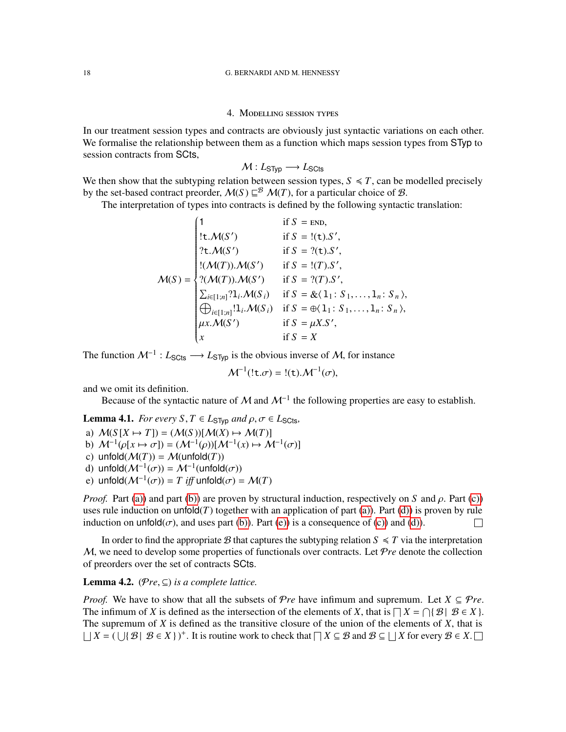## 4. Modelling session types

In our treatment session types and contracts are obviously just syntactic variations on each other. We formalise the relationship between them as a function which maps session types from $\mathsf{STyp}$ to session contracts from $\mathsf{SCts}$,

$$\mathcal{M} : L_{\mathsf{STyp}} \longrightarrow L_{\mathsf{SCts}}$$

We then show that the subtyping relation between session types, $S \preccurlyeq T$, can be modelled precisely by the set-based contract preorder, $\mathcal{M}(S) \sqsubseteq^{\mathcal{B}} \mathcal{M}(T)$, for a particular choice of $\mathcal{B}$.

The interpretation of types into contracts is defined by the following syntactic translation:

$$\mathcal{M}(S) = \begin{cases} 1 & \text{if } S = \textsc{end}, \\ !\mathtt{t}.\mathcal{M}(S') & \text{if } S = !(\mathtt{t}).S', \\ ?\mathtt{t}.\mathcal{M}(S') & \text{if } S = ?(\mathtt{t}).S', \\ !(\mathcal{M}(T)).\mathcal{M}(S') & \text{if } S = !(T).S', \\ ?(\mathcal{M}(T)).\mathcal{M}(S') & \text{if } S = ?(T).S', \\ \sum_{i \in [1;n]} ?\mathtt{l}_i.\mathcal{M}(S_i) & \text{if } S = \&\langle \mathtt{l}_1 \colon S_1, \ldots, \mathtt{l}_n \colon S_n \rangle, \\ \bigoplus_{i \in [1;n]} !\mathtt{l}_i.\mathcal{M}(S_i) & \text{if } S = \oplus\langle \mathtt{l}_1 \colon S_1, \ldots, \mathtt{l}_n \colon S_n \rangle, \\ \mu x.\mathcal{M}(S') & \text{if } S = \mu X.S', \\ x & \text{if } S = X \end{cases}$$

The function $\mathcal{M}^{-1} : L_{\mathsf{SCts}} \longrightarrow L_{\mathsf{STyp}}$ is the obvious inverse of $\mathcal{M}$, for instance

$$\mathcal{M}^{-1}(!\mathtt{t}.\sigma) = !(\mathtt{t}).\mathcal{M}^{-1}(\sigma),$$

and we omit its definition.

Because of the syntactic nature of $\mathcal{M}$ and $\mathcal{M}^{-1}$ the following properties are easy to establish.

**Lemma 4.1.** *For every $S, T \in L_{\mathsf{STyp}}$ and $\rho, \sigma \in L_{\mathsf{SCts}}$,*

a) $\mathcal{M}(S[X \mapsto T]) = (\mathcal{M}(S))[\mathcal{M}(X) \mapsto \mathcal{M}(T)]$
b) $\mathcal{M}^{-1}(\rho[x \mapsto \sigma]) = (\mathcal{M}^{-1}(\rho))[\mathcal{M}^{-1}(x) \mapsto \mathcal{M}^{-1}(\sigma)]$
c) $\mathsf{unfold}(\mathcal{M}(T)) = \mathcal{M}(\mathsf{unfold}(T))$
d) $\mathsf{unfold}(\mathcal{M}^{-1}(\sigma)) = \mathcal{M}^{-1}(\mathsf{unfold}(\sigma))$
e) $\mathsf{unfold}(\mathcal{M}^{-1}(\sigma)) = T$ *iff* $\mathsf{unfold}(\sigma) = \mathcal{M}(T)$

*Proof.* Part (a)) and part (b)) are proven by structural induction, respectively on $S$ and $\rho$. Part (c)) uses rule induction on $\mathsf{unfold}(T)$ together with an application of part (a)). Part (d)) is proven by rule induction on $\mathsf{unfold}(\sigma)$, and uses part (b)). Part (e)) is a consequence of (c)) and (d)). □

In order to find the appropriate $\mathcal{B}$ that captures the subtyping relation $S \preccurlyeq T$ via the interpretation $\mathcal{M}$, we need to develop some properties of functionals over contracts. Let $\mathcal{P}re$ denote the collection of preorders over the set of contracts $\mathsf{SCts}$.

**Lemma 4.2.** *$(\mathcal{P}re, \subseteq)$ is a complete lattice.*

*Proof.* We have to show that all the subsets of $\mathcal{P}re$ have infimum and supremum. Let $X \subseteq \mathcal{P}re$. The infimum of $X$ is defined as the intersection of the elements of $X$, that is $\bigsqcap X = \bigcap\{\, \mathcal{B} \mid \mathcal{B} \in X \,\}$. The supremum of $X$ is defined as the transitive closure of the union of the elements of $X$, that is $\bigsqcup X = (\bigcup\{\, \mathcal{B} \mid \mathcal{B} \in X \,\})^+$. It is routine work to check that $\bigsqcap X \subseteq \mathcal{B}$ and $\mathcal{B} \subseteq \bigsqcup X$ for every $\mathcal{B} \in X$. □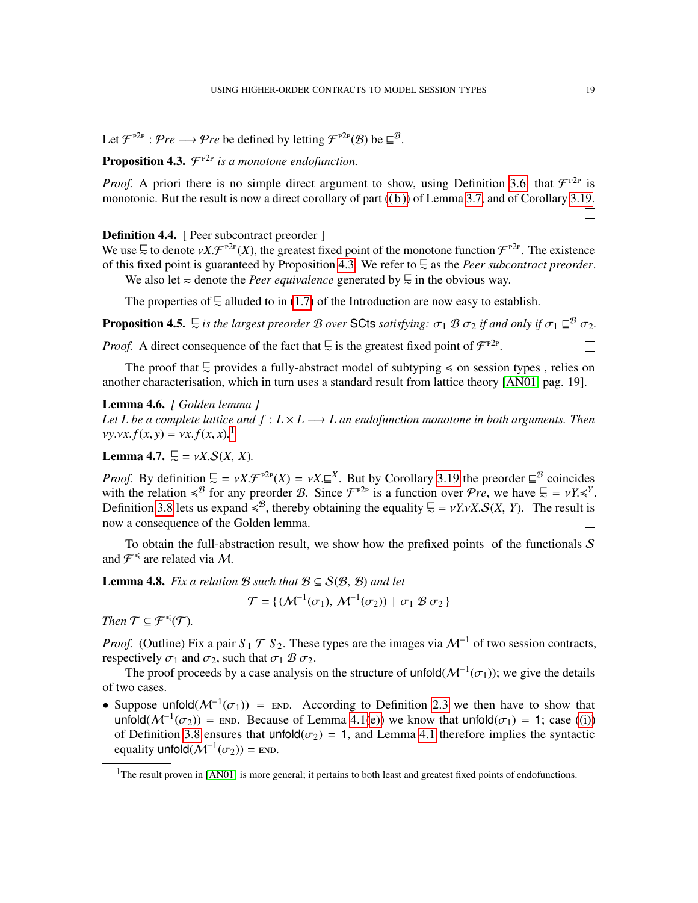Let $\mathcal{F}^{\mathrm{P2P}} : \mathcal{P}re \longrightarrow \mathcal{P}re$ be defined by letting $\mathcal{F}^{\mathrm{P2P}}(\mathcal{B})$ be $\sqsubseteq^{\mathcal{B}}$.

**Proposition 4.3.** *$\mathcal{F}^{\mathrm{P2P}}$ is a monotone endofunction.*

*Proof.* A priori there is no simple direct argument to show, using Definition 3.6, that $\mathcal{F}^{\mathrm{P2P}}$ is monotonic. But the result is now a direct corollary of part (b) of Lemma 3.7, and of Corollary 3.19. □

**Definition 4.4.** [ Peer subcontract preorder ]
We use $\precsim$ to denote $\nu X.\mathcal{F}^{\mathrm{P2P}}(X)$, the greatest fixed point of the monotone function $\mathcal{F}^{\mathrm{P2P}}$. The existence of this fixed point is guaranteed by Proposition 4.3. We refer to $\precsim$ as the *Peer subcontract preorder*.
We also let $\approx$ denote the *Peer equivalence* generated by $\precsim$ in the obvious way.

The properties of $\precsim$ alluded to in (1.7) of the Introduction are now easy to establish.

**Proposition 4.5.** *$\precsim$ is the largest preorder $\mathcal{B}$ over* SCts *satisfying: $\sigma_1 \; \mathcal{B} \; \sigma_2$ if and only if $\sigma_1 \sqsubseteq^{\mathcal{B}} \sigma_2$.*

*Proof.* A direct consequence of the fact that $\precsim$ is the greatest fixed point of $\mathcal{F}^{\mathrm{P2P}}$. □

The proof that $\precsim$ provides a fully-abstract model of subtyping $\preccurlyeq$ on session types , relies on another characterisation, which in turn uses a standard result from lattice theory [AN01, pag. 19].

**Lemma 4.6.** *[ Golden lemma ]*
*Let $L$ be a complete lattice and $f : L \times L \longrightarrow L$ an endofunction monotone in both arguments. Then $\nu y.\nu x.f(x, y) = \nu x.f(x, x)$.*[1]

**Lemma 4.7.** $\precsim = \nu X.\mathcal{S}(X,\, X)$*.*

*Proof.* By definition $\precsim = \nu X.\mathcal{F}^{\mathrm{P2P}}(X) = \nu X.\sqsubseteq^{X}$. But by Corollary 3.19 the preorder $\sqsubseteq^{\mathcal{B}}$ coincides with the relation $\preccurlyeq^{\mathcal{B}}$ for any preorder $\mathcal{B}$. Since $\mathcal{F}^{\mathrm{P2P}}$ is a function over $\mathcal{P}re$, we have $\precsim = \nu Y.\preccurlyeq^{Y}$. Definition 3.8 lets us expand $\preccurlyeq^{\mathcal{B}}$, thereby obtaining the equality $\precsim = \nu Y.\nu X.\mathcal{S}(X,\, Y)$. The result is now a consequence of the Golden lemma. □

To obtain the full-abstraction result, we show how the prefixed points of the functionals $\mathcal{S}$ and $\mathcal{F}^{\preccurlyeq}$ are related via $\mathcal{M}$.

**Lemma 4.8.** *Fix a relation $\mathcal{B}$ such that $\mathcal{B} \subseteq \mathcal{S}(\mathcal{B},\, \mathcal{B})$ and let*

$$\mathcal{T} = \{\, (\mathcal{M}^{-1}(\sigma_1),\; \mathcal{M}^{-1}(\sigma_2)) \mid \sigma_1 \; \mathcal{B} \; \sigma_2 \,\}$$

*Then $\mathcal{T} \subseteq \mathcal{F}^{\preccurlyeq}(\mathcal{T})$.*

*Proof.* (Outline) Fix a pair $S_1 \; \mathcal{T} \; S_2$. These types are the images via $\mathcal{M}^{-1}$ of two session contracts, respectively $\sigma_1$ and $\sigma_2$, such that $\sigma_1 \; \mathcal{B} \; \sigma_2$.
The proof proceeds by a case analysis on the structure of $\mathsf{unfold}(\mathcal{M}^{-1}(\sigma_1))$; we give the details of two cases.

- Suppose $\mathsf{unfold}(\mathcal{M}^{-1}(\sigma_1)) = \textsc{end}$. According to Definition 2.3 we then have to show that $\mathsf{unfold}(\mathcal{M}^{-1}(\sigma_2)) = \textsc{end}$. Because of Lemma 4.1(e) we know that $\mathsf{unfold}(\sigma_1) = 1$; case (i) of Definition 3.8 ensures that $\mathsf{unfold}(\sigma_2) = 1$, and Lemma 4.1 therefore implies the syntactic equality $\mathsf{unfold}(\mathcal{M}^{-1}(\sigma_2)) = \textsc{end}$.

[1] The result proven in [AN01] is more general; it pertains to both least and greatest fixed points of endofunctions.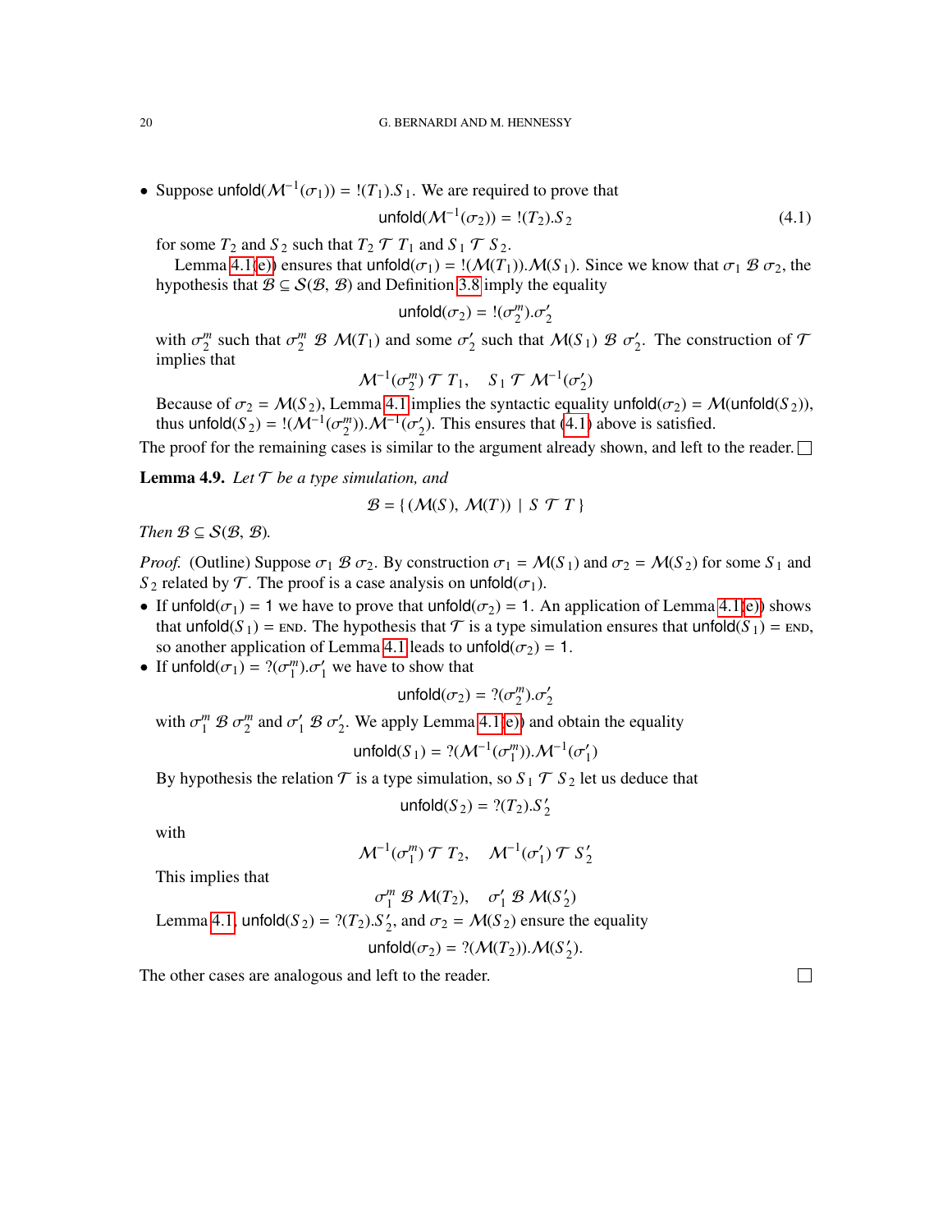- Suppose $\mathsf{unfold}(\mathcal{M}^{-1}(\sigma_1)) = !(T_1).S_1$. We are required to prove that
$$\mathsf{unfold}(\mathcal{M}^{-1}(\sigma_2)) = !(T_2).S_2 \tag{4.1}$$
for some $T_2$ and $S_2$ such that $T_2 \mathrel{\mathcal{T}} T_1$ and $S_1 \mathrel{\mathcal{T}} S_2$.

  Lemma 4.1(e)) ensures that $\mathsf{unfold}(\sigma_1) = !(\mathcal{M}(T_1)).\mathcal{M}(S_1)$. Since we know that $\sigma_1 \mathrel{\mathcal{B}} \sigma_2$, the hypothesis that $\mathcal{B} \subseteq \mathcal{S}(\mathcal{B}, \mathcal{B})$ and Definition 3.8 imply the equality
$$\mathsf{unfold}(\sigma_2) = !(\sigma_2^m).\sigma_2'$$
with $\sigma_2^m$ such that $\sigma_2^m \mathrel{\mathcal{B}} \mathcal{M}(T_1)$ and some $\sigma_2'$ such that $\mathcal{M}(S_1) \mathrel{\mathcal{B}} \sigma_2'$. The construction of $\mathcal{T}$ implies that
$$\mathcal{M}^{-1}(\sigma_2^m) \mathrel{\mathcal{T}} T_1, \quad S_1 \mathrel{\mathcal{T}} \mathcal{M}^{-1}(\sigma_2')$$
Because of $\sigma_2 = \mathcal{M}(S_2)$, Lemma 4.1 implies the syntactic equality $\mathsf{unfold}(\sigma_2) = \mathcal{M}(\mathsf{unfold}(S_2))$, thus $\mathsf{unfold}(S_2) = !(\mathcal{M}^{-1}(\sigma_2^m)).\mathcal{M}^{-1}(\sigma_2')$. This ensures that (4.1) above is satisfied.

The proof for the remaining cases is similar to the argument already shown, and left to the reader. □

**Lemma 4.9.** *Let $\mathcal{T}$ be a type simulation, and*
$$\mathcal{B} = \{\, (\mathcal{M}(S),\, \mathcal{M}(T)) \mid S \mathrel{\mathcal{T}} T \,\}$$
*Then $\mathcal{B} \subseteq \mathcal{S}(\mathcal{B}, \mathcal{B})$.*

*Proof.* (Outline) Suppose $\sigma_1 \mathrel{\mathcal{B}} \sigma_2$. By construction $\sigma_1 = \mathcal{M}(S_1)$ and $\sigma_2 = \mathcal{M}(S_2)$ for some $S_1$ and $S_2$ related by $\mathcal{T}$. The proof is a case analysis on $\mathsf{unfold}(\sigma_1)$.

- If $\mathsf{unfold}(\sigma_1) = \mathsf{1}$ we have to prove that $\mathsf{unfold}(\sigma_2) = \mathsf{1}$. An application of Lemma 4.1(e)) shows that $\mathsf{unfold}(S_1) = \textsc{end}$. The hypothesis that $\mathcal{T}$ is a type simulation ensures that $\mathsf{unfold}(S_1) = \textsc{end}$, so another application of Lemma 4.1 leads to $\mathsf{unfold}(\sigma_2) = \mathsf{1}$.
- If $\mathsf{unfold}(\sigma_1) = ?(\sigma_1^m).\sigma_1'$ we have to show that
$$\mathsf{unfold}(\sigma_2) = ?(\sigma_2^m).\sigma_2'$$
with $\sigma_1^m \mathrel{\mathcal{B}} \sigma_2^m$ and $\sigma_1' \mathrel{\mathcal{B}} \sigma_2'$. We apply Lemma 4.1(e)) and obtain the equality
$$\mathsf{unfold}(S_1) = ?(\mathcal{M}^{-1}(\sigma_1^m)).\mathcal{M}^{-1}(\sigma_1')$$
By hypothesis the relation $\mathcal{T}$ is a type simulation, so $S_1 \mathrel{\mathcal{T}} S_2$ let us deduce that
$$\mathsf{unfold}(S_2) = ?(T_2).S_2'$$
with
$$\mathcal{M}^{-1}(\sigma_1^m) \mathrel{\mathcal{T}} T_2, \quad \mathcal{M}^{-1}(\sigma_1') \mathrel{\mathcal{T}} S_2'$$
This implies that
$$\sigma_1^m \mathrel{\mathcal{B}} \mathcal{M}(T_2), \quad \sigma_1' \mathrel{\mathcal{B}} \mathcal{M}(S_2')$$
Lemma 4.1, $\mathsf{unfold}(S_2) = ?(T_2).S_2'$, and $\sigma_2 = \mathcal{M}(S_2)$ ensure the equality
$$\mathsf{unfold}(\sigma_2) = ?(\mathcal{M}(T_2)).\mathcal{M}(S_2').$$

The other cases are analogous and left to the reader. □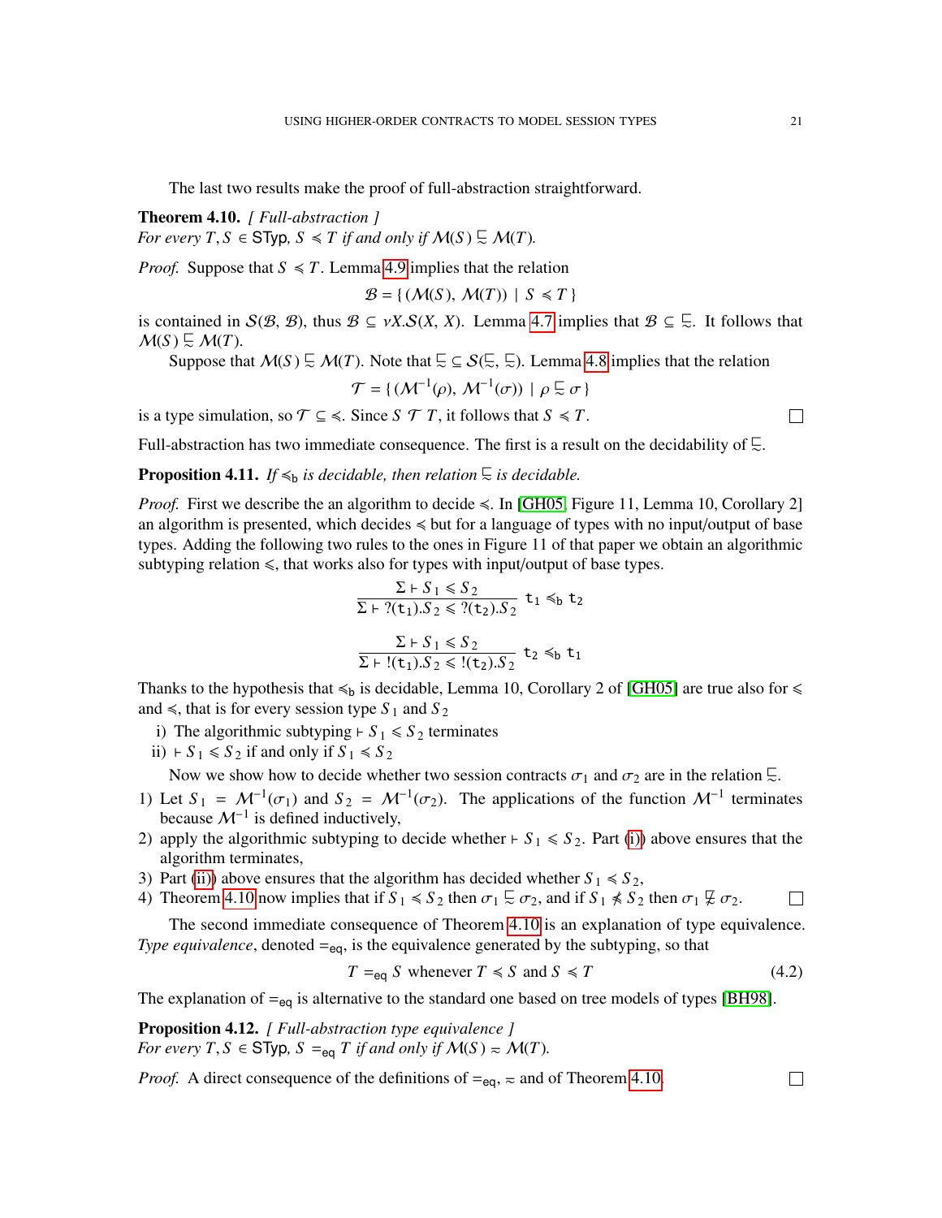The last two results make the proof of full-abstraction straightforward.

**Theorem 4.10.** *[ Full-abstraction ]*
*For every $T, S \in \mathsf{STyp}$, $S \preccurlyeq T$ if and only if $\mathcal{M}(S) \mathrel{\underset{\approx}{\sqsubset}} \mathcal{M}(T)$.*

*Proof.* Suppose that $S \preccurlyeq T$. Lemma 4.9 implies that the relation

$$\mathcal{B} = \{ (\mathcal{M}(S), \mathcal{M}(T)) \mid S \preccurlyeq T \}$$

is contained in $\mathcal{S}(\mathcal{B}, \mathcal{B})$, thus $\mathcal{B} \subseteq \nu X.\mathcal{S}(X, X)$. Lemma 4.7 implies that $\mathcal{B} \subseteq \mathrel{\underset{\approx}{\sqsubset}}$. It follows that $\mathcal{M}(S) \mathrel{\underset{\approx}{\sqsubset}} \mathcal{M}(T)$.

Suppose that $\mathcal{M}(S) \mathrel{\underset{\approx}{\sqsubset}} \mathcal{M}(T)$. Note that $\mathrel{\underset{\approx}{\sqsubset}} \subseteq \mathcal{S}(\mathrel{\underset{\approx}{\sqsubset}}, \mathrel{\underset{\approx}{\sqsubset}})$. Lemma 4.8 implies that the relation

$$\mathcal{T} = \{ (\mathcal{M}^{-1}(\rho), \mathcal{M}^{-1}(\sigma)) \mid \rho \mathrel{\underset{\approx}{\sqsubset}} \sigma \}$$

is a type simulation, so $\mathcal{T} \subseteq \preccurlyeq$. Since $S \;\mathcal{T}\; T$, it follows that $S \preccurlyeq T$. □

Full-abstraction has two immediate consequence. The first is a result on the decidability of $\mathrel{\underset{\approx}{\sqsubset}}$.

**Proposition 4.11.** *If $\preccurlyeq_{\mathsf{b}}$ is decidable, then relation $\mathrel{\underset{\approx}{\sqsubset}}$ is decidable.*

*Proof.* First we describe the an algorithm to decide $\preccurlyeq$. In [GH05, Figure 11, Lemma 10, Corollary 2] an algorithm is presented, which decides $\preccurlyeq$ but for a language of types with no input/output of base types. Adding the following two rules to the ones in Figure 11 of that paper we obtain an algorithmic subtyping relation $\leqslant$, that works also for types with input/output of base types.

$$\frac{\Sigma \vdash S_1 \leqslant S_2}{\Sigma \vdash ?(\mathtt{t}_1).S_2 \leqslant ?(\mathtt{t}_2).S_2}\ \mathtt{t}_1 \preccurlyeq_{\mathsf{b}} \mathtt{t}_2$$

$$\frac{\Sigma \vdash S_1 \leqslant S_2}{\Sigma \vdash !(\mathtt{t}_1).S_2 \leqslant !(\mathtt{t}_2).S_2}\ \mathtt{t}_2 \preccurlyeq_{\mathsf{b}} \mathtt{t}_1$$

Thanks to the hypothesis that $\preccurlyeq_{\mathsf{b}}$ is decidable, Lemma 10, Corollary 2 of [GH05] are true also for $\leqslant$ and $\preccurlyeq$, that is for every session type $S_1$ and $S_2$

i) The algorithmic subtyping $\vdash S_1 \leqslant S_2$ terminates
ii) $\vdash S_1 \leqslant S_2$ if and only if $S_1 \preccurlyeq S_2$

Now we show how to decide whether two session contracts $\sigma_1$ and $\sigma_2$ are in the relation $\mathrel{\underset{\approx}{\sqsubset}}$.

1) Let $S_1 = \mathcal{M}^{-1}(\sigma_1)$ and $S_2 = \mathcal{M}^{-1}(\sigma_2)$. The applications of the function $\mathcal{M}^{-1}$ terminates because $\mathcal{M}^{-1}$ is defined inductively,
2) apply the algorithmic subtyping to decide whether $\vdash S_1 \leqslant S_2$. Part (i) above ensures that the algorithm terminates,
3) Part (ii) above ensures that the algorithm has decided whether $S_1 \preccurlyeq S_2$,
4) Theorem 4.10 now implies that if $S_1 \preccurlyeq S_2$ then $\sigma_1 \mathrel{\underset{\approx}{\sqsubset}} \sigma_2$, and if $S_1 \not\preccurlyeq S_2$ then $\sigma_1 \not\mathrel{\underset{\approx}{\sqsubset}} \sigma_2$. □

The second immediate consequence of Theorem 4.10 is an explanation of type equivalence. *Type equivalence*, denoted $=_{\mathsf{eq}}$, is the equivalence generated by the subtyping, so that

$$T =_{\mathsf{eq}} S \text{ whenever } T \preccurlyeq S \text{ and } S \preccurlyeq T \tag{4.2}$$

The explanation of $=_{\mathsf{eq}}$ is alternative to the standard one based on tree models of types [BH98].

**Proposition 4.12.** *[ Full-abstraction type equivalence ]*
*For every $T, S \in \mathsf{STyp}$, $S =_{\mathsf{eq}} T$ if and only if $\mathcal{M}(S) \approx \mathcal{M}(T)$.*

*Proof.* A direct consequence of the definitions of $=_{\mathsf{eq}}$, $\approx$ and of Theorem 4.10. □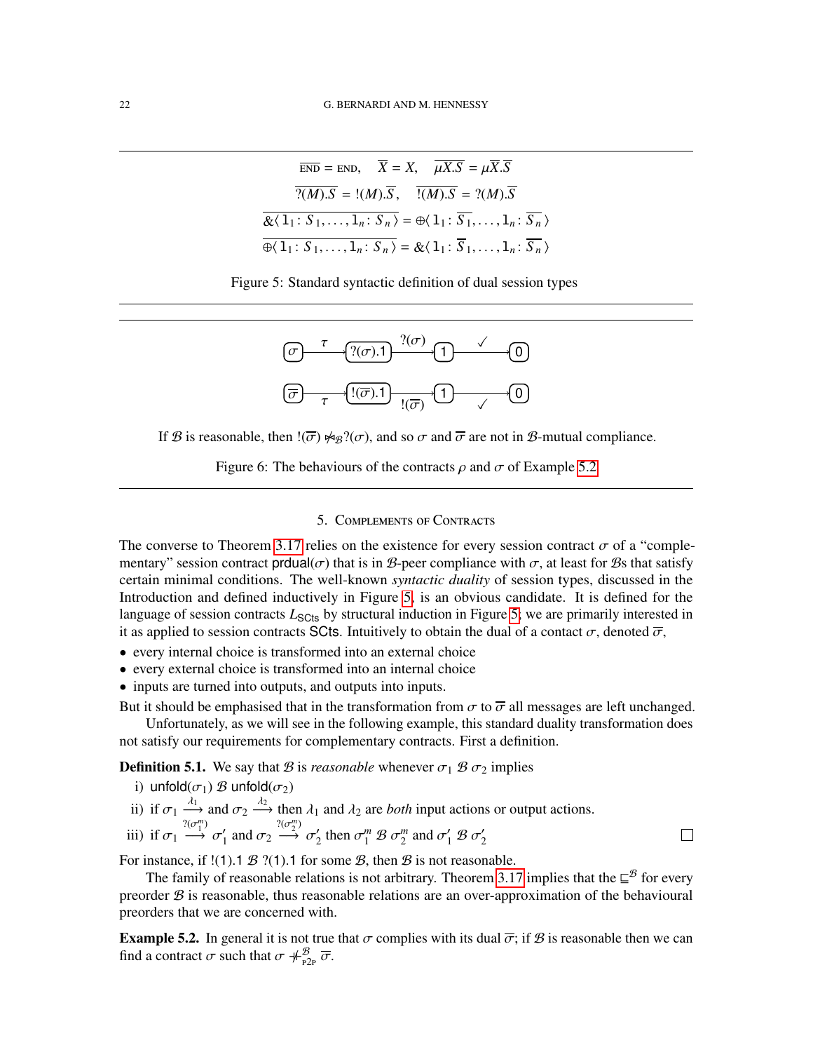$$\overline{\text{END}} = \text{END}, \quad \overline{X} = X, \quad \overline{\mu X.S} = \mu \overline{X}.\overline{S}$$

$$\overline{?(M).S} = !(M).\overline{S}, \quad \overline{!(M).S} = ?(M).\overline{S}$$

$$\overline{\&\langle \mathtt{l}_1 \colon S_1, \ldots, \mathtt{l}_n \colon S_n \rangle} = \oplus\langle \mathtt{l}_1 \colon \overline{S_1}, \ldots, \mathtt{l}_n \colon \overline{S_n} \rangle$$

$$\overline{\oplus\langle \mathtt{l}_1 \colon S_1, \ldots, \mathtt{l}_n \colon S_n \rangle} = \&\langle \mathtt{l}_1 \colon \overline{S_1}, \ldots, \mathtt{l}_n \colon \overline{S_n} \rangle$$

Figure 5: Standard syntactic definition of dual session types

$$\sigma \xrightarrow{\tau} ?(\sigma).1 \xrightarrow{?(\sigma)} 1 \xrightarrow{\checkmark} 0$$

$$\overline{\sigma} \xrightarrow{\tau} !(\overline{\sigma}).1 \xrightarrow{!(\overline{\sigma})} 1 \xrightarrow{\checkmark} 0$$

If $\mathcal{B}$ is reasonable, then $!(\overline{\sigma}) \not\!\!\mathcal{B}\, ?(\sigma)$, and so $\sigma$ and $\overline{\sigma}$ are not in $\mathcal{B}$-mutual compliance.

Figure 6: The behaviours of the contracts $\rho$ and $\sigma$ of Example 5.2

## 5. Complements of Contracts

The converse to Theorem 3.17 relies on the existence for every session contract $\sigma$ of a "complementary" session contract $\mathsf{prdual}(\sigma)$ that is in $\mathcal{B}$-peer compliance with $\sigma$, at least for $\mathcal{B}$s that satisfy certain minimal conditions. The well-known *syntactic duality* of session types, discussed in the Introduction and defined inductively in Figure 5, is an obvious candidate. It is defined for the language of session contracts $L_{\mathsf{SCts}}$ by structural induction in Figure 5; we are primarily interested in it as applied to session contracts $\mathsf{SCts}$. Intuitively to obtain the dual of a contact $\sigma$, denoted $\overline{\sigma}$,

- every internal choice is transformed into an external choice
- every external choice is transformed into an internal choice
- inputs are turned into outputs, and outputs into inputs.

But it should be emphasised that in the transformation from $\sigma$ to $\overline{\sigma}$ all messages are left unchanged.

Unfortunately, as we will see in the following example, this standard duality transformation does not satisfy our requirements for complementary contracts. First a definition.

**Definition 5.1.** We say that $\mathcal{B}$ is *reasonable* whenever $\sigma_1 \;\mathcal{B}\; \sigma_2$ implies

i) $\mathsf{unfold}(\sigma_1) \;\mathcal{B}\; \mathsf{unfold}(\sigma_2)$

ii) if $\sigma_1 \xrightarrow{\lambda_1}$ and $\sigma_2 \xrightarrow{\lambda_2}$ then $\lambda_1$ and $\lambda_2$ are *both* input actions or output actions.

iii) if $\sigma_1 \xrightarrow{?(\sigma_1^m)} \sigma_1'$ and $\sigma_2 \xrightarrow{?(\sigma_2^m)} \sigma_2'$ then $\sigma_1^m \;\mathcal{B}\; \sigma_2^m$ and $\sigma_1' \;\mathcal{B}\; \sigma_2'$ $\square$

For instance, if $!(1).1 \;\mathcal{B}\; ?(1).1$ for some $\mathcal{B}$, then $\mathcal{B}$ is not reasonable.

The family of reasonable relations is not arbitrary. Theorem 3.17 implies that the $\sqsubseteq^{\mathcal{B}}$ for every preorder $\mathcal{B}$ is reasonable, thus reasonable relations are an over-approximation of the behavioural preorders that we are concerned with.

**Example 5.2.** In general it is not true that $\sigma$ complies with its dual $\overline{\sigma}$; if $\mathcal{B}$ is reasonable then we can find a contract $\sigma$ such that $\sigma \not\dashv^{\mathcal{B}}_{\text{P2P}} \overline{\sigma}$.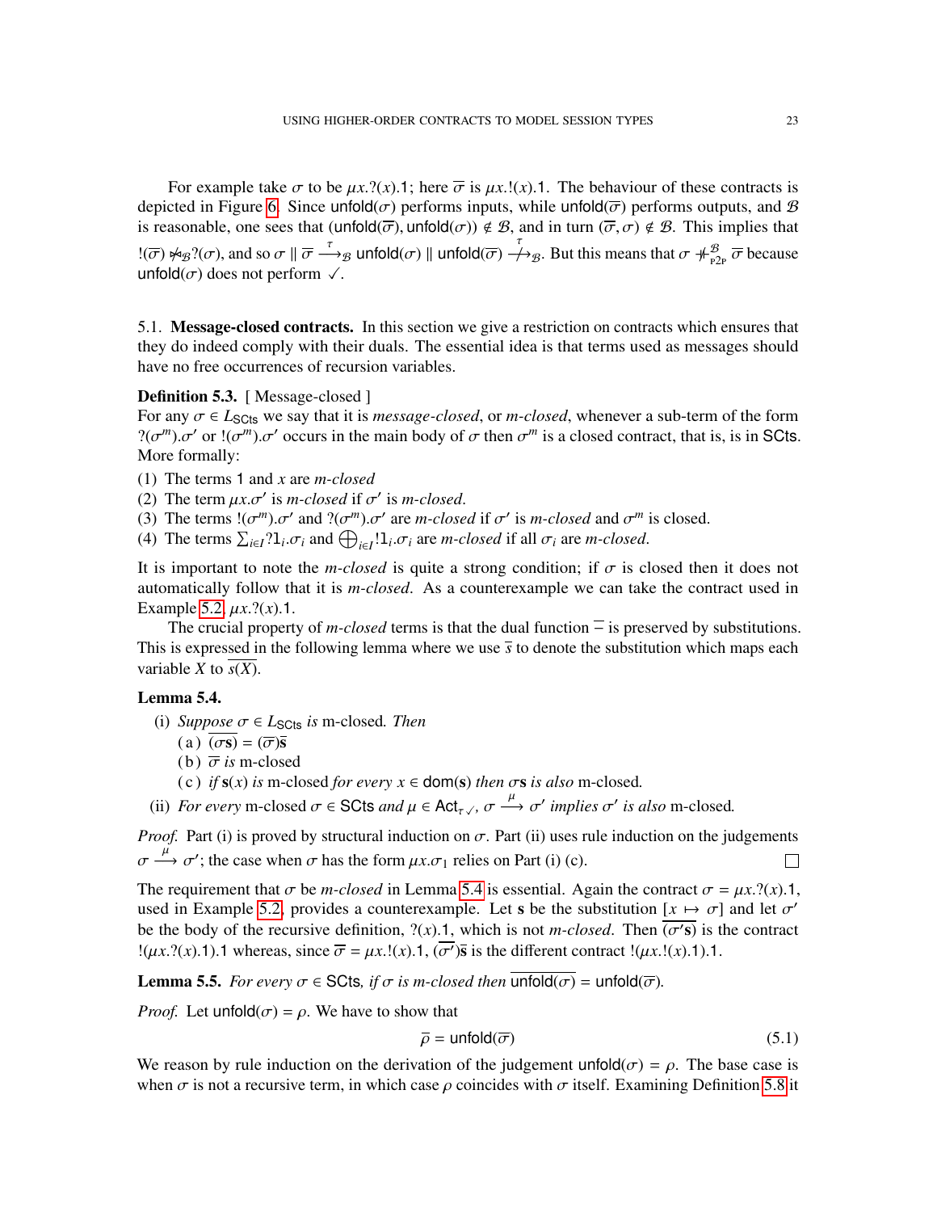For example take $\sigma$ to be $\mu x.?(x).1$; here $\overline{\sigma}$ is $\mu x.!(x).1$. The behaviour of these contracts is depicted in Figure 6. Since $\mathsf{unfold}(\sigma)$ performs inputs, while $\mathsf{unfold}(\overline{\sigma})$ performs outputs, and $\mathcal{B}$ is reasonable, one sees that $(\mathsf{unfold}(\overline{\sigma}), \mathsf{unfold}(\sigma)) \notin \mathcal{B}$, and in turn $(\overline{\sigma}, \sigma) \notin \mathcal{B}$. This implies that $!(\overline{\sigma}) \not\bowtie_{\mathcal{B}} ?(\sigma)$, and so $\sigma \parallel \overline{\sigma} \xrightarrow{\tau}_{\mathcal{B}} \mathsf{unfold}(\sigma) \parallel \mathsf{unfold}(\overline{\sigma}) \stackrel{\tau}{\not\longrightarrow}_{\mathcal{B}}$. But this means that $\sigma \not\dashv^{\mathcal{B}}_{\text{P2P}} \overline{\sigma}$ because $\mathsf{unfold}(\sigma)$ does not perform $\checkmark$.

5.1. **Message-closed contracts.** In this section we give a restriction on contracts which ensures that they do indeed comply with their duals. The essential idea is that terms used as messages should have no free occurrences of recursion variables.

**Definition 5.3.** [ Message-closed ]
For any $\sigma \in L_{\mathsf{SCts}}$ we say that it is *message-closed*, or *m-closed*, whenever a sub-term of the form $?(\sigma^m).\sigma'$ or $!(\sigma^m).\sigma'$ occurs in the main body of $\sigma$ then $\sigma^m$ is a closed contract, that is, is in $\mathsf{SCts}$. More formally:

(1) The terms $1$ and $x$ are *m-closed*
(2) The term $\mu x.\sigma'$ is *m-closed* if $\sigma'$ is *m-closed*.
(3) The terms $!(\sigma^m).\sigma'$ and $?(\sigma^m).\sigma'$ are *m-closed* if $\sigma'$ is *m-closed* and $\sigma^m$ is closed.
(4) The terms $\sum_{i\in I} ?1_i.\sigma_i$ and $\bigoplus_{i\in I} !1_i.\sigma_i$ are *m-closed* if all $\sigma_i$ are *m-closed*.

It is important to note the *m-closed* is quite a strong condition; if $\sigma$ is closed then it does not automatically follow that it is *m-closed*. As a counterexample we can take the contract used in Example 5.2, $\mu x.?(x).1$.

The crucial property of *m-closed* terms is that the dual function $\overline{\phantom{x}}$ is preserved by substitutions. This is expressed in the following lemma where we use $\overline{s}$ to denote the substitution which maps each variable $X$ to $\overline{s(X)}$.

**Lemma 5.4.**
(i) *Suppose* $\sigma \in L_{\mathsf{SCts}}$ *is* m-closed*. Then*
 (a) $\overline{(\sigma\mathbf{s})} = (\overline{\sigma})\overline{\mathbf{s}}$
 (b) $\overline{\sigma}$ *is* m-closed
 (c) *if* $\mathbf{s}(x)$ *is* m-closed *for every* $x \in \mathsf{dom}(\mathbf{s})$ *then* $\sigma\mathbf{s}$ *is also* m-closed*.*
(ii) *For every* m-closed $\sigma \in \mathsf{SCts}$ *and* $\mu \in \mathsf{Act}_{\tau\checkmark}$, $\sigma \xrightarrow{\mu} \sigma'$ *implies* $\sigma'$ *is also* m-closed*.*

*Proof.* Part (i) is proved by structural induction on $\sigma$. Part (ii) uses rule induction on the judgements $\sigma \xrightarrow{\mu} \sigma'$; the case when $\sigma$ has the form $\mu x.\sigma_1$ relies on Part (i) (c). □

The requirement that $\sigma$ be *m-closed* in Lemma 5.4 is essential. Again the contract $\sigma = \mu x.?(x).1$, used in Example 5.2, provides a counterexample. Let $\mathbf{s}$ be the substitution $[x \mapsto \sigma]$ and let $\sigma'$ be the body of the recursive definition, $?(x).1$, which is not *m-closed*. Then $\overline{(\sigma'\mathbf{s})}$ is the contract $!(\mu x.?(x).1).1$ whereas, since $\overline{\sigma} = \mu x.!(x).1$, $(\overline{\sigma'})\overline{\mathbf{s}}$ is the different contract $!(\mu x.!(x).1).1$.

**Lemma 5.5.** *For every* $\sigma \in \mathsf{SCts}$*, if* $\sigma$ *is m-closed then* $\overline{\mathsf{unfold}(\sigma)} = \mathsf{unfold}(\overline{\sigma})$*.*

*Proof.* Let $\mathsf{unfold}(\sigma) = \rho$. We have to show that

$$\overline{\rho} = \mathsf{unfold}(\overline{\sigma}) \tag{5.1}$$

We reason by rule induction on the derivation of the judgement $\mathsf{unfold}(\sigma) = \rho$. The base case is when $\sigma$ is not a recursive term, in which case $\rho$ coincides with $\sigma$ itself. Examining Definition 5.8 it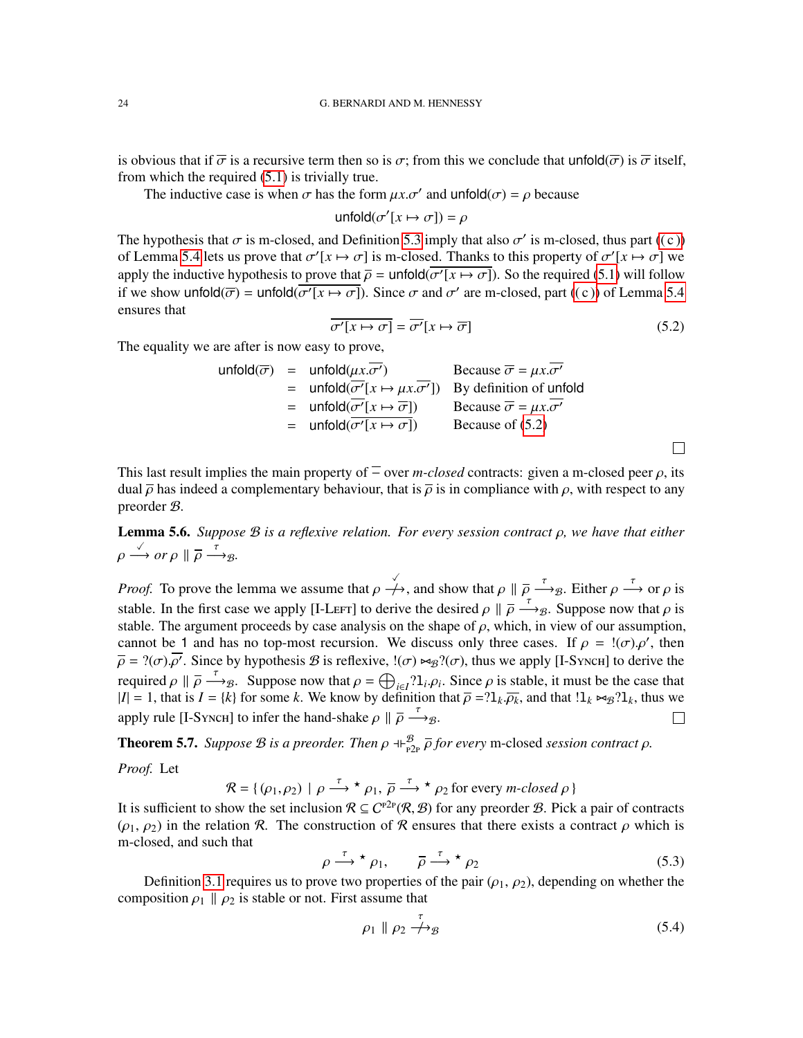is obvious that if $\overline{\sigma}$ is a recursive term then so is $\sigma$; from this we conclude that $\mathsf{unfold}(\overline{\sigma})$ is $\overline{\sigma}$ itself, from which the required (5.1) is trivially true.

The inductive case is when $\sigma$ has the form $\mu x.\sigma'$ and $\mathsf{unfold}(\sigma) = \rho$ because

$$\mathsf{unfold}(\sigma'[x \mapsto \sigma]) = \rho$$

The hypothesis that $\sigma$ is m-closed, and Definition 5.3 imply that also $\sigma'$ is m-closed, thus part (c) of Lemma 5.4 lets us prove that $\sigma'[x \mapsto \sigma]$ is m-closed. Thanks to this property of $\sigma'[x \mapsto \sigma]$ we apply the inductive hypothesis to prove that $\overline{\rho} = \mathsf{unfold}(\overline{\sigma'[x \mapsto \sigma]})$. So the required (5.1) will follow if we show $\mathsf{unfold}(\overline{\sigma}) = \mathsf{unfold}(\overline{\sigma'[x \mapsto \sigma]})$. Since $\sigma$ and $\sigma'$ are m-closed, part (c) of Lemma 5.4 ensures that

$$\overline{\sigma'[x \mapsto \sigma]} = \overline{\sigma'}[x \mapsto \overline{\sigma}] \tag{5.2}$$

The equality we are after is now easy to prove,

$$
\begin{array}{rcll}
\mathsf{unfold}(\overline{\sigma}) & = & \mathsf{unfold}(\mu x.\overline{\sigma'}) & \text{Because } \overline{\sigma} = \mu x.\overline{\sigma'} \\
& = & \mathsf{unfold}(\overline{\sigma'}[x \mapsto \mu x.\overline{\sigma'}]) & \text{By definition of } \mathsf{unfold} \\
& = & \mathsf{unfold}(\overline{\sigma'}[x \mapsto \overline{\sigma}]) & \text{Because } \overline{\sigma} = \mu x.\overline{\sigma'} \\
& = & \mathsf{unfold}(\overline{\sigma'[x \mapsto \sigma]}) & \text{Because of (5.2)}
\end{array}
$$

□

This last result implies the main property of $\overline{\phantom{x}}$ over *m-closed* contracts: given a m-closed peer $\rho$, its dual $\overline{\rho}$ has indeed a complementary behaviour, that is $\overline{\rho}$ is in compliance with $\rho$, with respect to any preorder $\mathcal{B}$.

**Lemma 5.6.** *Suppose $\mathcal{B}$ is a reflexive relation. For every session contract $\rho$, we have that either $\rho \xrightarrow{\checkmark}$ or $\rho \parallel \overline{\rho} \xrightarrow{\tau}_{\mathcal{B}}$.*

*Proof.* To prove the lemma we assume that $\rho \not\xrightarrow{\checkmark}$, and show that $\rho \parallel \overline{\rho} \xrightarrow{\tau}_{\mathcal{B}}$. Either $\rho \xrightarrow{\tau}$ or $\rho$ is stable. In the first case we apply [I-Left] to derive the desired $\rho \parallel \overline{\rho} \xrightarrow{\tau}_{\mathcal{B}}$. Suppose now that $\rho$ is stable. The argument proceeds by case analysis on the shape of $\rho$, which, in view of our assumption, cannot be $1$ and has no top-most recursion. We discuss only three cases. If $\rho = !(\sigma).\rho'$, then $\overline{\rho} = ?(\sigma).\overline{\rho'}$. Since by hypothesis $\mathcal{B}$ is reflexive, $!(\sigma) \bowtie_{\mathcal{B}} ?(\sigma)$, thus we apply [I-Synch] to derive the required $\rho \parallel \overline{\rho} \xrightarrow{\tau}_{\mathcal{B}}$. Suppose now that $\rho = \bigoplus_{i \in I} ?\mathtt{l}_i.\rho_i$. Since $\rho$ is stable, it must be the case that $|I| = 1$, that is $I = \{k\}$ for some $k$. We know by definition that $\overline{\rho} = ?\mathtt{l}_k.\overline{\rho_k}$, and that $!\mathtt{l}_k \bowtie_{\mathcal{B}} ?\mathtt{l}_k$, thus we apply rule [I-Synch] to infer the hand-shake $\rho \parallel \overline{\rho} \xrightarrow{\tau}_{\mathcal{B}}$. □

**Theorem 5.7.** *Suppose $\mathcal{B}$ is a preorder. Then $\rho \dashv\vdash^{\mathcal{B}}_{\mathrm{p2p}} \overline{\rho}$ for every* m-closed *session contract $\rho$.*

*Proof.* Let

$$\mathcal{R} = \{\, (\rho_1, \rho_2) \mid \rho \xrightarrow{\tau}{}^{\star} \rho_1,\ \overline{\rho} \xrightarrow{\tau}{}^{\star} \rho_2 \text{ for every } \textit{m-closed}\ \rho \,\}$$

It is sufficient to show the set inclusion $\mathcal{R} \subseteq \mathcal{C}^{\mathrm{p2p}}(\mathcal{R}, \mathcal{B})$ for any preorder $\mathcal{B}$. Pick a pair of contracts $(\rho_1, \rho_2)$ in the relation $\mathcal{R}$. The construction of $\mathcal{R}$ ensures that there exists a contract $\rho$ which is m-closed, and such that

$$\rho \xrightarrow{\tau}{}^{\star} \rho_1, \qquad \overline{\rho} \xrightarrow{\tau}{}^{\star} \rho_2 \tag{5.3}$$

Definition 3.1 requires us to prove two properties of the pair $(\rho_1, \rho_2)$, depending on whether the composition $\rho_1 \parallel \rho_2$ is stable or not. First assume that

$$\rho_1 \parallel \rho_2 \not\xrightarrow{\tau}_{\mathcal{B}} \tag{5.4}$$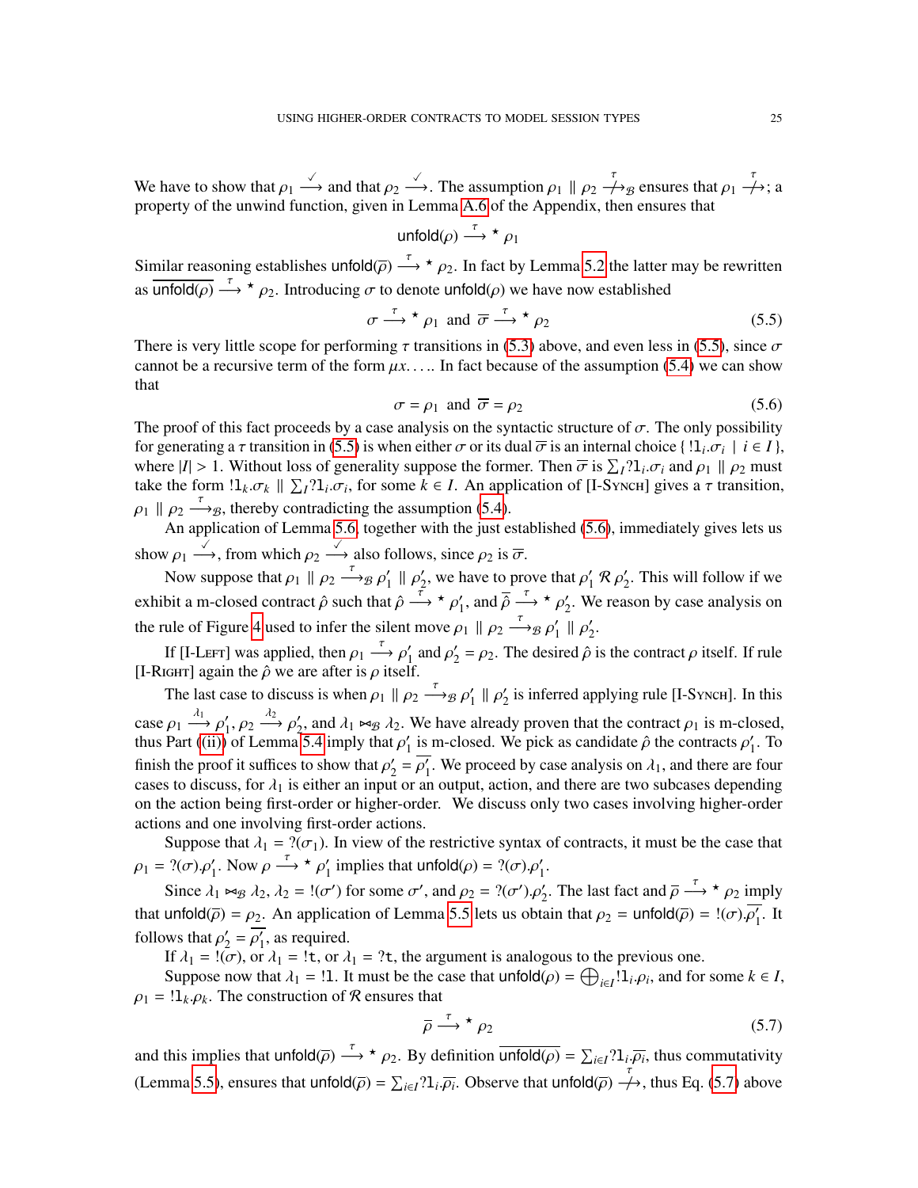We have to show that $\rho_1 \xrightarrow{\checkmark}$ and that $\rho_2 \xrightarrow{\checkmark}$. The assumption $\rho_1 \parallel \rho_2 \stackrel{\tau}{\not\longrightarrow}_{\mathcal{B}}$ ensures that $\rho_1 \stackrel{\tau}{\not\longrightarrow}$; a property of the unwind function, given in Lemma A.6 of the Appendix, then ensures that

$$\mathsf{unfold}(\rho) \xrightarrow{\tau}{}^{\star} \rho_1$$

Similar reasoning establishes $\mathsf{unfold}(\overline{\rho}) \xrightarrow{\tau}{}^{\star} \rho_2$. In fact by Lemma 5.2 the latter may be rewritten as $\overline{\mathsf{unfold}(\rho)} \xrightarrow{\tau}{}^{\star} \rho_2$. Introducing $\sigma$ to denote $\mathsf{unfold}(\rho)$ we have now established

$$\sigma \xrightarrow{\tau}{}^{\star} \rho_1 \text{ and } \overline{\sigma} \xrightarrow{\tau}{}^{\star} \rho_2 \tag{5.5}$$

There is very little scope for performing $\tau$ transitions in (5.3) above, and even less in (5.5), since $\sigma$ cannot be a recursive term of the form $\mu x. \ldots$. In fact because of the assumption (5.4) we can show that

$$\sigma = \rho_1 \text{ and } \overline{\sigma} = \rho_2 \tag{5.6}$$

The proof of this fact proceeds by a case analysis on the syntactic structure of $\sigma$. The only possibility for generating a $\tau$ transition in (5.5) is when either $\sigma$ or its dual $\overline{\sigma}$ is an internal choice $\{\, !\mathtt{l}_i.\sigma_i \mid i \in I \,\}$, where $|I| > 1$. Without loss of generality suppose the former. Then $\overline{\sigma}$ is $\sum_I ?\mathtt{l}_i.\sigma_i$ and $\rho_1 \parallel \rho_2$ must take the form $!\mathtt{l}_k.\sigma_k \parallel \sum_I ?\mathtt{l}_i.\sigma_i$, for some $k \in I$. An application of [I-Synch] gives a $\tau$ transition, $\rho_1 \parallel \rho_2 \xrightarrow{\tau}_{\mathcal{B}}$, thereby contradicting the assumption (5.4).

An application of Lemma 5.6, together with the just established (5.6), immediately gives lets us show $\rho_1 \xrightarrow{\checkmark}$, from which $\rho_2 \xrightarrow{\checkmark}$ also follows, since $\rho_2$ is $\overline{\sigma}$.

Now suppose that $\rho_1 \parallel \rho_2 \xrightarrow{\tau}_{\mathcal{B}} \rho_1' \parallel \rho_2'$, we have to prove that $\rho_1' \mathrel{\mathcal{R}} \rho_2'$. This will follow if we exhibit a m-closed contract $\hat{\rho}$ such that $\hat{\rho} \xrightarrow{\tau}{}^{\star} \rho_1'$, and $\overline{\hat{\rho}} \xrightarrow{\tau}{}^{\star} \rho_2'$. We reason by case analysis on the rule of Figure 4 used to infer the silent move $\rho_1 \parallel \rho_2 \xrightarrow{\tau}_{\mathcal{B}} \rho_1' \parallel \rho_2'$.

If [I-Left] was applied, then $\rho_1 \xrightarrow{\tau} \rho_1'$ and $\rho_2' = \rho_2$. The desired $\hat{\rho}$ is the contract $\rho$ itself. If rule [I-Right] again the $\hat{\rho}$ we are after is $\rho$ itself.

The last case to discuss is when $\rho_1 \parallel \rho_2 \xrightarrow{\tau}_{\mathcal{B}} \rho_1' \parallel \rho_2'$ is inferred applying rule [I-Synch]. In this case $\rho_1 \xrightarrow{\lambda_1} \rho_1'$, $\rho_2 \xrightarrow{\lambda_2} \rho_2'$, and $\lambda_1 \bowtie_{\mathcal{B}} \lambda_2$. We have already proven that the contract $\rho_1$ is m-closed, thus Part (ii) of Lemma 5.4 imply that $\rho_1'$ is m-closed. We pick as candidate $\hat{\rho}$ the contracts $\rho_1'$. To finish the proof it suffices to show that $\rho_2' = \overline{\rho_1'}$. We proceed by case analysis on $\lambda_1$, and there are four cases to discuss, for $\lambda_1$ is either an input or an output, action, and there are two subcases depending on the action being first-order or higher-order. We discuss only two cases involving higher-order actions and one involving first-order actions.

Suppose that $\lambda_1 = ?(\sigma_1)$. In view of the restrictive syntax of contracts, it must be the case that $\rho_1 = ?(\sigma).\rho_1'$. Now $\rho \xrightarrow{\tau}{}^{\star} \rho_1'$ implies that $\mathsf{unfold}(\rho) = ?(\sigma).\rho_1'$.

Since $\lambda_1 \bowtie_{\mathcal{B}} \lambda_2$, $\lambda_2 = !(\sigma')$ for some $\sigma'$, and $\rho_2 = ?(\sigma').\rho_2'$. The last fact and $\overline{\rho} \xrightarrow{\tau}{}^{\star} \rho_2$ imply that $\mathsf{unfold}(\overline{\rho}) = \rho_2$. An application of Lemma 5.5 lets us obtain that $\rho_2 = \mathsf{unfold}(\overline{\rho}) = !(\sigma).\overline{\rho_1'}$. It follows that $\rho_2' = \overline{\rho_1'}$, as required.

If $\lambda_1 = !(\sigma)$, or $\lambda_1 = !\mathtt{t}$, or $\lambda_1 = ?\mathtt{t}$, the argument is analogous to the previous one.

Suppose now that $\lambda_1 = !\mathtt{l}$. It must be the case that $\mathsf{unfold}(\rho) = \bigoplus_{i \in I} !\mathtt{l}_i.\rho_i$, and for some $k \in I$, $\rho_1 = !\mathtt{l}_k.\rho_k$. The construction of $\mathcal{R}$ ensures that

$$\overline{\rho} \xrightarrow{\tau}{}^{\star} \rho_2 \tag{5.7}$$

and this implies that $\mathsf{unfold}(\overline{\rho}) \xrightarrow{\tau}{}^{\star} \rho_2$. By definition $\overline{\mathsf{unfold}(\rho)} = \sum_{i \in I} ?\mathtt{l}_i.\overline{\rho_i}$, thus commutativity (Lemma 5.5), ensures that $\mathsf{unfold}(\overline{\rho}) = \sum_{i \in I} ?\mathtt{l}_i.\overline{\rho_i}$. Observe that $\mathsf{unfold}(\overline{\rho}) \stackrel{\tau}{\not\longrightarrow}$, thus Eq. (5.7) above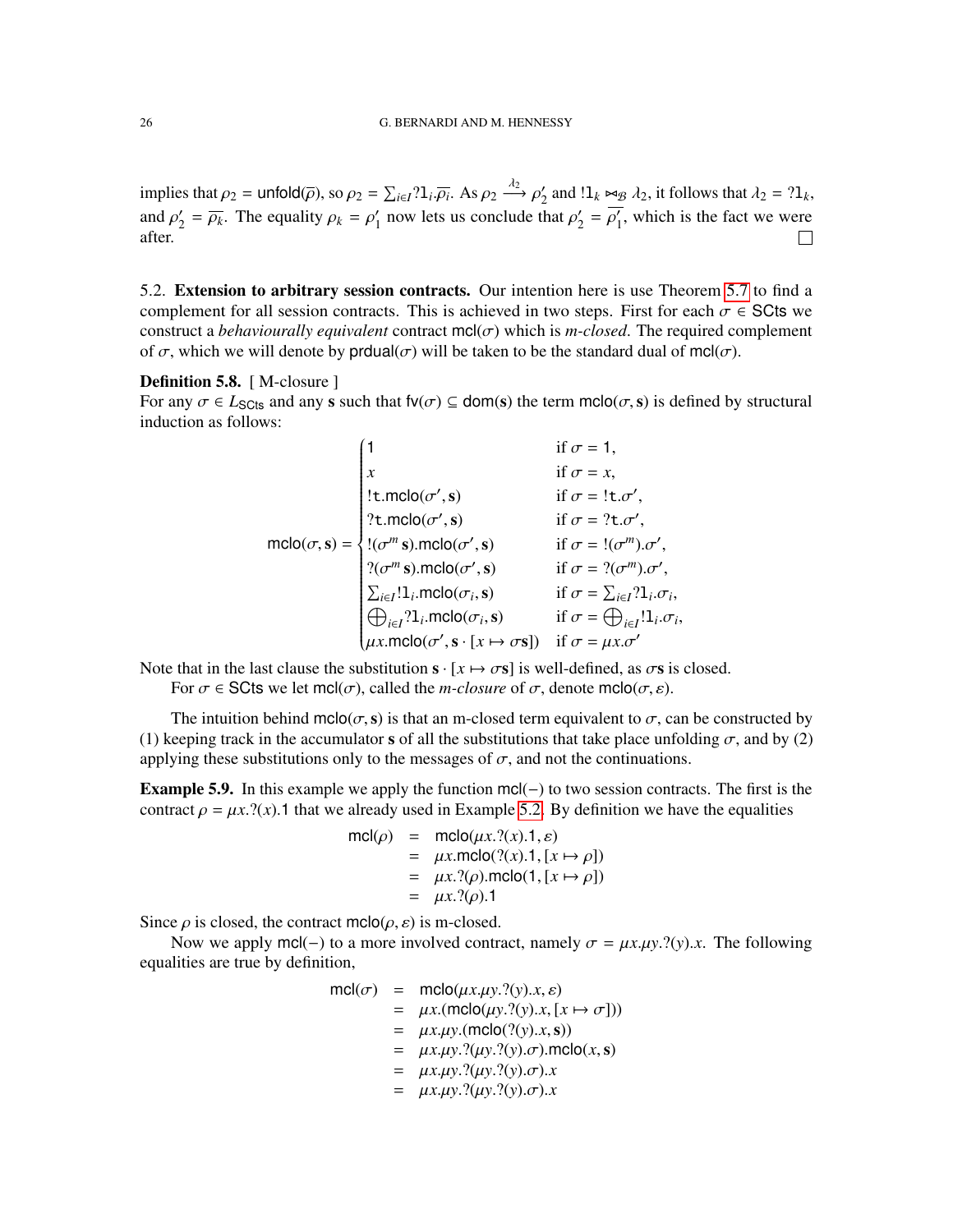implies that $\rho_2 = \mathsf{unfold}(\overline{\rho})$, so $\rho_2 = \sum_{i \in I} ?\mathtt{l}_i.\overline{\rho_i}$. As $\rho_2 \xrightarrow{\lambda_2} \rho_2'$ and $!\mathtt{l}_k \bowtie_{\mathcal{B}} \lambda_2$, it follows that $\lambda_2 = ?\mathtt{l}_k$, and $\rho_2' = \overline{\rho_k}$. The equality $\rho_k = \rho_1'$ now lets us conclude that $\rho_2' = \overline{\rho_1'}$, which is the fact we were after. □

5.2. **Extension to arbitrary session contracts.** Our intention here is use Theorem 5.7 to find a complement for all session contracts. This is achieved in two steps. First for each $\sigma \in \mathsf{SCts}$ we construct a *behaviourally equivalent* contract $\mathsf{mcl}(\sigma)$ which is *m-closed*. The required complement of $\sigma$, which we will denote by $\mathsf{prdual}(\sigma)$ will be taken to be the standard dual of $\mathsf{mcl}(\sigma)$.

**Definition 5.8.** [ M-closure ]
For any $\sigma \in L_{\mathsf{SCts}}$ and any $\mathbf{s}$ such that $\mathsf{fv}(\sigma) \subseteq \mathsf{dom}(\mathbf{s})$ the term $\mathsf{mclo}(\sigma, \mathbf{s})$ is defined by structural induction as follows:

$$
\mathsf{mclo}(\sigma, \mathbf{s}) = \begin{cases}
1 & \text{if } \sigma = 1, \\
x & \text{if } \sigma = x, \\
!\mathtt{t}.\mathsf{mclo}(\sigma', \mathbf{s}) & \text{if } \sigma = !\mathtt{t}.\sigma', \\
?\mathtt{t}.\mathsf{mclo}(\sigma', \mathbf{s}) & \text{if } \sigma = ?\mathtt{t}.\sigma', \\
!(\sigma^m\,\mathbf{s}).\mathsf{mclo}(\sigma', \mathbf{s}) & \text{if } \sigma = !(\sigma^m).\sigma', \\
?(\sigma^m\,\mathbf{s}).\mathsf{mclo}(\sigma', \mathbf{s}) & \text{if } \sigma = ?(\sigma^m).\sigma', \\
\sum_{i \in I} !\mathtt{l}_i.\mathsf{mclo}(\sigma_i, \mathbf{s}) & \text{if } \sigma = \sum_{i \in I} ?\mathtt{l}_i.\sigma_i, \\
\bigoplus_{i \in I} ?\mathtt{l}_i.\mathsf{mclo}(\sigma_i, \mathbf{s}) & \text{if } \sigma = \bigoplus_{i \in I} !\mathtt{l}_i.\sigma_i, \\
\mu x.\mathsf{mclo}(\sigma', \mathbf{s} \cdot [x \mapsto \sigma\mathbf{s}]) & \text{if } \sigma = \mu x.\sigma'
\end{cases}
$$

Note that in the last clause the substitution $\mathbf{s} \cdot [x \mapsto \sigma\mathbf{s}]$ is well-defined, as $\sigma\mathbf{s}$ is closed.

For $\sigma \in \mathsf{SCts}$ we let $\mathsf{mcl}(\sigma)$, called the *m-closure* of $\sigma$, denote $\mathsf{mclo}(\sigma, \varepsilon)$.

The intuition behind $\mathsf{mclo}(\sigma, \mathbf{s})$ is that an m-closed term equivalent to $\sigma$, can be constructed by (1) keeping track in the accumulator $\mathbf{s}$ of all the substitutions that take place unfolding $\sigma$, and by (2) applying these substitutions only to the messages of $\sigma$, and not the continuations.

**Example 5.9.** In this example we apply the function $\mathsf{mcl}(-)$ to two session contracts. The first is the contract $\rho = \mu x.?(x).1$ that we already used in Example 5.2. By definition we have the equalities

$$
\begin{aligned}
\mathsf{mcl}(\rho) &= \mathsf{mclo}(\mu x.?(x).1, \varepsilon) \\
&= \mu x.\mathsf{mclo}(?(x).1, [x \mapsto \rho]) \\
&= \mu x.?(\rho).\mathsf{mclo}(1, [x \mapsto \rho]) \\
&= \mu x.?(\rho).1
\end{aligned}
$$

Since $\rho$ is closed, the contract $\mathsf{mclo}(\rho, \varepsilon)$ is m-closed.

Now we apply $\mathsf{mcl}(-)$ to a more involved contract, namely $\sigma = \mu x.\mu y.?(y).x$. The following equalities are true by definition,

$$
\begin{aligned}
\mathsf{mcl}(\sigma) &= \mathsf{mclo}(\mu x.\mu y.?(y).x, \varepsilon) \\
&= \mu x.(\mathsf{mclo}(\mu y.?(y).x, [x \mapsto \sigma])) \\
&= \mu x.\mu y.(\mathsf{mclo}(?(y).x, \mathbf{s})) \\
&= \mu x.\mu y.?(\mu y.?(y).\sigma).\mathsf{mclo}(x, \mathbf{s}) \\
&= \mu x.\mu y.?(\mu y.?(y).\sigma).x \\
&= \mu x.\mu y.?(\mu y.?(y).\sigma).x
\end{aligned}
$$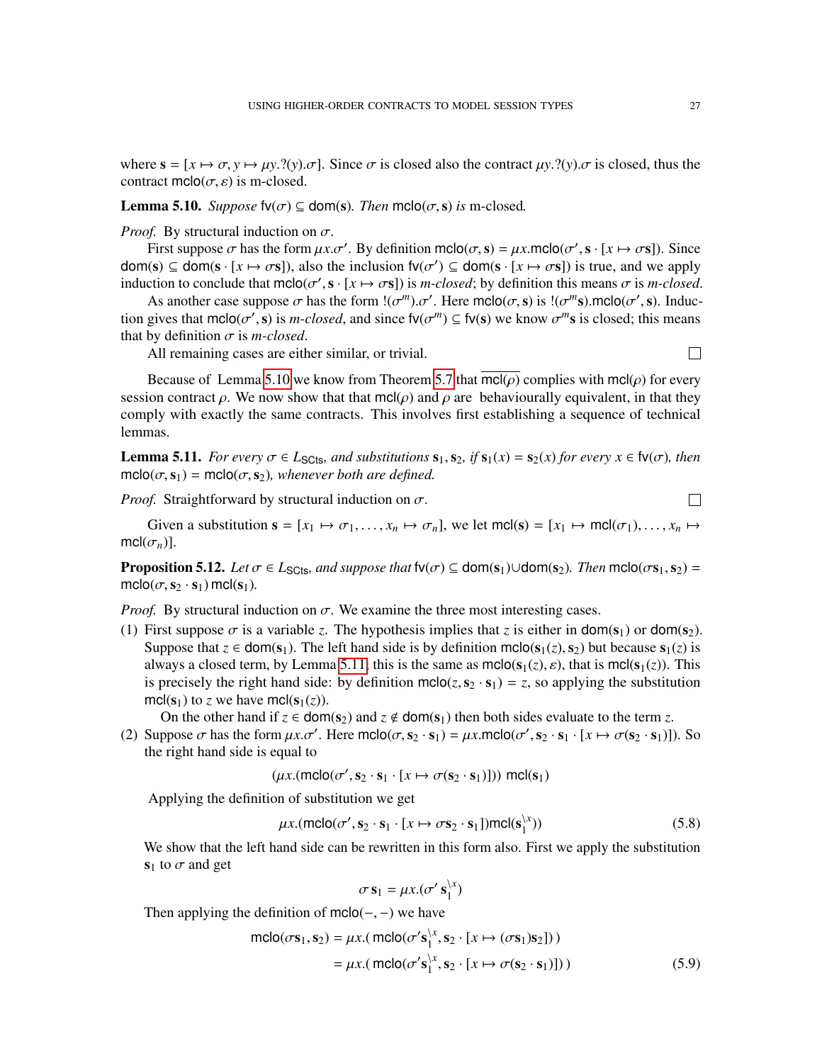where $\mathbf{s} = [x \mapsto \sigma, y \mapsto \mu y.?(y).\sigma]$. Since $\sigma$ is closed also the contract $\mu y.?(y).\sigma$ is closed, thus the contract $\mathsf{mclo}(\sigma, \varepsilon)$ is m-closed.

**Lemma 5.10.** *Suppose* $\mathsf{fv}(\sigma) \subseteq \mathsf{dom}(\mathbf{s})$*. Then* $\mathsf{mclo}(\sigma, \mathbf{s})$ *is* m-closed*.*

*Proof.* By structural induction on $\sigma$.

First suppose $\sigma$ has the form $\mu x.\sigma'$. By definition $\mathsf{mclo}(\sigma, \mathbf{s}) = \mu x.\mathsf{mclo}(\sigma', \mathbf{s} \cdot [x \mapsto \sigma\mathbf{s}])$. Since $\mathsf{dom}(\mathbf{s}) \subseteq \mathsf{dom}(\mathbf{s} \cdot [x \mapsto \sigma\mathbf{s}])$, also the inclusion $\mathsf{fv}(\sigma') \subseteq \mathsf{dom}(\mathbf{s} \cdot [x \mapsto \sigma\mathbf{s}])$ is true, and we apply induction to conclude that $\mathsf{mclo}(\sigma', \mathbf{s} \cdot [x \mapsto \sigma\mathbf{s}])$ is *m-closed*; by definition this means $\sigma$ is *m-closed*.

As another case suppose $\sigma$ has the form $!(\sigma^m).\sigma'$. Here $\mathsf{mclo}(\sigma, \mathbf{s})$ is $!(\sigma^m\mathbf{s}).\mathsf{mclo}(\sigma', \mathbf{s})$. Induction gives that $\mathsf{mclo}(\sigma', \mathbf{s})$ is *m-closed*, and since $\mathsf{fv}(\sigma^m) \subseteq \mathsf{fv}(\mathbf{s})$ we know $\sigma^m\mathbf{s}$ is closed; this means that by definition $\sigma$ is *m-closed*.

All remaining cases are either similar, or trivial. ☐

Because of Lemma 5.10 we know from Theorem 5.7 that $\overline{\mathsf{mcl}(\rho)}$ complies with $\mathsf{mcl}(\rho)$ for every session contract $\rho$. We now show that that $\mathsf{mcl}(\rho)$ and $\rho$ are behaviourally equivalent, in that they comply with exactly the same contracts. This involves first establishing a sequence of technical lemmas.

**Lemma 5.11.** *For every* $\sigma \in L_{\mathsf{SCts}}$*, and substitutions* $\mathbf{s}_1, \mathbf{s}_2$*, if* $\mathbf{s}_1(x) = \mathbf{s}_2(x)$ *for every* $x \in \mathsf{fv}(\sigma)$*, then* $\mathsf{mclo}(\sigma, \mathbf{s}_1) = \mathsf{mclo}(\sigma, \mathbf{s}_2)$*, whenever both are defined.*

*Proof.* Straightforward by structural induction on $\sigma$. ☐

Given a substitution $\mathbf{s} = [x_1 \mapsto \sigma_1, \ldots, x_n \mapsto \sigma_n]$, we let $\mathsf{mcl}(\mathbf{s}) = [x_1 \mapsto \mathsf{mcl}(\sigma_1), \ldots, x_n \mapsto \mathsf{mcl}(\sigma_n)]$.

**Proposition 5.12.** *Let* $\sigma \in L_{\mathsf{SCts}}$*, and suppose that* $\mathsf{fv}(\sigma) \subseteq \mathsf{dom}(\mathbf{s}_1) \cup \mathsf{dom}(\mathbf{s}_2)$*. Then* $\mathsf{mclo}(\sigma\mathbf{s}_1, \mathbf{s}_2) = \mathsf{mclo}(\sigma, \mathbf{s}_2 \cdot \mathbf{s}_1)\,\mathsf{mcl}(\mathbf{s}_1)$*.*

*Proof.* By structural induction on $\sigma$. We examine the three most interesting cases.

(1) First suppose $\sigma$ is a variable $z$. The hypothesis implies that $z$ is either in $\mathsf{dom}(\mathbf{s}_1)$ or $\mathsf{dom}(\mathbf{s}_2)$. Suppose that $z \in \mathsf{dom}(\mathbf{s}_1)$. The left hand side is by definition $\mathsf{mclo}(\mathbf{s}_1(z), \mathbf{s}_2)$ but because $\mathbf{s}_1(z)$ is always a closed term, by Lemma 5.11, this is the same as $\mathsf{mclo}(\mathbf{s}_1(z), \varepsilon)$, that is $\mathsf{mcl}(\mathbf{s}_1(z))$. This is precisely the right hand side: by definition $\mathsf{mclo}(z, \mathbf{s}_2 \cdot \mathbf{s}_1) = z$, so applying the substitution $\mathsf{mcl}(\mathbf{s}_1)$ to $z$ we have $\mathsf{mcl}(\mathbf{s}_1(z))$.

   On the other hand if $z \in \mathsf{dom}(\mathbf{s}_2)$ and $z \notin \mathsf{dom}(\mathbf{s}_1)$ then both sides evaluate to the term $z$.

(2) Suppose $\sigma$ has the form $\mu x.\sigma'$. Here $\mathsf{mclo}(\sigma, \mathbf{s}_2 \cdot \mathbf{s}_1) = \mu x.\mathsf{mclo}(\sigma', \mathbf{s}_2 \cdot \mathbf{s}_1 \cdot [x \mapsto \sigma(\mathbf{s}_2 \cdot \mathbf{s}_1)])$. So the right hand side is equal to

$$(\mu x.(\mathsf{mclo}(\sigma', \mathbf{s}_2 \cdot \mathbf{s}_1 \cdot [x \mapsto \sigma(\mathbf{s}_2 \cdot \mathbf{s}_1)]))\ \mathsf{mcl}(\mathbf{s}_1)$$

   Applying the definition of substitution we get

$$\mu x.(\mathsf{mclo}(\sigma', \mathbf{s}_2 \cdot \mathbf{s}_1 \cdot [x \mapsto \sigma\mathbf{s}_2 \cdot \mathbf{s}_1])\mathsf{mcl}(\mathbf{s}_1^{\setminus x})) \tag{5.8}$$

   We show that the left hand side can be rewritten in this form also. First we apply the substitution $\mathbf{s}_1$ to $\sigma$ and get

$$\sigma\,\mathbf{s}_1 = \mu x.(\sigma'\,\mathbf{s}_1^{\setminus x})$$

   Then applying the definition of $\mathsf{mclo}(-,-)$ we have

$$\begin{aligned}
\mathsf{mclo}(\sigma\mathbf{s}_1, \mathbf{s}_2) &= \mu x.(\,\mathsf{mclo}(\sigma'\mathbf{s}_1^{\setminus x}, \mathbf{s}_2 \cdot [x \mapsto (\sigma\mathbf{s}_1)\mathbf{s}_2])\,) \\
&= \mu x.(\,\mathsf{mclo}(\sigma'\mathbf{s}_1^{\setminus x}, \mathbf{s}_2 \cdot [x \mapsto \sigma(\mathbf{s}_2 \cdot \mathbf{s}_1)])\,)
\end{aligned} \tag{5.9}$$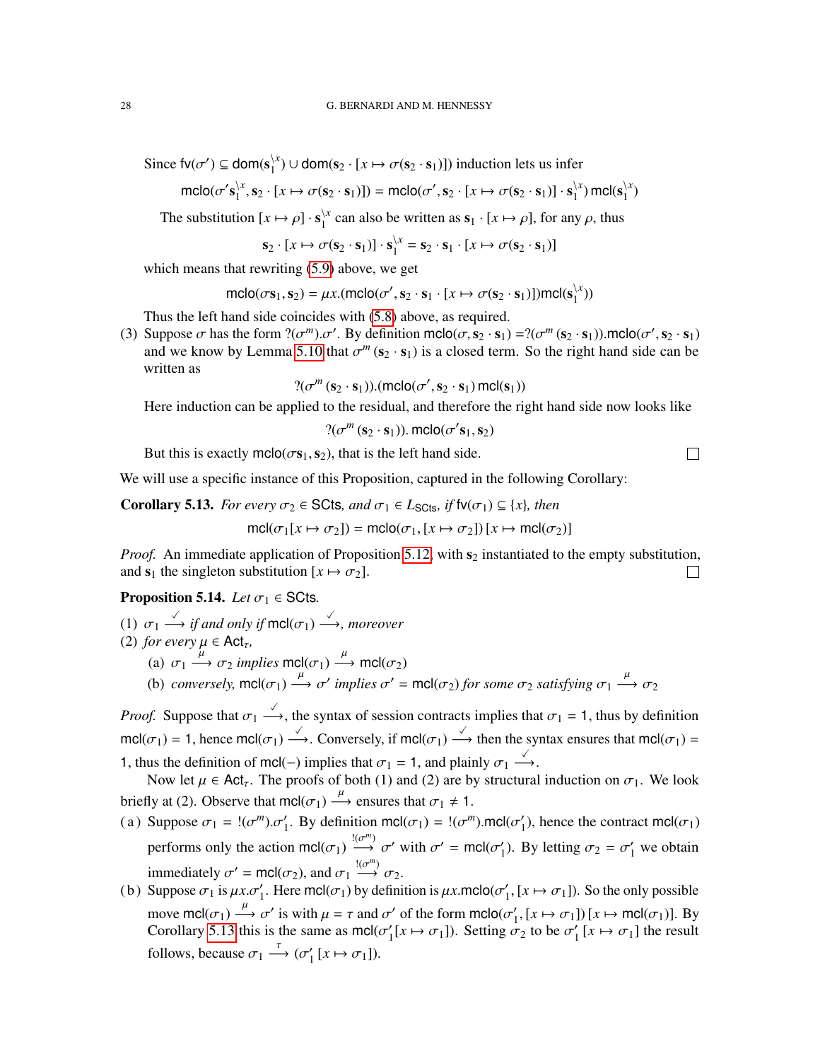Since $\mathsf{fv}(\sigma') \subseteq \mathsf{dom}(\mathbf{s}_1^{\setminus x}) \cup \mathsf{dom}(\mathbf{s}_2 \cdot [x \mapsto \sigma(\mathbf{s}_2 \cdot \mathbf{s}_1)])$ induction lets us infer

$$\mathsf{mclo}(\sigma' \mathbf{s}_1^{\setminus x}, \mathbf{s}_2 \cdot [x \mapsto \sigma(\mathbf{s}_2 \cdot \mathbf{s}_1)]) = \mathsf{mclo}(\sigma', \mathbf{s}_2 \cdot [x \mapsto \sigma(\mathbf{s}_2 \cdot \mathbf{s}_1)] \cdot \mathbf{s}_1^{\setminus x})\, \mathsf{mcl}(\mathbf{s}_1^{\setminus x})$$

The substitution $[x \mapsto \rho] \cdot \mathbf{s}_1^{\setminus x}$ can also be written as $\mathbf{s}_1 \cdot [x \mapsto \rho]$, for any $\rho$, thus

$$\mathbf{s}_2 \cdot [x \mapsto \sigma(\mathbf{s}_2 \cdot \mathbf{s}_1)] \cdot \mathbf{s}_1^{\setminus x} = \mathbf{s}_2 \cdot \mathbf{s}_1 \cdot [x \mapsto \sigma(\mathbf{s}_2 \cdot \mathbf{s}_1)]$$

which means that rewriting (5.9) above, we get

$$\mathsf{mclo}(\sigma \mathbf{s}_1, \mathbf{s}_2) = \mu x.(\mathsf{mclo}(\sigma', \mathbf{s}_2 \cdot \mathbf{s}_1 \cdot [x \mapsto \sigma(\mathbf{s}_2 \cdot \mathbf{s}_1)])\mathsf{mcl}(\mathbf{s}_1^{\setminus x}))$$

Thus the left hand side coincides with (5.8) above, as required.

(3) Suppose $\sigma$ has the form $?(\sigma^m).\sigma'$. By definition $\mathsf{mclo}(\sigma, \mathbf{s}_2 \cdot \mathbf{s}_1) = ?(\sigma^m\,(\mathbf{s}_2 \cdot \mathbf{s}_1)).\mathsf{mclo}(\sigma', \mathbf{s}_2 \cdot \mathbf{s}_1)$ and we know by Lemma 5.10 that $\sigma^m\,(\mathbf{s}_2 \cdot \mathbf{s}_1)$ is a closed term. So the right hand side can be written as

$$?(\sigma^m\,(\mathbf{s}_2 \cdot \mathbf{s}_1)).(\mathsf{mclo}(\sigma', \mathbf{s}_2 \cdot \mathbf{s}_1)\, \mathsf{mcl}(\mathbf{s}_1))$$

Here induction can be applied to the residual, and therefore the right hand side now looks like

$$?(\sigma^m\,(\mathbf{s}_2 \cdot \mathbf{s}_1)).\, \mathsf{mclo}(\sigma' \mathbf{s}_1, \mathbf{s}_2)$$

But this is exactly $\mathsf{mclo}(\sigma \mathbf{s}_1, \mathbf{s}_2)$, that is the left hand side. $\square$

We will use a specific instance of this Proposition, captured in the following Corollary:

**Corollary 5.13.** *For every $\sigma_2 \in \mathsf{SCts}$, and $\sigma_1 \in L_{\mathsf{SCts}}$, if $\mathsf{fv}(\sigma_1) \subseteq \{x\}$, then*

$$\mathsf{mcl}(\sigma_1[x \mapsto \sigma_2]) = \mathsf{mclo}(\sigma_1, [x \mapsto \sigma_2])\,[x \mapsto \mathsf{mcl}(\sigma_2)]$$

*Proof.* An immediate application of Proposition 5.12, with $\mathbf{s}_2$ instantiated to the empty substitution, and $\mathbf{s}_1$ the singleton substitution $[x \mapsto \sigma_2]$. $\square$

**Proposition 5.14.** *Let $\sigma_1 \in \mathsf{SCts}$.*

(1) *$\sigma_1 \xrightarrow{\checkmark}$ if and only if $\mathsf{mcl}(\sigma_1) \xrightarrow{\checkmark}$, moreover*

(2) *for every $\mu \in \mathsf{Act}_\tau$,*
   - (a) *$\sigma_1 \xrightarrow{\mu} \sigma_2$ implies $\mathsf{mcl}(\sigma_1) \xrightarrow{\mu} \mathsf{mcl}(\sigma_2)$*
   - (b) *conversely, $\mathsf{mcl}(\sigma_1) \xrightarrow{\mu} \sigma'$ implies $\sigma' = \mathsf{mcl}(\sigma_2)$ for some $\sigma_2$ satisfying $\sigma_1 \xrightarrow{\mu} \sigma_2$*

*Proof.* Suppose that $\sigma_1 \xrightarrow{\checkmark}$, the syntax of session contracts implies that $\sigma_1 = 1$, thus by definition $\mathsf{mcl}(\sigma_1) = 1$, hence $\mathsf{mcl}(\sigma_1) \xrightarrow{\checkmark}$. Conversely, if $\mathsf{mcl}(\sigma_1) \xrightarrow{\checkmark}$ then the syntax ensures that $\mathsf{mcl}(\sigma_1) = 1$, thus the definition of $\mathsf{mcl}(-)$ implies that $\sigma_1 = 1$, and plainly $\sigma_1 \xrightarrow{\checkmark}$.

Now let $\mu \in \mathsf{Act}_\tau$. The proofs of both (1) and (2) are by structural induction on $\sigma_1$. We look briefly at (2). Observe that $\mathsf{mcl}(\sigma_1) \xrightarrow{\mu}$ ensures that $\sigma_1 \neq 1$.

(a) Suppose $\sigma_1 = !(\sigma^m).\sigma_1'$. By definition $\mathsf{mcl}(\sigma_1) = !(\sigma^m).\mathsf{mcl}(\sigma_1')$, hence the contract $\mathsf{mcl}(\sigma_1)$ performs only the action $\mathsf{mcl}(\sigma_1) \xrightarrow{!(\sigma^m)} \sigma'$ with $\sigma' = \mathsf{mcl}(\sigma_1')$. By letting $\sigma_2 = \sigma_1'$ we obtain immediately $\sigma' = \mathsf{mcl}(\sigma_2)$, and $\sigma_1 \xrightarrow{!(\sigma^m)} \sigma_2$.

(b) Suppose $\sigma_1$ is $\mu x.\sigma_1'$. Here $\mathsf{mcl}(\sigma_1)$ by definition is $\mu x.\mathsf{mclo}(\sigma_1', [x \mapsto \sigma_1])$. So the only possible move $\mathsf{mcl}(\sigma_1) \xrightarrow{\mu} \sigma'$ is with $\mu = \tau$ and $\sigma'$ of the form $\mathsf{mclo}(\sigma_1', [x \mapsto \sigma_1])\,[x \mapsto \mathsf{mcl}(\sigma_1)]$. By Corollary 5.13 this is the same as $\mathsf{mcl}(\sigma_1'[x \mapsto \sigma_1])$. Setting $\sigma_2$ to be $\sigma_1'\,[x \mapsto \sigma_1]$ the result follows, because $\sigma_1 \xrightarrow{\tau} (\sigma_1'\,[x \mapsto \sigma_1])$.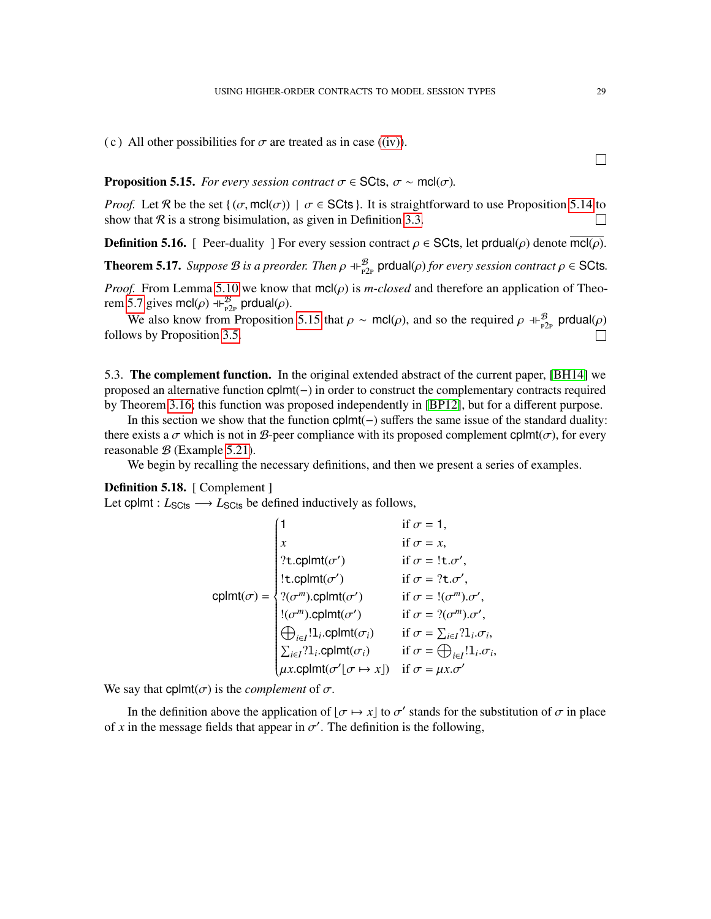( c ) All other possibilities for $\sigma$ are treated as in case ((iv)).

∎

**Proposition 5.15.** *For every session contract $\sigma \in \mathsf{SCts}$, $\sigma \sim \mathsf{mcl}(\sigma)$.*

*Proof.* Let $\mathcal{R}$ be the set $\{ (\sigma, \mathsf{mcl}(\sigma)) \mid \sigma \in \mathsf{SCts} \}$. It is straightforward to use Proposition 5.14 to show that $\mathcal{R}$ is a strong bisimulation, as given in Definition 3.3. ∎

**Definition 5.16.** [ Peer-duality ] For every session contract $\rho \in \mathsf{SCts}$, let $\mathsf{prdual}(\rho)$ denote $\overline{\mathsf{mcl}(\rho)}$.

**Theorem 5.17.** *Suppose $\mathcal{B}$ is a preorder. Then $\rho \dashv\vdash^{\mathcal{B}}_{\text{P2P}} \mathsf{prdual}(\rho)$ for every session contract $\rho \in \mathsf{SCts}$.*

*Proof.* From Lemma 5.10 we know that $\mathsf{mcl}(\rho)$ is *m-closed* and therefore an application of Theorem 5.7 gives $\mathsf{mcl}(\rho) \dashv\vdash^{\mathcal{B}}_{\text{P2P}} \mathsf{prdual}(\rho)$.

We also know from Proposition 5.15 that $\rho \sim \mathsf{mcl}(\rho)$, and so the required $\rho \dashv\vdash^{\mathcal{B}}_{\text{P2P}} \mathsf{prdual}(\rho)$ follows by Proposition 3.5. ∎

5.3. **The complement function.** In the original extended abstract of the current paper, [BH14] we proposed an alternative function $\mathsf{cplmt}(-)$ in order to construct the complementary contracts required by Theorem 3.16; this function was proposed independently in [BP12], but for a different purpose.

In this section we show that the function $\mathsf{cplmt}(-)$ suffers the same issue of the standard duality: there exists a $\sigma$ which is not in $\mathcal{B}$-peer compliance with its proposed complement $\mathsf{cplmt}(\sigma)$, for every reasonable $\mathcal{B}$ (Example 5.21).

We begin by recalling the necessary definitions, and then we present a series of examples.

**Definition 5.18.** [ Complement ]
Let $\mathsf{cplmt} : L_{\mathsf{SCts}} \longrightarrow L_{\mathsf{SCts}}$ be defined inductively as follows,

$$
\mathsf{cplmt}(\sigma) = \begin{cases}
\mathsf{1} & \text{if } \sigma = \mathsf{1}, \\
x & \text{if } \sigma = x, \\
?\mathtt{t}.\mathsf{cplmt}(\sigma') & \text{if } \sigma = !\mathtt{t}.\sigma', \\
!\mathtt{t}.\mathsf{cplmt}(\sigma') & \text{if } \sigma = ?\mathtt{t}.\sigma', \\
?(\sigma^m).\mathsf{cplmt}(\sigma') & \text{if } \sigma = !(\sigma^m).\sigma', \\
!(\sigma^m).\mathsf{cplmt}(\sigma') & \text{if } \sigma = ?(\sigma^m).\sigma', \\
\bigoplus_{i \in I} !\mathtt{l}_i.\mathsf{cplmt}(\sigma_i) & \text{if } \sigma = \sum_{i \in I} ?\mathtt{l}_i.\sigma_i, \\
\sum_{i \in I} ?\mathtt{l}_i.\mathsf{cplmt}(\sigma_i) & \text{if } \sigma = \bigoplus_{i \in I} !\mathtt{l}_i.\sigma_i, \\
\mu x.\mathsf{cplmt}(\sigma' \lfloor \sigma \mapsto x \rfloor) & \text{if } \sigma = \mu x.\sigma'
\end{cases}
$$

We say that $\mathsf{cplmt}(\sigma)$ is the *complement* of $\sigma$.

In the definition above the application of $\lfloor \sigma \mapsto x \rfloor$ to $\sigma'$ stands for the substitution of $\sigma$ in place of $x$ in the message fields that appear in $\sigma'$. The definition is the following,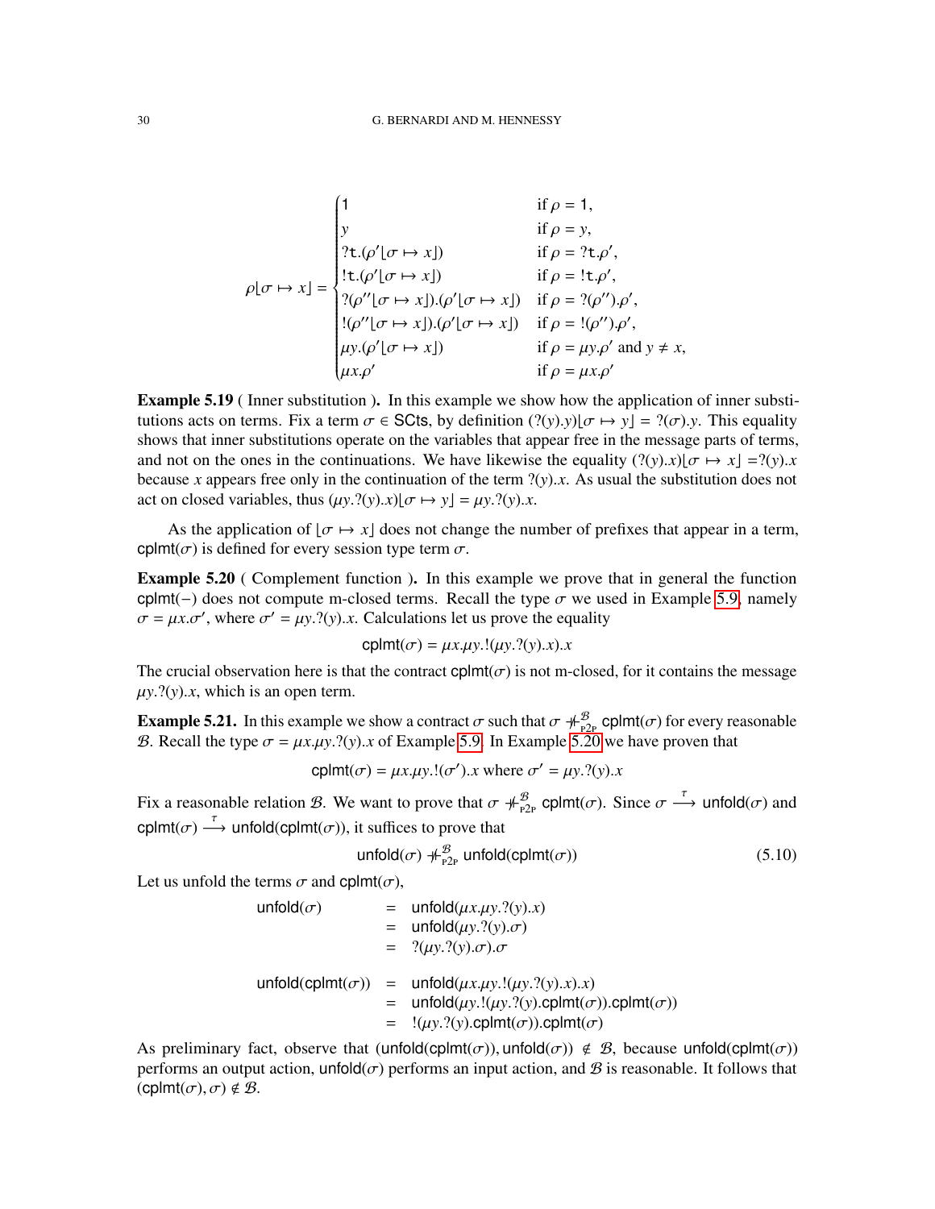$$
\rho\lfloor\sigma \mapsto x\rfloor = \begin{cases}
\mathbf{1} & \text{if } \rho = \mathbf{1}, \\
y & \text{if } \rho = y, \\
?\mathtt{t}.(\rho'\lfloor\sigma \mapsto x\rfloor) & \text{if } \rho = ?\mathtt{t}.\rho', \\
!\mathtt{t}.(\rho'\lfloor\sigma \mapsto x\rfloor) & \text{if } \rho = !\mathtt{t}.\rho', \\
?(\rho''\lfloor\sigma \mapsto x\rfloor).(\rho'\lfloor\sigma \mapsto x\rfloor) & \text{if } \rho = ?(\rho'').\rho', \\
!(\rho''\lfloor\sigma \mapsto x\rfloor).(\rho'\lfloor\sigma \mapsto x\rfloor) & \text{if } \rho = !(\rho'').\rho', \\
\mu y.(\rho'\lfloor\sigma \mapsto x\rfloor) & \text{if } \rho = \mu y.\rho' \text{ and } y \neq x, \\
\mu x.\rho' & \text{if } \rho = \mu x.\rho'
\end{cases}
$$

**Example 5.19** ( Inner substitution ). In this example we show how the application of inner substitutions acts on terms. Fix a term $\sigma \in \mathsf{SCts}$, by definition $(?(y).y)\lfloor\sigma \mapsto y\rfloor = ?(\sigma).y$. This equality shows that inner substitutions operate on the variables that appear free in the message parts of terms, and not on the ones in the continuations. We have likewise the equality $(?(y).x)\lfloor\sigma \mapsto x\rfloor = ?(y).x$ because $x$ appears free only in the continuation of the term $?(y).x$. As usual the substitution does not act on closed variables, thus $(\mu y.?(y).x)\lfloor\sigma \mapsto y\rfloor = \mu y.?(y).x$.

As the application of $\lfloor\sigma \mapsto x\rfloor$ does not change the number of prefixes that appear in a term, $\mathsf{cplmt}(\sigma)$ is defined for every session type term $\sigma$.

**Example 5.20** ( Complement function ). In this example we prove that in general the function $\mathsf{cplmt}(-)$ does not compute m-closed terms. Recall the type $\sigma$ we used in Example 5.9, namely $\sigma = \mu x.\sigma'$, where $\sigma' = \mu y.?(y).x$. Calculations let us prove the equality

$$
\mathsf{cplmt}(\sigma) = \mu x.\mu y.!(\mu y.?(y).x).x
$$

The crucial observation here is that the contract $\mathsf{cplmt}(\sigma)$ is not m-closed, for it contains the message $\mu y.?(y).x$, which is an open term.

**Example 5.21.** In this example we show a contract $\sigma$ such that $\sigma \not\dashv^{\mathcal{B}}_{\mathrm{P2P}} \mathsf{cplmt}(\sigma)$ for every reasonable $\mathcal{B}$. Recall the type $\sigma = \mu x.\mu y.?(y).x$ of Example 5.9. In Example 5.20 we have proven that

$$
\mathsf{cplmt}(\sigma) = \mu x.\mu y.!(\sigma').x \text{ where } \sigma' = \mu y.?(y).x
$$

Fix a reasonable relation $\mathcal{B}$. We want to prove that $\sigma \not\dashv^{\mathcal{B}}_{\mathrm{P2P}} \mathsf{cplmt}(\sigma)$. Since $\sigma \xrightarrow{\tau} \mathsf{unfold}(\sigma)$ and $\mathsf{cplmt}(\sigma) \xrightarrow{\tau} \mathsf{unfold}(\mathsf{cplmt}(\sigma))$, it suffices to prove that

$$
\mathsf{unfold}(\sigma) \not\dashv^{\mathcal{B}}_{\mathrm{P2P}} \mathsf{unfold}(\mathsf{cplmt}(\sigma)) \tag{5.10}
$$

Let us unfold the terms $\sigma$ and $\mathsf{cplmt}(\sigma)$,

$$
\begin{aligned}
\mathsf{unfold}(\sigma) &= \mathsf{unfold}(\mu x.\mu y.?(y).x) \\
&= \mathsf{unfold}(\mu y.?(y).\sigma) \\
&= ?(\mu y.?(y).\sigma).\sigma \\[1em]
\mathsf{unfold}(\mathsf{cplmt}(\sigma)) &= \mathsf{unfold}(\mu x.\mu y.!(\mu y.?(y).x).x) \\
&= \mathsf{unfold}(\mu y.!(\mu y.?(y).\mathsf{cplmt}(\sigma)).\mathsf{cplmt}(\sigma)) \\
&= !(\mu y.?(y).\mathsf{cplmt}(\sigma)).\mathsf{cplmt}(\sigma)
\end{aligned}
$$

As preliminary fact, observe that $(\mathsf{unfold}(\mathsf{cplmt}(\sigma)), \mathsf{unfold}(\sigma)) \notin \mathcal{B}$, because $\mathsf{unfold}(\mathsf{cplmt}(\sigma))$ performs an output action, $\mathsf{unfold}(\sigma)$ performs an input action, and $\mathcal{B}$ is reasonable. It follows that $(\mathsf{cplmt}(\sigma), \sigma) \notin \mathcal{B}$.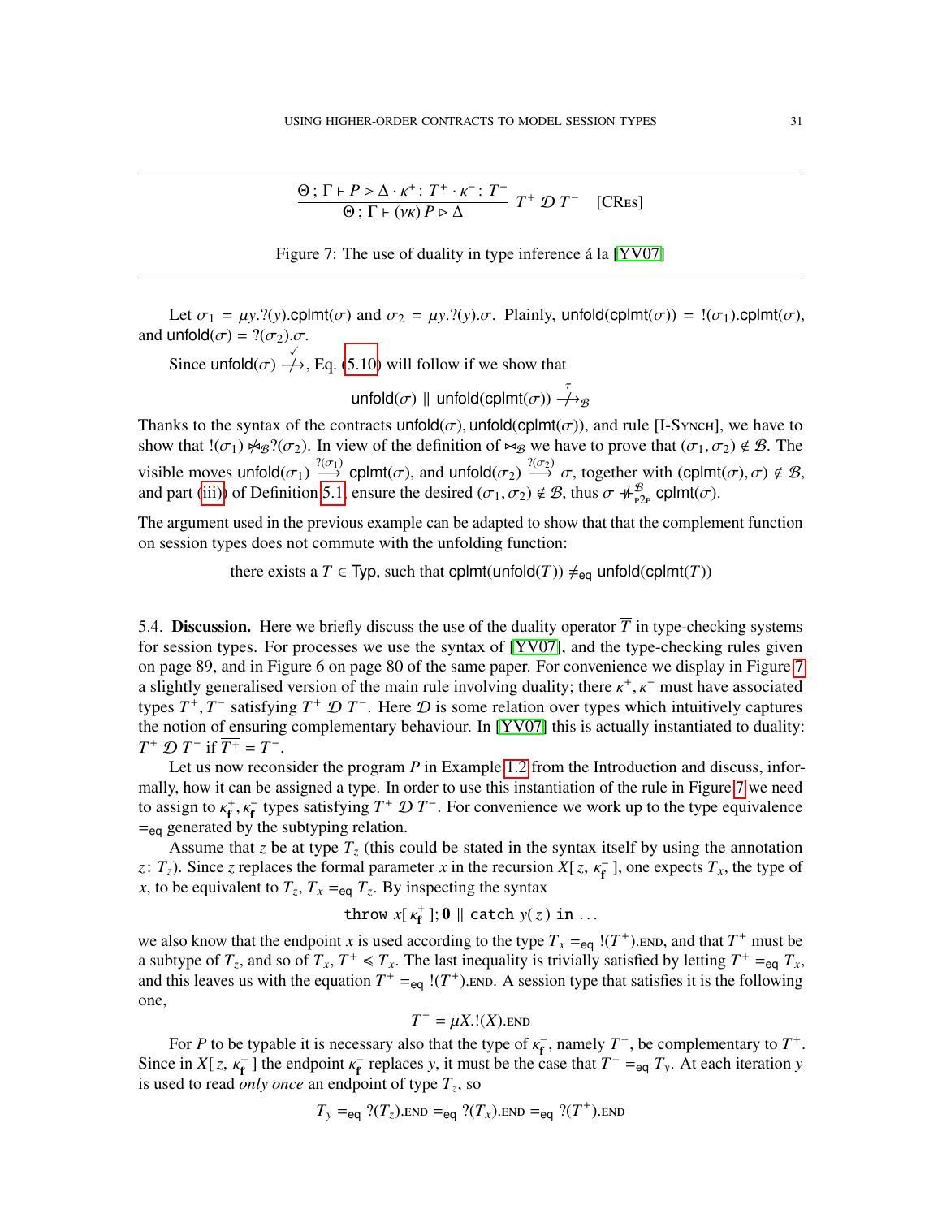$$\frac{\Theta\,;\,\Gamma \vdash P \triangleright \Delta \cdot \kappa^{+} \colon T^{+} \cdot \kappa^{-} \colon T^{-}}{\Theta\,;\,\Gamma \vdash (\nu\kappa)\, P \triangleright \Delta} \; T^{+} \; \mathcal{D} \; T^{-} \quad [\text{CRes}]$$

Figure 7: The use of duality in type inference á la [YV07]

Let $\sigma_1 = \mu y.?(y).\mathsf{cplmt}(\sigma)$ and $\sigma_2 = \mu y.?(y).\sigma$. Plainly, $\mathsf{unfold}(\mathsf{cplmt}(\sigma)) = !(\sigma_1).\mathsf{cplmt}(\sigma)$, and $\mathsf{unfold}(\sigma) = ?(\sigma_2).\sigma$.

Since $\mathsf{unfold}(\sigma) \overset{\checkmark}{\not\longrightarrow}$, Eq. (5.10) will follow if we show that

$$\mathsf{unfold}(\sigma) \parallel \mathsf{unfold}(\mathsf{cplmt}(\sigma)) \overset{\tau}{\not\longrightarrow}_{\mathcal{B}}$$

Thanks to the syntax of the contracts $\mathsf{unfold}(\sigma), \mathsf{unfold}(\mathsf{cplmt}(\sigma))$, and rule [I-Synch], we have to show that $!(\sigma_1) \not\bowtie_{\mathcal{B}} ?(\sigma_2)$. In view of the definition of $\bowtie_{\mathcal{B}}$ we have to prove that $(\sigma_1, \sigma_2) \notin \mathcal{B}$. The visible moves $\mathsf{unfold}(\sigma_1) \overset{?(\sigma_1)}{\longrightarrow} \mathsf{cplmt}(\sigma)$, and $\mathsf{unfold}(\sigma_2) \overset{?(\sigma_2)}{\longrightarrow} \sigma$, together with $(\mathsf{cplmt}(\sigma), \sigma) \notin \mathcal{B}$, and part (iii) of Definition 5.1, ensure the desired $(\sigma_1, \sigma_2) \notin \mathcal{B}$, thus $\sigma \not\dashv^{\mathcal{B}}_{\text{P2P}} \mathsf{cplmt}(\sigma)$.

The argument used in the previous example can be adapted to show that that the complement function on session types does not commute with the unfolding function:

$$\text{there exists a } T \in \mathsf{Typ}, \text{ such that } \mathsf{cplmt}(\mathsf{unfold}(T)) \neq_{\mathsf{eq}} \mathsf{unfold}(\mathsf{cplmt}(T))$$

5.4. **Discussion.** Here we briefly discuss the use of the duality operator $\overline{T}$ in type-checking systems for session types. For processes we use the syntax of [YV07], and the type-checking rules given on page 89, and in Figure 6 on page 80 of the same paper. For convenience we display in Figure 7 a slightly generalised version of the main rule involving duality; there $\kappa^{+}, \kappa^{-}$ must have associated types $T^{+}, T^{-}$ satisfying $T^{+} \; \mathcal{D} \; T^{-}$. Here $\mathcal{D}$ is some relation over types which intuitively captures the notion of ensuring complementary behaviour. In [YV07] this is actually instantiated to duality: $T^{+} \; \mathcal{D} \; T^{-}$ if $\overline{T^{+}} = T^{-}$.

Let us now reconsider the program $P$ in Example 1.2 from the Introduction and discuss, informally, how it can be assigned a type. In order to use this instantiation of the rule in Figure 7 we need to assign to $\kappa^{+}_{\mathsf{f}}, \kappa^{-}_{\mathsf{f}}$ types satisfying $T^{+} \; \mathcal{D} \; T^{-}$. For convenience we work up to the type equivalence $=_{\mathsf{eq}}$ generated by the subtyping relation.

Assume that $z$ be at type $T_z$ (this could be stated in the syntax itself by using the annotation $z \colon T_z$). Since $z$ replaces the formal parameter $x$ in the recursion $X[\, z,\, \kappa^{-}_{\mathsf{f}}\,]$, one expects $T_x$, the type of $x$, to be equivalent to $T_z$, $T_x =_{\mathsf{eq}} T_z$. By inspecting the syntax

$$\texttt{throw}\ x[\,\kappa^{+}_{\mathsf{f}}\,];\mathbf{0} \parallel \texttt{catch}\ y(\,z\,)\ \texttt{in}\ \ldots$$

we also know that the endpoint $x$ is used according to the type $T_x =_{\mathsf{eq}} !(T^{+}).\textsc{end}$, and that $T^{+}$ must be a subtype of $T_z$, and so of $T_x$, $T^{+} \preccurlyeq T_x$. The last inequality is trivially satisfied by letting $T^{+} =_{\mathsf{eq}} T_x$, and this leaves us with the equation $T^{+} =_{\mathsf{eq}} !(T^{+}).\textsc{end}$. A session type that satisfies it is the following one,

$$T^{+} = \mu X.!(X).\textsc{end}$$

For $P$ to be typable it is necessary also that the type of $\kappa^{-}_{\mathsf{f}}$, namely $T^{-}$, be complementary to $T^{+}$. Since in $X[\, z,\, \kappa^{-}_{\mathsf{f}}\,]$ the endpoint $\kappa^{-}_{\mathsf{f}}$ replaces $y$, it must be the case that $T^{-} =_{\mathsf{eq}} T_y$. At each iteration $y$ is used to read *only once* an endpoint of type $T_z$, so

$$T_y =_{\mathsf{eq}} ?(T_z).\textsc{end} =_{\mathsf{eq}} ?(T_x).\textsc{end} =_{\mathsf{eq}} ?(T^{+}).\textsc{end}$$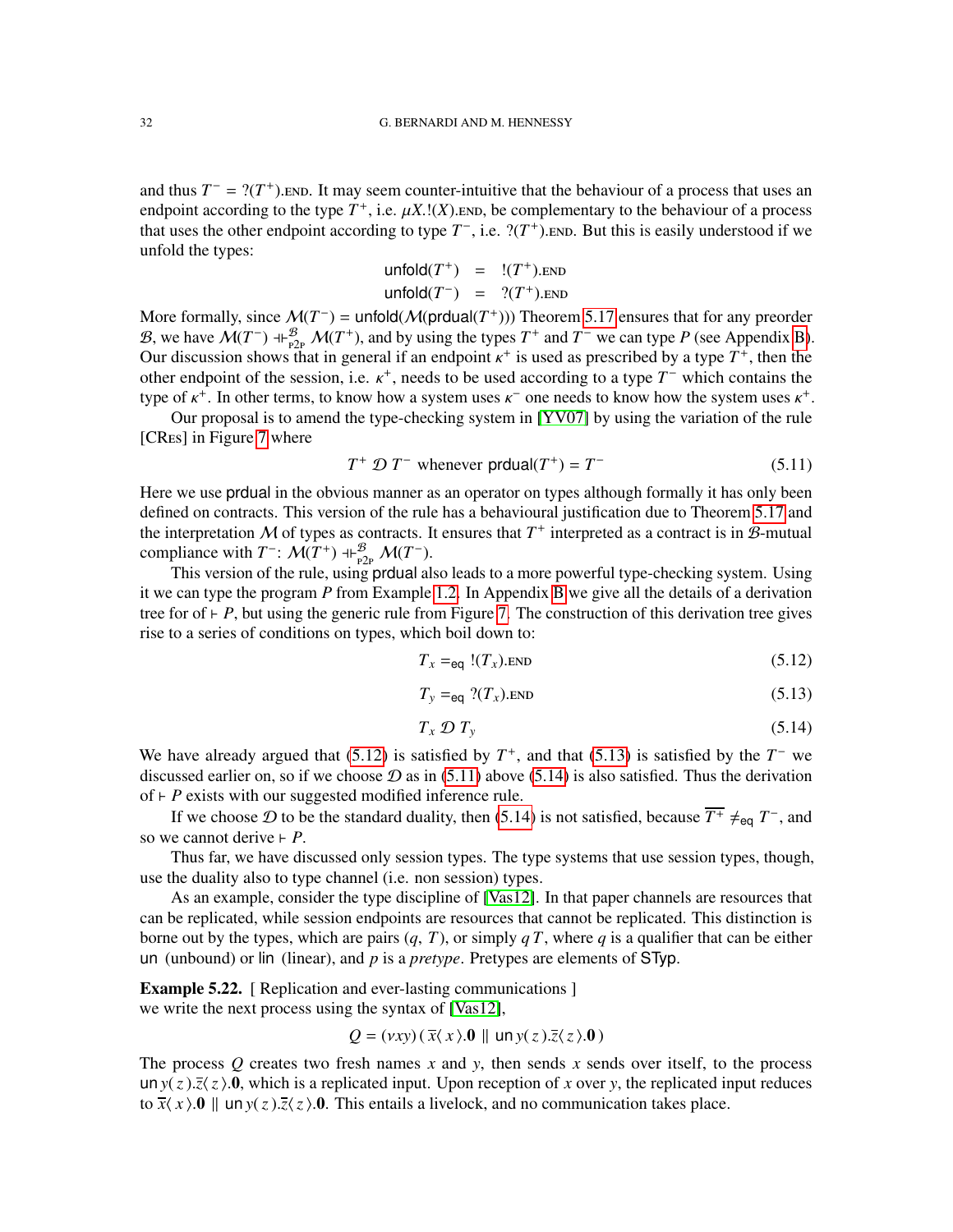and thus $T^- = ?(T^+).\textsc{end}$. It may seem counter-intuitive that the behaviour of a process that uses an endpoint according to the type $T^+$, i.e. $\mu X.!(X).\textsc{end}$, be complementary to the behaviour of a process that uses the other endpoint according to type $T^-$, i.e. $?(T^+).\textsc{end}$. But this is easily understood if we unfold the types:

$$
\begin{aligned}
\mathsf{unfold}(T^+) &= !(T^+).\textsc{end} \\
\mathsf{unfold}(T^-) &= ?(T^+).\textsc{end}
\end{aligned}
$$

More formally, since $\mathcal{M}(T^-) = \mathsf{unfold}(\mathcal{M}(\mathsf{prdual}(T^+)))$ Theorem 5.17 ensures that for any preorder $\mathcal{B}$, we have $\mathcal{M}(T^-) \dashv\vdash^{\mathcal{B}}_{\text{p2p}} \mathcal{M}(T^+)$, and by using the types $T^+$ and $T^-$ we can type $P$ (see Appendix B). Our discussion shows that in general if an endpoint $\kappa^+$ is used as prescribed by a type $T^+$, then the other endpoint of the session, i.e. $\kappa^+$, needs to be used according to a type $T^-$ which contains the type of $\kappa^+$. In other terms, to know how a system uses $\kappa^-$ one needs to know how the system uses $\kappa^+$.

Our proposal is to amend the type-checking system in [YV07] by using the variation of the rule [CRes] in Figure 7 where

$$
T^+ \ \mathcal{D} \ T^- \ \text{whenever} \ \mathsf{prdual}(T^+) = T^- \tag{5.11}
$$

Here we use $\mathsf{prdual}$ in the obvious manner as an operator on types although formally it has only been defined on contracts. This version of the rule has a behavioural justification due to Theorem 5.17 and the interpretation $\mathcal{M}$ of types as contracts. It ensures that $T^+$ interpreted as a contract is in $\mathcal{B}$-mutual compliance with $T^-$: $\mathcal{M}(T^+) \dashv\vdash^{\mathcal{B}}_{\text{p2p}} \mathcal{M}(T^-)$.

This version of the rule, using $\mathsf{prdual}$ also leads to a more powerful type-checking system. Using it we can type the program $P$ from Example 1.2. In Appendix B we give all the details of a derivation tree for of $\vdash P$, but using the generic rule from Figure 7. The construction of this derivation tree gives rise to a series of conditions on types, which boil down to:

$$
T_x =_{\mathsf{eq}} !(T_x).\textsc{end} \tag{5.12}
$$

$$
T_y =_{\mathsf{eq}} ?(T_x).\textsc{end} \tag{5.13}
$$

$$
T_x \ \mathcal{D} \ T_y \tag{5.14}
$$

We have already argued that (5.12) is satisfied by $T^+$, and that (5.13) is satisfied by the $T^-$ we discussed earlier on, so if we choose $\mathcal{D}$ as in (5.11) above (5.14) is also satisfied. Thus the derivation of $\vdash P$ exists with our suggested modified inference rule.

If we choose $\mathcal{D}$ to be the standard duality, then (5.14) is not satisfied, because $\overline{T^+} \neq_{\mathsf{eq}} T^-$, and so we cannot derive $\vdash P$.

Thus far, we have discussed only session types. The type systems that use session types, though, use the duality also to type channel (i.e. non session) types.

As an example, consider the type discipline of [Vas12]. In that paper channels are resources that can be replicated, while session endpoints are resources that cannot be replicated. This distinction is borne out by the types, which are pairs $(q, T)$, or simply $q\,T$, where $q$ is a qualifier that can be either $\mathsf{un}$ (unbound) or $\mathsf{lin}$ (linear), and $p$ is a *pretype*. Pretypes are elements of $\mathsf{STyp}$.

**Example 5.22.** [ Replication and ever-lasting communications ]
we write the next process using the syntax of [Vas12],

$$
Q = (\nu xy)\,(\,\overline{x}\langle\, x\,\rangle.\mathbf{0} \parallel \mathsf{un}\, y(\,z\,).\overline{z}\langle\, z\,\rangle.\mathbf{0}\,)
$$

The process $Q$ creates two fresh names $x$ and $y$, then sends $x$ sends over itself, to the process $\mathsf{un}\, y(\,z\,).\overline{z}\langle\, z\,\rangle.\mathbf{0}$, which is a replicated input. Upon reception of $x$ over $y$, the replicated input reduces to $\overline{x}\langle\, x\,\rangle.\mathbf{0} \parallel \mathsf{un}\, y(\,z\,).\overline{z}\langle\, z\,\rangle.\mathbf{0}$. This entails a livelock, and no communication takes place.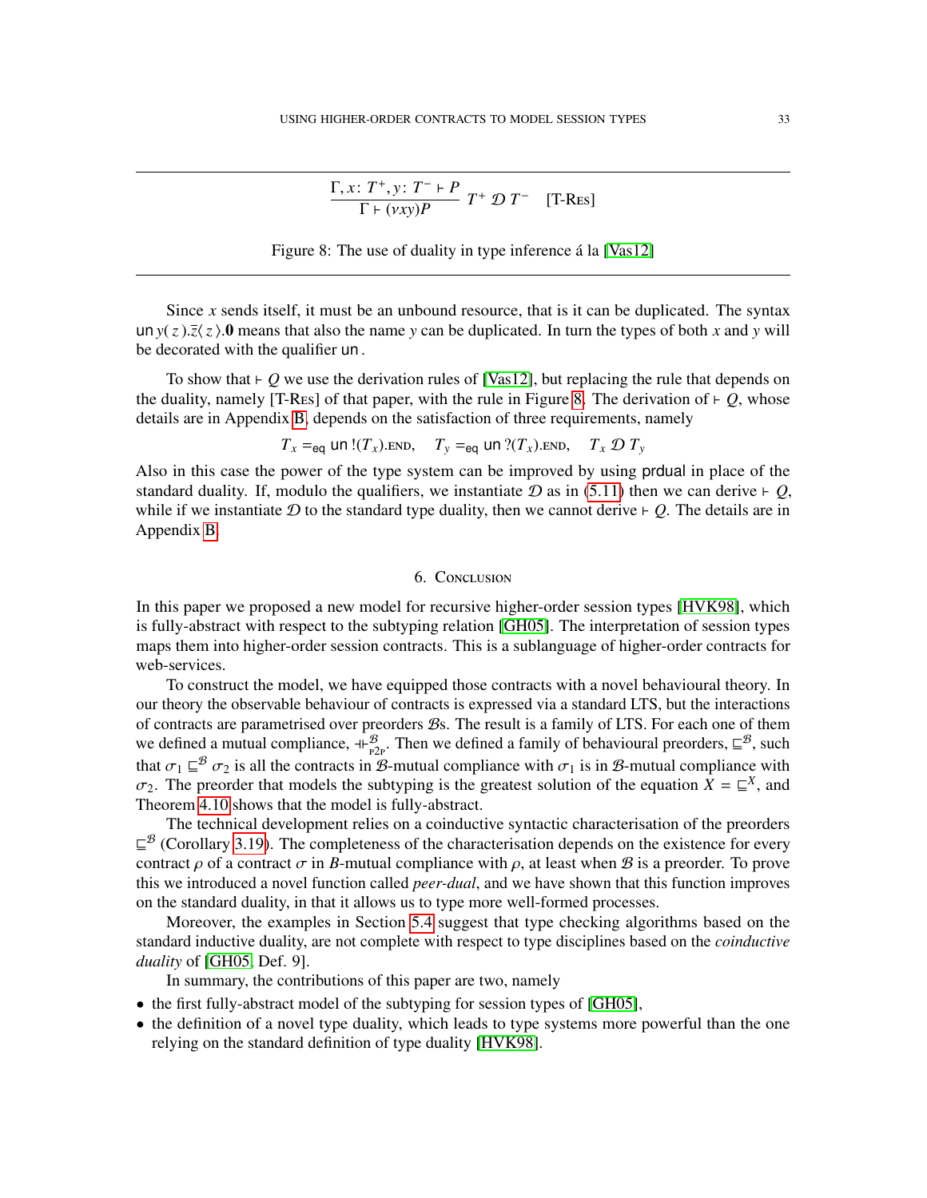$$\frac{\Gamma, x\colon T^{+}, y\colon T^{-} \vdash P}{\Gamma \vdash (\nu xy)P}\; T^{+} \,\mathcal{D}\, T^{-} \quad \text{[T-Res]}$$

Figure 8: The use of duality in type inference á la [Vas12]

Since $x$ sends itself, it must be an unbound resource, that is it can be duplicated. The syntax $\mathsf{un}\, y(z).\overline{z}\langle z\rangle.\mathbf{0}$ means that also the name $y$ can be duplicated. In turn the types of both $x$ and $y$ will be decorated with the qualifier $\mathsf{un}$.

To show that $\vdash Q$ we use the derivation rules of [Vas12], but replacing the rule that depends on the duality, namely [T-Res] of that paper, with the rule in Figure 8. The derivation of $\vdash Q$, whose details are in Appendix B, depends on the satisfaction of three requirements, namely

$$T_x =_{\mathsf{eq}} \mathsf{un}\,!(T_x).\textsc{end}, \quad T_y =_{\mathsf{eq}} \mathsf{un}\,?(T_x).\textsc{end}, \quad T_x \,\mathcal{D}\, T_y$$

Also in this case the power of the type system can be improved by using $\mathsf{prdual}$ in place of the standard duality. If, modulo the qualifiers, we instantiate $\mathcal{D}$ as in (5.11) then we can derive $\vdash Q$, while if we instantiate $\mathcal{D}$ to the standard type duality, then we cannot derive $\vdash Q$. The details are in Appendix B.

## 6. Conclusion

In this paper we proposed a new model for recursive higher-order session types [HVK98], which is fully-abstract with respect to the subtyping relation [GH05]. The interpretation of session types maps them into higher-order session contracts. This is a sublanguage of higher-order contracts for web-services.

To construct the model, we have equipped those contracts with a novel behavioural theory. In our theory the observable behaviour of contracts is expressed via a standard LTS, but the interactions of contracts are parametrised over preorders $\mathcal{B}$s. The result is a family of LTS. For each one of them we defined a mutual compliance, $\dashv\vdash^{\mathcal{B}}_{\mathrm{p2p}}$. Then we defined a family of behavioural preorders, $\sqsubseteq^{\mathcal{B}}$, such that $\sigma_1 \sqsubseteq^{\mathcal{B}} \sigma_2$ is all the contracts in $\mathcal{B}$-mutual compliance with $\sigma_1$ is in $\mathcal{B}$-mutual compliance with $\sigma_2$. The preorder that models the subtyping is the greatest solution of the equation $X = \sqsubseteq^{X}$, and Theorem 4.10 shows that the model is fully-abstract.

The technical development relies on a coinductive syntactic characterisation of the preorders $\sqsubseteq^{\mathcal{B}}$ (Corollary 3.19). The completeness of the characterisation depends on the existence for every contract $\rho$ of a contract $\sigma$ in $B$-mutual compliance with $\rho$, at least when $\mathcal{B}$ is a preorder. To prove this we introduced a novel function called *peer-dual*, and we have shown that this function improves on the standard duality, in that it allows us to type more well-formed processes.

Moreover, the examples in Section 5.4 suggest that type checking algorithms based on the standard inductive duality, are not complete with respect to type disciplines based on the *coinductive duality* of [GH05, Def. 9].

In summary, the contributions of this paper are two, namely

- the first fully-abstract model of the subtyping for session types of [GH05],
- the definition of a novel type duality, which leads to type systems more powerful than the one relying on the standard definition of type duality [HVK98].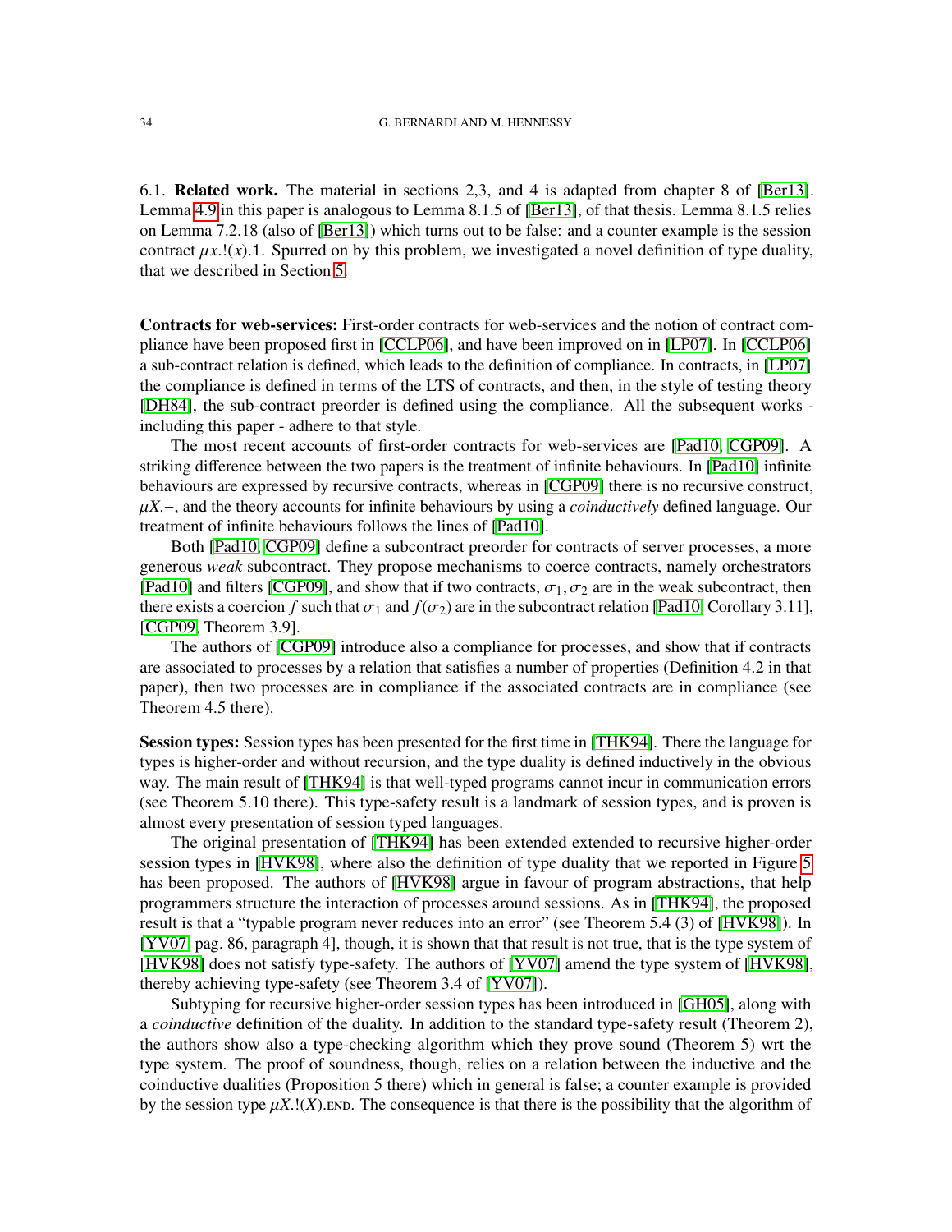6.1. **Related work.** The material in sections 2,3, and 4 is adapted from chapter 8 of [Ber13]. Lemma 4.9 in this paper is analogous to Lemma 8.1.5 of [Ber13], of that thesis. Lemma 8.1.5 relies on Lemma 7.2.18 (also of [Ber13]) which turns out to be false: and a counter example is the session contract $\mu x.!(x).1$. Spurred on by this problem, we investigated a novel definition of type duality, that we described in Section 5.

**Contracts for web-services:** First-order contracts for web-services and the notion of contract compliance have been proposed first in [CCLP06], and have been improved on in [LP07]. In [CCLP06] a sub-contract relation is defined, which leads to the definition of compliance. In contracts, in [LP07] the compliance is defined in terms of the LTS of contracts, and then, in the style of testing theory [DH84], the sub-contract preorder is defined using the compliance. All the subsequent works - including this paper - adhere to that style.

The most recent accounts of first-order contracts for web-services are [Pad10, CGP09]. A striking difference between the two papers is the treatment of infinite behaviours. In [Pad10] infinite behaviours are expressed by recursive contracts, whereas in [CGP09] there is no recursive construct, $\mu X.-$, and the theory accounts for infinite behaviours by using a *coinductively* defined language. Our treatment of infinite behaviours follows the lines of [Pad10].

Both [Pad10, CGP09] define a subcontract preorder for contracts of server processes, a more generous *weak* subcontract. They propose mechanisms to coerce contracts, namely orchestrators [Pad10] and filters [CGP09], and show that if two contracts, $\sigma_1, \sigma_2$ are in the weak subcontract, then there exists a coercion $f$ such that $\sigma_1$ and $f(\sigma_2)$ are in the subcontract relation [Pad10, Corollary 3.11], [CGP09, Theorem 3.9].

The authors of [CGP09] introduce also a compliance for processes, and show that if contracts are associated to processes by a relation that satisfies a number of properties (Definition 4.2 in that paper), then two processes are in compliance if the associated contracts are in compliance (see Theorem 4.5 there).

**Session types:** Session types has been presented for the first time in [THK94]. There the language for types is higher-order and without recursion, and the type duality is defined inductively in the obvious way. The main result of [THK94] is that well-typed programs cannot incur in communication errors (see Theorem 5.10 there). This type-safety result is a landmark of session types, and is proven is almost every presentation of session typed languages.

The original presentation of [THK94] has been extended extended to recursive higher-order session types in [HVK98], where also the definition of type duality that we reported in Figure 5 has been proposed. The authors of [HVK98] argue in favour of program abstractions, that help programmers structure the interaction of processes around sessions. As in [THK94], the proposed result is that a "typable program never reduces into an error" (see Theorem 5.4 (3) of [HVK98]). In [YV07, pag. 86, paragraph 4], though, it is shown that that result is not true, that is the type system of [HVK98] does not satisfy type-safety. The authors of [YV07] amend the type system of [HVK98], thereby achieving type-safety (see Theorem 3.4 of [YV07]).

Subtyping for recursive higher-order session types has been introduced in [GH05], along with a *coinductive* definition of the duality. In addition to the standard type-safety result (Theorem 2), the authors show also a type-checking algorithm which they prove sound (Theorem 5) wrt the type system. The proof of soundness, though, relies on a relation between the inductive and the coinductive dualities (Proposition 5 there) which in general is false; a counter example is provided by the session type $\mu X.!(X).\text{END}$. The consequence is that there is the possibility that the algorithm of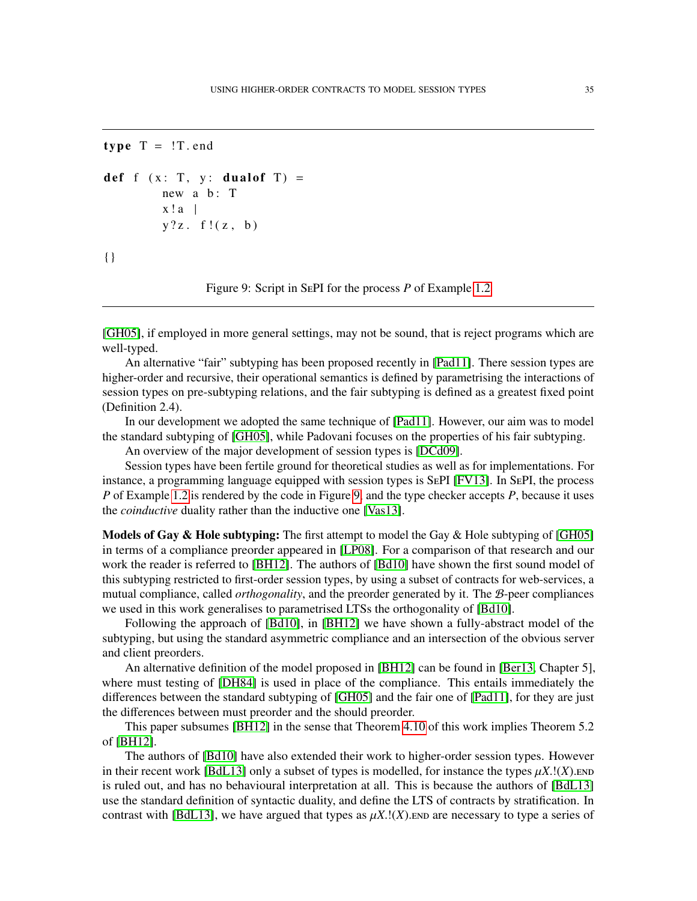```
type T = !T.end

def f (x: T, y: dualof T) =
        new a b: T
        x!a |
        y?z. f!(z, b)

{}
```

Figure 9: Script in SePI for the process $P$ of Example 1.2

[GH05], if employed in more general settings, may not be sound, that is reject programs which are well-typed.

An alternative "fair" subtyping has been proposed recently in [Pad11]. There session types are higher-order and recursive, their operational semantics is defined by parametrising the interactions of session types on pre-subtyping relations, and the fair subtyping is defined as a greatest fixed point (Definition 2.4).

In our development we adopted the same technique of [Pad11]. However, our aim was to model the standard subtyping of [GH05], while Padovani focuses on the properties of his fair subtyping.

An overview of the major development of session types is [DCd09].

Session types have been fertile ground for theoretical studies as well as for implementations. For instance, a programming language equipped with session types is SePI [FV13]. In SePI, the process $P$ of Example 1.2 is rendered by the code in Figure 9, and the type checker accepts $P$, because it uses the *coinductive* duality rather than the inductive one [Vas13].

**Models of Gay & Hole subtyping:** The first attempt to model the Gay & Hole subtyping of [GH05] in terms of a compliance preorder appeared in [LP08]. For a comparison of that research and our work the reader is referred to [BH12]. The authors of [Bd10] have shown the first sound model of this subtyping restricted to first-order session types, by using a subset of contracts for web-services, a mutual compliance, called *orthogonality*, and the preorder generated by it. The $\mathcal{B}$-peer compliances we used in this work generalises to parametrised LTSs the orthogonality of [Bd10].

Following the approach of [Bd10], in [BH12] we have shown a fully-abstract model of the subtyping, but using the standard asymmetric compliance and an intersection of the obvious server and client preorders.

An alternative definition of the model proposed in [BH12] can be found in [Ber13, Chapter 5], where must testing of [DH84] is used in place of the compliance. This entails immediately the differences between the standard subtyping of [GH05] and the fair one of [Pad11], for they are just the differences between must preorder and the should preorder.

This paper subsumes [BH12] in the sense that Theorem 4.10 of this work implies Theorem 5.2 of [BH12].

The authors of [Bd10] have also extended their work to higher-order session types. However in their recent work [BdL13] only a subset of types is modelled, for instance the types $\mu X.!(X).\textsc{end}$ is ruled out, and has no behavioural interpretation at all. This is because the authors of [BdL13] use the standard definition of syntactic duality, and define the LTS of contracts by stratification. In contrast with [BdL13], we have argued that types as $\mu X.!(X).\textsc{end}$ are necessary to type a series of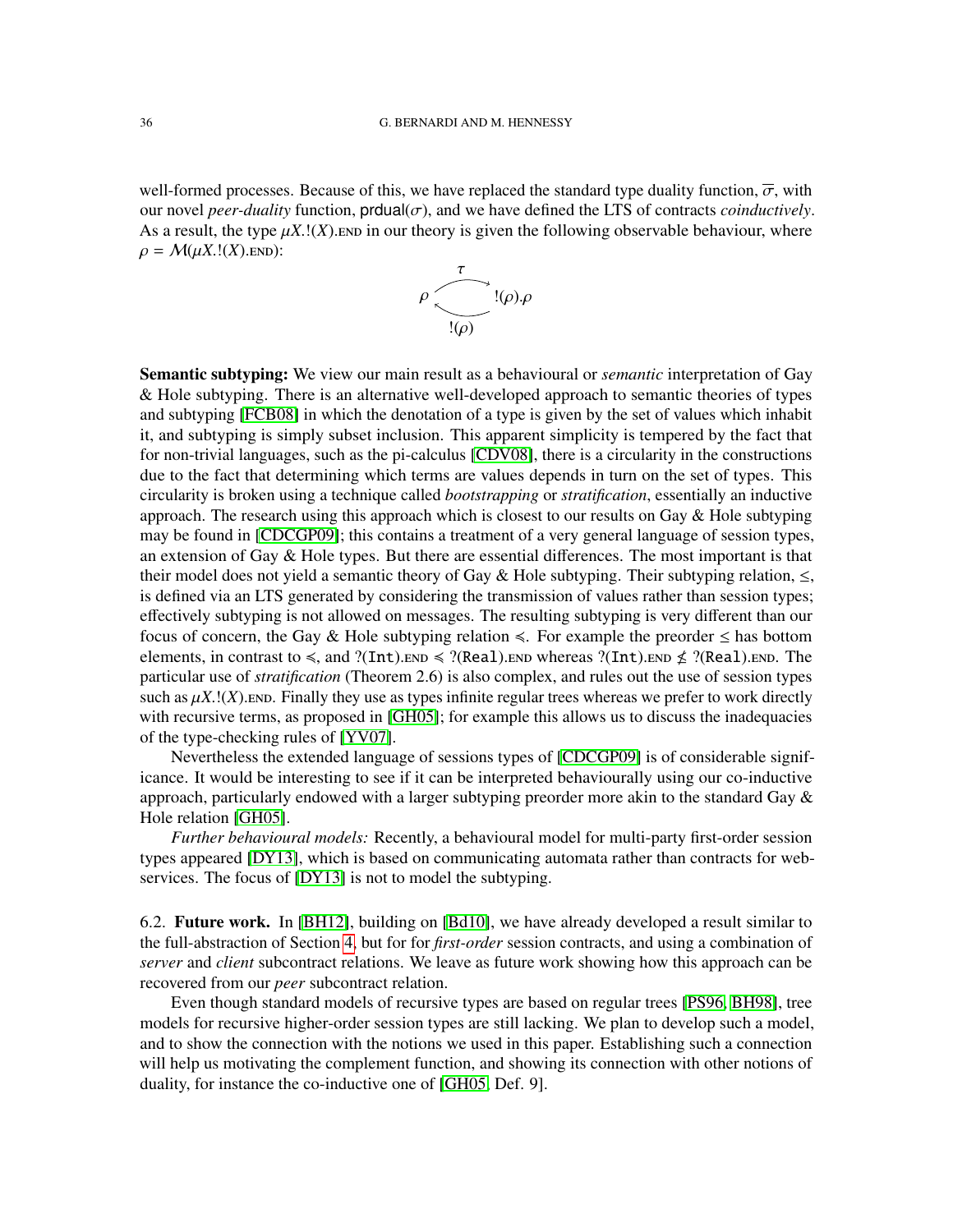well-formed processes. Because of this, we have replaced the standard type duality function, $\overline{\sigma}$, with our novel *peer-duality* function, $\mathsf{prdual}(\sigma)$, and we have defined the LTS of contracts *coinductively*. As a result, the type $\mu X.!(X).\textsc{end}$ in our theory is given the following observable behaviour, where $\rho = \mathcal{M}(\mu X.!(X).\textsc{end})$:

$$\rho \underset{!(\rho)}{\overset{\tau}{\rightleftarrows}} !(\rho).\rho$$

**Semantic subtyping:** We view our main result as a behavioural or *semantic* interpretation of Gay & Hole subtyping. There is an alternative well-developed approach to semantic theories of types and subtyping [FCB08] in which the denotation of a type is given by the set of values which inhabit it, and subtyping is simply subset inclusion. This apparent simplicity is tempered by the fact that for non-trivial languages, such as the pi-calculus [CDV08], there is a circularity in the constructions due to the fact that determining which terms are values depends in turn on the set of types. This circularity is broken using a technique called *bootstrapping* or *stratification*, essentially an inductive approach. The research using this approach which is closest to our results on Gay & Hole subtyping may be found in [CDCGP09]; this contains a treatment of a very general language of session types, an extension of Gay & Hole types. But there are essential differences. The most important is that their model does not yield a semantic theory of Gay & Hole subtyping. Their subtyping relation, $\leq$, is defined via an LTS generated by considering the transmission of values rather than session types; effectively subtyping is not allowed on messages. The resulting subtyping is very different than our focus of concern, the Gay & Hole subtyping relation $\preccurlyeq$. For example the preorder $\leq$ has bottom elements, in contrast to $\preccurlyeq$, and $?(\mathtt{Int}).\textsc{end} \preccurlyeq ?(\mathtt{Real}).\textsc{end}$ whereas $?(\mathtt{Int}).\textsc{end} \not\leq ?(\mathtt{Real}).\textsc{end}$. The particular use of *stratification* (Theorem 2.6) is also complex, and rules out the use of session types such as $\mu X.!(X).\textsc{end}$. Finally they use as types infinite regular trees whereas we prefer to work directly with recursive terms, as proposed in [GH05]; for example this allows us to discuss the inadequacies of the type-checking rules of [YV07].

Nevertheless the extended language of sessions types of [CDCGP09] is of considerable significance. It would be interesting to see if it can be interpreted behaviourally using our co-inductive approach, particularly endowed with a larger subtyping preorder more akin to the standard Gay & Hole relation [GH05].

*Further behavioural models:* Recently, a behavioural model for multi-party first-order session types appeared [DY13], which is based on communicating automata rather than contracts for web-services. The focus of [DY13] is not to model the subtyping.

## 6.2. Future work.

In [BH12], building on [Bd10], we have already developed a result similar to the full-abstraction of Section 4, but for for *first-order* session contracts, and using a combination of *server* and *client* subcontract relations. We leave as future work showing how this approach can be recovered from our *peer* subcontract relation.

Even though standard models of recursive types are based on regular trees [PS96, BH98], tree models for recursive higher-order session types are still lacking. We plan to develop such a model, and to show the connection with the notions we used in this paper. Establishing such a connection will help us motivating the complement function, and showing its connection with other notions of duality, for instance the co-inductive one of [GH05, Def. 9].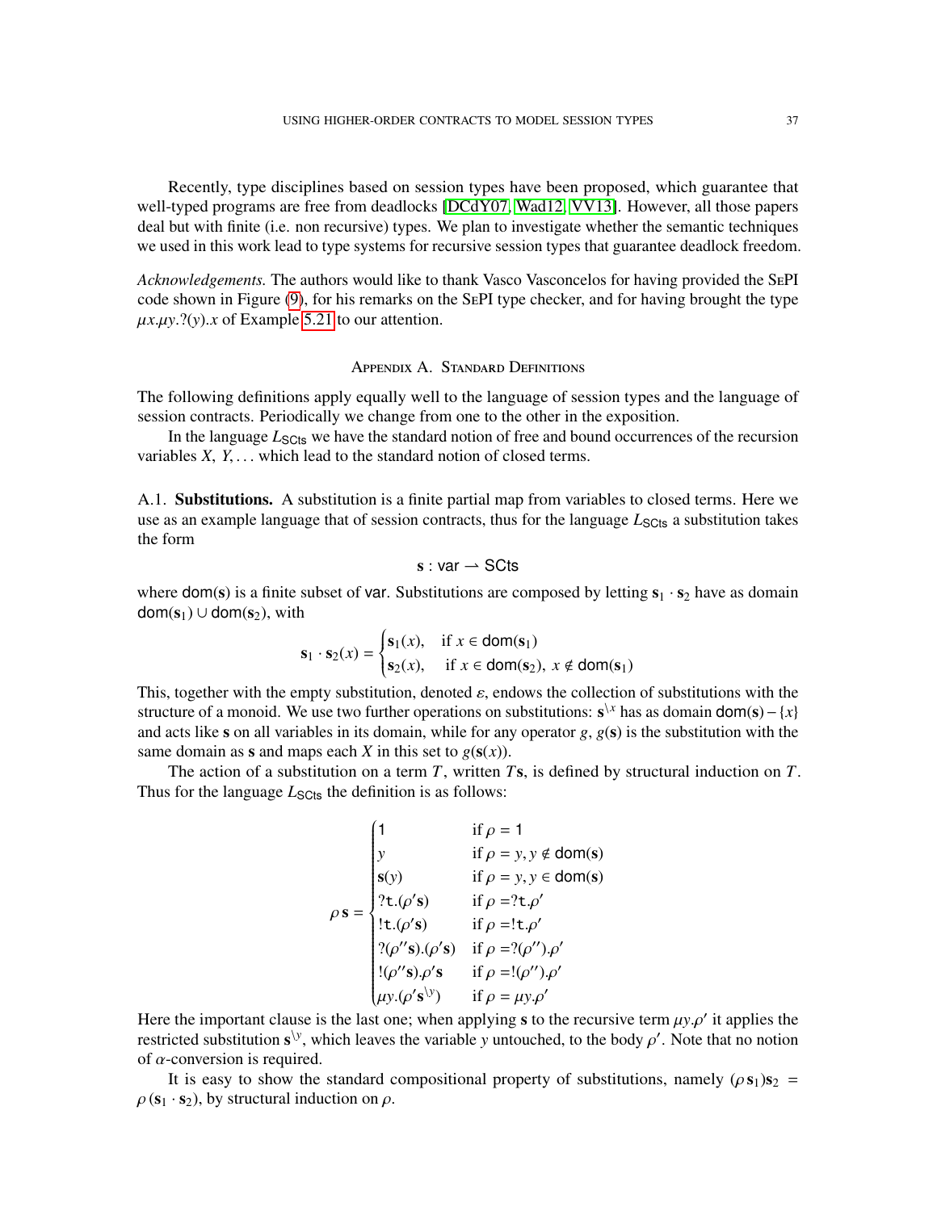Recently, type disciplines based on session types have been proposed, which guarantee that well-typed programs are free from deadlocks [DCdY07, Wad12, VV13]. However, all those papers deal but with finite (i.e. non recursive) types. We plan to investigate whether the semantic techniques we used in this work lead to type systems for recursive session types that guarantee deadlock freedom.

*Acknowledgements.* The authors would like to thank Vasco Vasconcelos for having provided the SePI code shown in Figure (9), for his remarks on the SePI type checker, and for having brought the type $\mu x.\mu y.?(y).x$ of Example 5.21 to our attention.

## Appendix A. Standard Definitions

The following definitions apply equally well to the language of session types and the language of session contracts. Periodically we change from one to the other in the exposition.

In the language $L_{\mathsf{SCts}}$ we have the standard notion of free and bound occurrences of the recursion variables $X$, $Y$, ... which lead to the standard notion of closed terms.

### A.1. Substitutions.

A substitution is a finite partial map from variables to closed terms. Here we use as an example language that of session contracts, thus for the language $L_{\mathsf{SCts}}$ a substitution takes the form

$$\mathbf{s} : \mathsf{var} \rightharpoonup \mathsf{SCts}$$

where $\mathsf{dom}(\mathbf{s})$ is a finite subset of $\mathsf{var}$. Substitutions are composed by letting $\mathbf{s}_1 \cdot \mathbf{s}_2$ have as domain $\mathsf{dom}(\mathbf{s}_1) \cup \mathsf{dom}(\mathbf{s}_2)$, with

$$\mathbf{s}_1 \cdot \mathbf{s}_2(x) = \begin{cases} \mathbf{s}_1(x), & \text{if } x \in \mathsf{dom}(\mathbf{s}_1) \\ \mathbf{s}_2(x), & \text{if } x \in \mathsf{dom}(\mathbf{s}_2),\ x \notin \mathsf{dom}(\mathbf{s}_1) \end{cases}$$

This, together with the empty substitution, denoted $\varepsilon$, endows the collection of substitutions with the structure of a monoid. We use two further operations on substitutions: $\mathbf{s}^{\setminus x}$ has as domain $\mathsf{dom}(\mathbf{s}) - \{x\}$ and acts like $\mathbf{s}$ on all variables in its domain, while for any operator $g$, $g(\mathbf{s})$ is the substitution with the same domain as $\mathbf{s}$ and maps each $X$ in this set to $g(\mathbf{s}(x))$.

The action of a substitution on a term $T$, written $T\mathbf{s}$, is defined by structural induction on $T$. Thus for the language $L_{\mathsf{SCts}}$ the definition is as follows:

$$\rho\,\mathbf{s} = \begin{cases} \mathsf{1} & \text{if } \rho = \mathsf{1} \\ y & \text{if } \rho = y, y \notin \mathsf{dom}(\mathbf{s}) \\ \mathbf{s}(y) & \text{if } \rho = y, y \in \mathsf{dom}(\mathbf{s}) \\ ?\mathtt{t}.(\rho'\mathbf{s}) & \text{if } \rho = ?\mathtt{t}.\rho' \\ !\mathtt{t}.(\rho'\mathbf{s}) & \text{if } \rho = !\mathtt{t}.\rho' \\ ?(\rho''\mathbf{s}).(\rho'\mathbf{s}) & \text{if } \rho = ?(\rho'').\rho' \\ !(\rho''\mathbf{s}).\rho'\mathbf{s} & \text{if } \rho = !(\rho'').\rho' \\ \mu y.(\rho'\mathbf{s}^{\setminus y}) & \text{if } \rho = \mu y.\rho' \end{cases}$$

Here the important clause is the last one; when applying $\mathbf{s}$ to the recursive term $\mu y.\rho'$ it applies the restricted substitution $\mathbf{s}^{\setminus y}$, which leaves the variable $y$ untouched, to the body $\rho'$. Note that no notion of $\alpha$-conversion is required.

It is easy to show the standard compositional property of substitutions, namely $(\rho\,\mathbf{s}_1)\mathbf{s}_2 = \rho\,(\mathbf{s}_1 \cdot \mathbf{s}_2)$, by structural induction on $\rho$.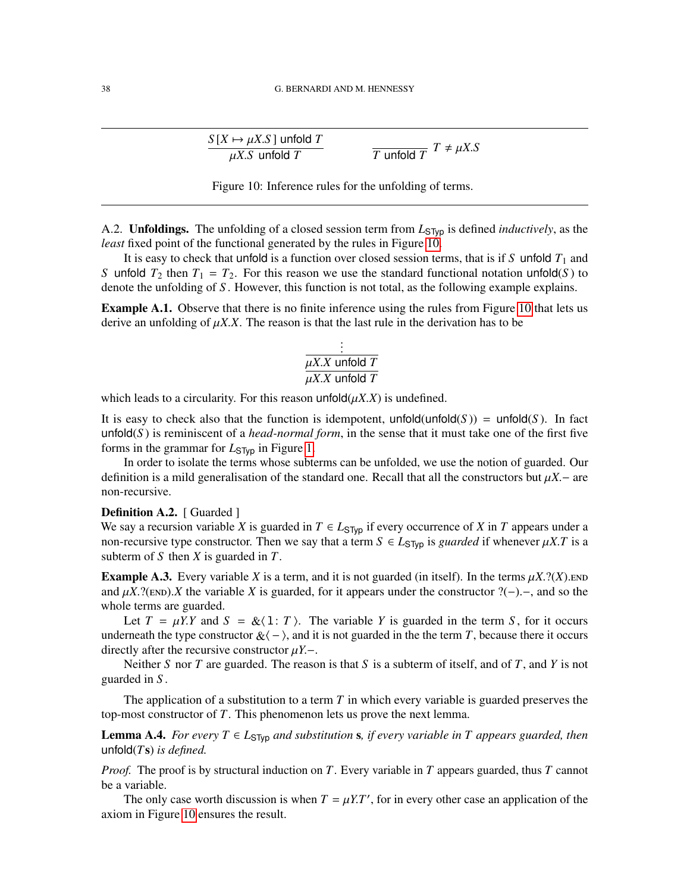$$\frac{S[X \mapsto \mu X.S] \ \mathsf{unfold}\ T}{\mu X.S \ \mathsf{unfold}\ T} \qquad \frac{}{T \ \mathsf{unfold}\ T}\ T \neq \mu X.S$$

Figure 10: Inference rules for the unfolding of terms.

A.2. **Unfoldings.** The unfolding of a closed session term from $L_{\mathsf{STyp}}$ is defined *inductively*, as the *least* fixed point of the functional generated by the rules in Figure 10.

It is easy to check that $\mathsf{unfold}$ is a function over closed session terms, that is if $S\ \mathsf{unfold}\ T_1$ and $S\ \mathsf{unfold}\ T_2$ then $T_1 = T_2$. For this reason we use the standard functional notation $\mathsf{unfold}(S)$ to denote the unfolding of $S$. However, this function is not total, as the following example explains.

**Example A.1.** Observe that there is no finite inference using the rules from Figure 10 that lets us derive an unfolding of $\mu X.X$. The reason is that the last rule in the derivation has to be

$$\frac{\dfrac{\vdots}{\mu X.X\ \mathsf{unfold}\ T}}{\mu X.X\ \mathsf{unfold}\ T}$$

which leads to a circularity. For this reason $\mathsf{unfold}(\mu X.X)$ is undefined.

It is easy to check also that the function is idempotent, $\mathsf{unfold}(\mathsf{unfold}(S)) = \mathsf{unfold}(S)$. In fact $\mathsf{unfold}(S)$ is reminiscent of a *head-normal form*, in the sense that it must take one of the first five forms in the grammar for $L_{\mathsf{STyp}}$ in Figure 1.

In order to isolate the terms whose subterms can be unfolded, we use the notion of guarded. Our definition is a mild generalisation of the standard one. Recall that all the constructors but $\mu X.-$ are non-recursive.

**Definition A.2.** [ Guarded ]
We say a recursion variable $X$ is guarded in $T \in L_{\mathsf{STyp}}$ if every occurrence of $X$ in $T$ appears under a non-recursive type constructor. Then we say that a term $S \in L_{\mathsf{STyp}}$ is *guarded* if whenever $\mu X.T$ is a subterm of $S$ then $X$ is guarded in $T$.

**Example A.3.** Every variable $X$ is a term, and it is not guarded (in itself). In the terms $\mu X.?(X).\textsc{end}$ and $\mu X.?(\textsc{end}).X$ the variable $X$ is guarded, for it appears under the constructor $?(-).-$, and so the whole terms are guarded.

Let $T = \mu Y.Y$ and $S = \&\langle\, \mathtt{l}\colon T \,\rangle$. The variable $Y$ is guarded in the term $S$, for it occurs underneath the type constructor $\&\langle - \rangle$, and it is not guarded in the the term $T$, because there it occurs directly after the recursive constructor $\mu Y.-$.

Neither $S$ nor $T$ are guarded. The reason is that $S$ is a subterm of itself, and of $T$, and $Y$ is not guarded in $S$.

The application of a substitution to a term $T$ in which every variable is guarded preserves the top-most constructor of $T$. This phenomenon lets us prove the next lemma.

**Lemma A.4.** *For every $T \in L_{\mathsf{STyp}}$ and substitution $\mathbf{s}$, if every variable in $T$ appears guarded, then $\mathsf{unfold}(T\mathbf{s})$ is defined.*

*Proof.* The proof is by structural induction on $T$. Every variable in $T$ appears guarded, thus $T$ cannot be a variable.

The only case worth discussion is when $T = \mu Y.T'$, for in every other case an application of the axiom in Figure 10 ensures the result.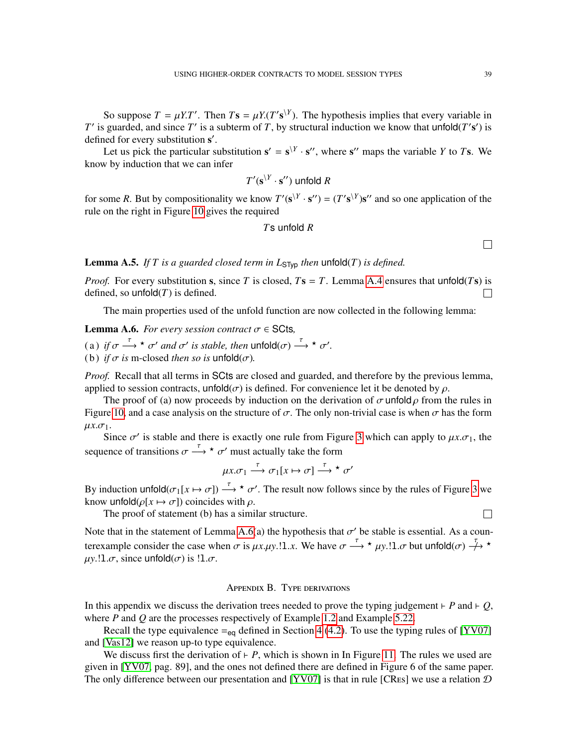So suppose $T = \mu Y.T'$. Then $T\mathbf{s} = \mu Y.(T'\mathbf{s}^{\setminus Y})$. The hypothesis implies that every variable in $T'$ is guarded, and since $T'$ is a subterm of $T$, by structural induction we know that $\mathsf{unfold}(T'\mathbf{s}')$ is defined for every substitution $\mathbf{s}'$.

Let us pick the particular substitution $\mathbf{s}' = \mathbf{s}^{\setminus Y} \cdot \mathbf{s}''$, where $\mathbf{s}''$ maps the variable $Y$ to $T\mathbf{s}$. We know by induction that we can infer

$$T'(\mathbf{s}^{\setminus Y} \cdot \mathbf{s}'') \;\mathsf{unfold}\; R$$

for some $R$. But by compositionality we know $T'(\mathbf{s}^{\setminus Y} \cdot \mathbf{s}'') = (T'\mathbf{s}^{\setminus Y})\mathbf{s}''$ and so one application of the rule on the right in Figure 10 gives the required

$$T\mathbf{s} \;\mathsf{unfold}\; R$$

□

**Lemma A.5.** *If $T$ is a guarded closed term in $L_{\mathsf{STyp}}$ then $\mathsf{unfold}(T)$ is defined.*

*Proof.* For every substitution $\mathbf{s}$, since $T$ is closed, $T\mathbf{s} = T$. Lemma A.4 ensures that $\mathsf{unfold}(T\mathbf{s})$ is defined, so $\mathsf{unfold}(T)$ is defined. □

The main properties used of the unfold function are now collected in the following lemma:

**Lemma A.6.** *For every session contract $\sigma \in \mathsf{SCts}$,*

(a) *if $\sigma \xrightarrow{\tau}{}^{\star} \sigma'$ and $\sigma'$ is stable, then $\mathsf{unfold}(\sigma) \xrightarrow{\tau}{}^{\star} \sigma'$.*
(b) *if $\sigma$ is* m-closed *then so is $\mathsf{unfold}(\sigma)$.*

*Proof.* Recall that all terms in $\mathsf{SCts}$ are closed and guarded, and therefore by the previous lemma, applied to session contracts, $\mathsf{unfold}(\sigma)$ is defined. For convenience let it be denoted by $\rho$.

The proof of (a) now proceeds by induction on the derivation of $\sigma \,\mathsf{unfold}\, \rho$ from the rules in Figure 10, and a case analysis on the structure of $\sigma$. The only non-trivial case is when $\sigma$ has the form $\mu x.\sigma_1$.

Since $\sigma'$ is stable and there is exactly one rule from Figure 3 which can apply to $\mu x.\sigma_1$, the sequence of transitions $\sigma \xrightarrow{\tau}{}^{\star} \sigma'$ must actually take the form

$$\mu x.\sigma_1 \xrightarrow{\tau} \sigma_1[x \mapsto \sigma] \xrightarrow{\tau}{}^{\star} \sigma'$$

By induction $\mathsf{unfold}(\sigma_1[x \mapsto \sigma]) \xrightarrow{\tau}{}^{\star} \sigma'$. The result now follows since by the rules of Figure 3 we know $\mathsf{unfold}(\rho[x \mapsto \sigma])$ coincides with $\rho$.

The proof of statement (b) has a similar structure. □

Note that in the statement of Lemma A.6(a) the hypothesis that $\sigma'$ be stable is essential. As a counterexample consider the case when $\sigma$ is $\mu x.\mu y.!\mathbb{1}.x$. We have $\sigma \xrightarrow{\tau}{}^{\star} \mu y.!\mathbb{1}.\sigma$ but $\mathsf{unfold}(\sigma) \not\xrightarrow{\tau}{}^{\star} \mu y.!\mathbb{1}.\sigma$, since $\mathsf{unfold}(\sigma)$ is $!\mathbb{1}.\sigma$.

## Appendix B. Type derivations

In this appendix we discuss the derivation trees needed to prove the typing judgement $\vdash P$ and $\vdash Q$, where $P$ and $Q$ are the processes respectively of Example 1.2 and Example 5.22.

Recall the type equivalence $=_{\mathsf{eq}}$ defined in Section 4 (4.2). To use the typing rules of [YV07] and [Vas12] we reason up-to type equivalence.

We discuss first the derivation of $\vdash P$, which is shown in In Figure 11. The rules we used are given in [YV07, pag. 89], and the ones not defined there are defined in Figure 6 of the same paper. The only difference between our presentation and [YV07] is that in rule [CRes] we use a relation $\mathcal{D}$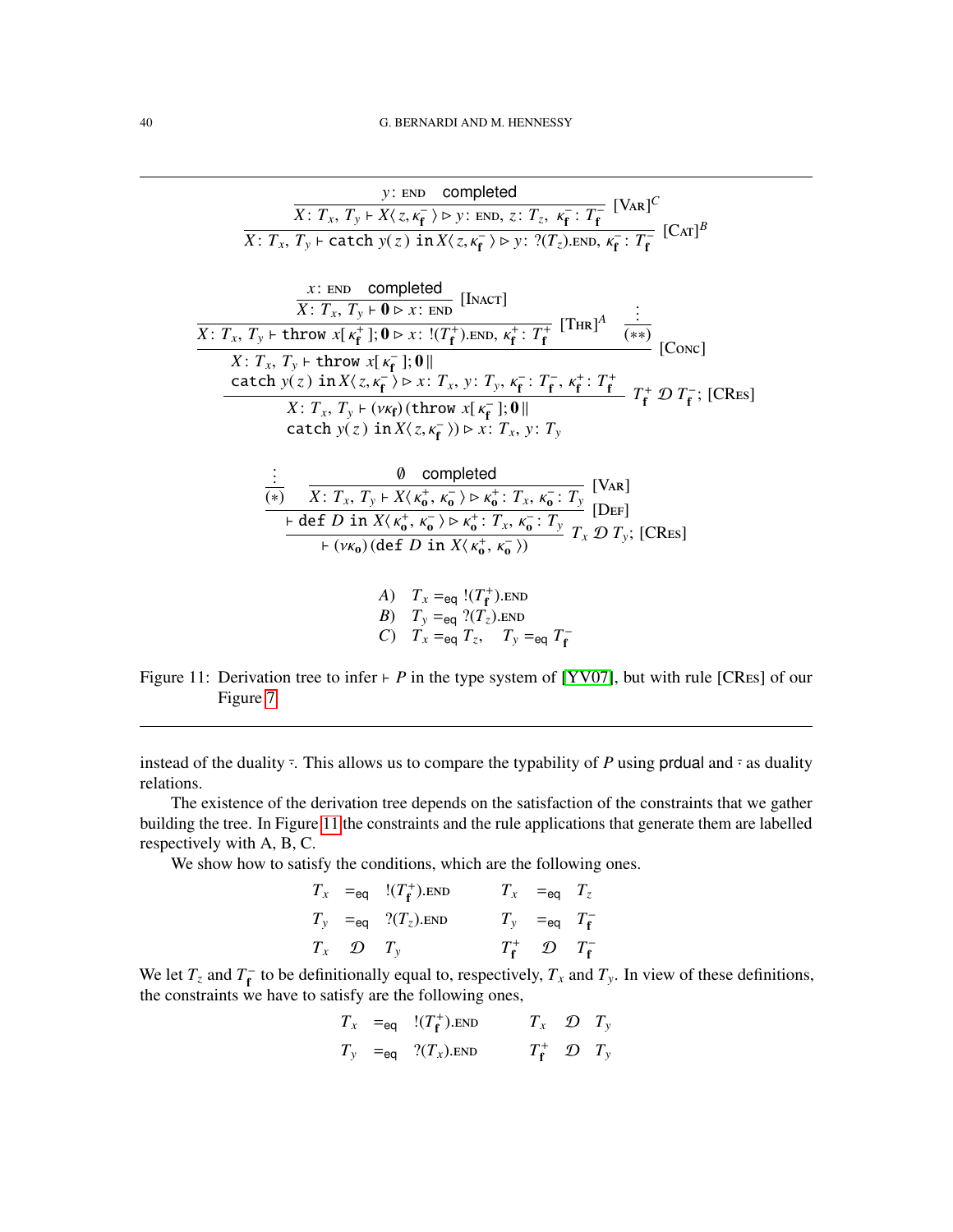$$
\dfrac{\dfrac{y\colon \text{END} \quad \text{completed}}{X\colon T_x,\, T_y \vdash X\langle z, \kappa_{\mathbf{f}}^- \rangle \triangleright y\colon \text{END},\; z\colon T_z,\; \kappa_{\mathbf{f}}^-\colon T_{\mathbf{f}}^-}\,[\text{Var}]^C}{X\colon T_x,\, T_y \vdash \texttt{catch}\; y(z)\; \texttt{in}\, X\langle z, \kappa_{\mathbf{f}}^- \rangle \triangleright y\colon ?(T_z).\text{END},\; \kappa_{\mathbf{f}}^-\colon T_{\mathbf{f}}^-}\,[\text{Cat}]^B
$$

$$
\dfrac{\dfrac{\dfrac{\dfrac{x\colon \text{END} \quad \text{completed}}{X\colon T_x,\, T_y \vdash \mathbf{0} \triangleright x\colon \text{END}}\,[\text{Inact}]}{X\colon T_x,\, T_y \vdash \texttt{throw}\; x[\kappa_{\mathbf{f}}^+];\mathbf{0} \triangleright x\colon !(T_{\mathbf{f}}^+).\text{END},\; \kappa_{\mathbf{f}}^+\colon T_{\mathbf{f}}^+}\,[\text{Thr}]^A \quad \begin{array}{c}\vdots\\ (**)\end{array}}{\begin{array}{l} X\colon T_x,\, T_y \vdash \texttt{throw}\; x[\kappa_{\mathbf{f}}^-];\mathbf{0} \,\| \\ \texttt{catch}\; y(z)\; \texttt{in}\, X\langle z, \kappa_{\mathbf{f}}^- \rangle \triangleright x\colon T_x,\; y\colon T_y,\; \kappa_{\mathbf{f}}^-\colon T_{\mathbf{f}}^-,\; \kappa_{\mathbf{f}}^+\colon T_{\mathbf{f}}^+ \end{array}}\,[\text{Conc}]}{\begin{array}{l} X\colon T_x,\, T_y \vdash (\nu\kappa_{\mathbf{f}})(\texttt{throw}\; x[\kappa_{\mathbf{f}}^-];\mathbf{0} \,\| \\ \texttt{catch}\; y(z)\; \texttt{in}\, X\langle z, \kappa_{\mathbf{f}}^- \rangle) \triangleright x\colon T_x,\; y\colon T_y \end{array}}\; T_{\mathbf{f}}^+ \,\mathcal{D}\, T_{\mathbf{f}}^-;\,[\text{CRes}]
$$

$$
\dfrac{\dfrac{\begin{array}{c}\vdots\\ (*)\end{array} \quad \dfrac{\emptyset \quad \text{completed}}{X\colon T_x,\, T_y \vdash X\langle \kappa_{\mathbf{o}}^+, \kappa_{\mathbf{o}}^- \rangle \triangleright \kappa_{\mathbf{o}}^+\colon T_x,\; \kappa_{\mathbf{o}}^-\colon T_y}\,[\text{Var}]}{\vdash \texttt{def}\; D\; \texttt{in}\; X\langle \kappa_{\mathbf{o}}^+, \kappa_{\mathbf{o}}^- \rangle \triangleright \kappa_{\mathbf{o}}^+\colon T_x,\; \kappa_{\mathbf{o}}^-\colon T_y}\,[\text{Def}]}{\vdash (\nu\kappa_{\mathbf{o}})(\texttt{def}\; D\; \texttt{in}\; X\langle \kappa_{\mathbf{o}}^+, \kappa_{\mathbf{o}}^- \rangle)}\; T_x \,\mathcal{D}\, T_y;\,[\text{CRes}]
$$

$A)\quad T_x =_{\mathsf{eq}} !(T_{\mathbf{f}}^+).\text{END}$

$B)\quad T_y =_{\mathsf{eq}} ?(T_z).\text{END}$

$C)\quad T_x =_{\mathsf{eq}} T_z, \quad T_y =_{\mathsf{eq}} T_{\mathbf{f}}^-$

Figure 11: Derivation tree to infer $\vdash P$ in the type system of [YV07], but with rule [CRes] of our Figure 7.

instead of the duality $\bar{\cdot}$. This allows us to compare the typability of $P$ using prdual and $\bar{\cdot}$ as duality relations.

The existence of the derivation tree depends on the satisfaction of the constraints that we gather building the tree. In Figure 11 the constraints and the rule applications that generate them are labelled respectively with A, B, C.

We show how to satisfy the conditions, which are the following ones.

$$
\begin{array}{lllllll}
T_x & =_{\mathsf{eq}} & !(T_{\mathbf{f}}^+).\text{END} & \qquad & T_x & =_{\mathsf{eq}} & T_z \\
T_y & =_{\mathsf{eq}} & ?(T_z).\text{END} & & T_y & =_{\mathsf{eq}} & T_{\mathbf{f}}^- \\
T_x & \mathcal{D} & T_y & & T_{\mathbf{f}}^+ & \mathcal{D} & T_{\mathbf{f}}^-
\end{array}
$$

We let $T_z$ and $T_{\mathbf{f}}^-$ to be definitionally equal to, respectively, $T_x$ and $T_y$. In view of these definitions, the constraints we have to satisfy are the following ones,

$$
\begin{array}{lllllll}
T_x & =_{\mathsf{eq}} & !(T_{\mathbf{f}}^+).\text{END} & \qquad & T_x & \mathcal{D} & T_y \\
T_y & =_{\mathsf{eq}} & ?(T_x).\text{END} & & T_{\mathbf{f}}^+ & \mathcal{D} & T_y
\end{array}
$$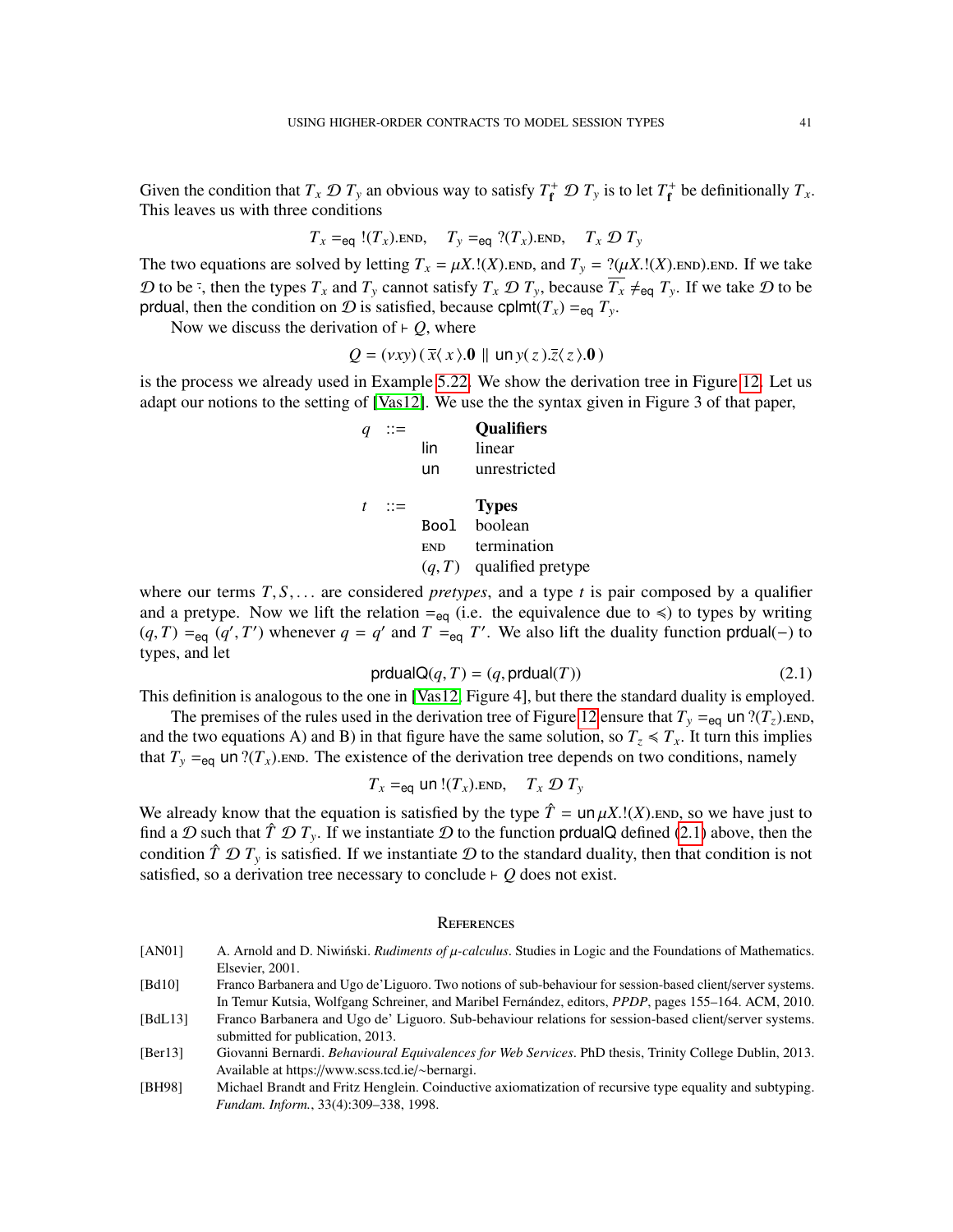Given the condition that $T_x \mathcal{D} T_y$ an obvious way to satisfy $T^+_{\mathbf{f}} \mathcal{D} T_y$ is to let $T^+_{\mathbf{f}}$ be definitionally $T_x$. This leaves us with three conditions

$$T_x =_{\mathsf{eq}} !(T_x).\textsc{end}, \quad T_y =_{\mathsf{eq}} ?(T_x).\textsc{end}, \quad T_x \mathcal{D} T_y$$

The two equations are solved by letting $T_x = \mu X.!(X).\textsc{end}$, and $T_y = ?(\mu X.!(X).\textsc{end}).\textsc{end}$. If we take $\mathcal{D}$ to be $\bar{\cdot}$, then the types $T_x$ and $T_y$ cannot satisfy $T_x \mathcal{D} T_y$, because $\overline{T_x} \neq_{\mathsf{eq}} T_y$. If we take $\mathcal{D}$ to be $\mathsf{prdual}$, then the condition on $\mathcal{D}$ is satisfied, because $\mathsf{cplmt}(T_x) =_{\mathsf{eq}} T_y$.

Now we discuss the derivation of $\vdash Q$, where

$$Q = (\nu xy)(\,\overline{x}\langle\, x\,\rangle.\mathbf{0} \parallel \mathsf{un}\, y(\,z\,).\overline{z}\langle\, z\,\rangle.\mathbf{0}\,)$$

is the process we already used in Example 5.22. We show the derivation tree in Figure 12. Let us adapt our notions to the setting of [Vas12]. We use the the syntax given in Figure 3 of that paper,

| | | | |
|---|---|---|---|
| $q$ | $::=$ | | **Qualifiers** |
| | | $\mathsf{lin}$ | linear |
| | | $\mathsf{un}$ | unrestricted |
| $t$ | $::=$ | | **Types** |
| | | `Bool` | boolean |
| | | $\textsc{end}$ | termination |
| | | $(q, T)$ | qualified pretype |

where our terms $T, S, \ldots$ are considered *pretypes*, and a type $t$ is pair composed by a qualifier and a pretype. Now we lift the relation $=_{\mathsf{eq}}$ (i.e. the equivalence due to $\preccurlyeq$) to types by writing $(q, T) =_{\mathsf{eq}} (q', T')$ whenever $q = q'$ and $T =_{\mathsf{eq}} T'$. We also lift the duality function $\mathsf{prdual}(-)$ to types, and let

$$\mathsf{prdualQ}(q, T) = (q, \mathsf{prdual}(T)) \tag{2.1}$$

This definition is analogous to the one in [Vas12, Figure 4], but there the standard duality is employed.

The premises of the rules used in the derivation tree of Figure 12 ensure that $T_y =_{\mathsf{eq}} \mathsf{un}\ ?(T_z).\textsc{end}$, and the two equations A) and B) in that figure have the same solution, so $T_z \preccurlyeq T_x$. It turn this implies that $T_y =_{\mathsf{eq}} \mathsf{un}\ ?(T_x).\textsc{end}$. The existence of the derivation tree depends on two conditions, namely

$$T_x =_{\mathsf{eq}} \mathsf{un}\ !(T_x).\textsc{end}, \quad T_x \mathcal{D} T_y$$

We already know that the equation is satisfied by the type $\hat{T} = \mathsf{un}\,\mu X.!(X).\textsc{end}$, so we have just to find a $\mathcal{D}$ such that $\hat{T} \mathcal{D} T_y$. If we instantiate $\mathcal{D}$ to the function $\mathsf{prdualQ}$ defined (2.1) above, then the condition $\hat{T} \mathcal{D} T_y$ is satisfied. If we instantiate $\mathcal{D}$ to the standard duality, then that condition is not satisfied, so a derivation tree necessary to conclude $\vdash Q$ does not exist.

## References

[AN01] A. Arnold and D. Niwiński. *Rudiments of $\mu$-calculus*. Studies in Logic and the Foundations of Mathematics. Elsevier, 2001.

[Bd10] Franco Barbanera and Ugo de'Liguoro. Two notions of sub-behaviour for session-based client/server systems. In Temur Kutsia, Wolfgang Schreiner, and Maribel Fernández, editors, *PPDP*, pages 155–164. ACM, 2010.

[BdL13] Franco Barbanera and Ugo de' Liguoro. Sub-behaviour relations for session-based client/server systems. submitted for publication, 2013.

[Ber13] Giovanni Bernardi. *Behavioural Equivalences for Web Services*. PhD thesis, Trinity College Dublin, 2013. Available at https://www.scss.tcd.ie/~bernargi.

[BH98] Michael Brandt and Fritz Henglein. Coinductive axiomatization of recursive type equality and subtyping. *Fundam. Inform.*, 33(4):309–338, 1998.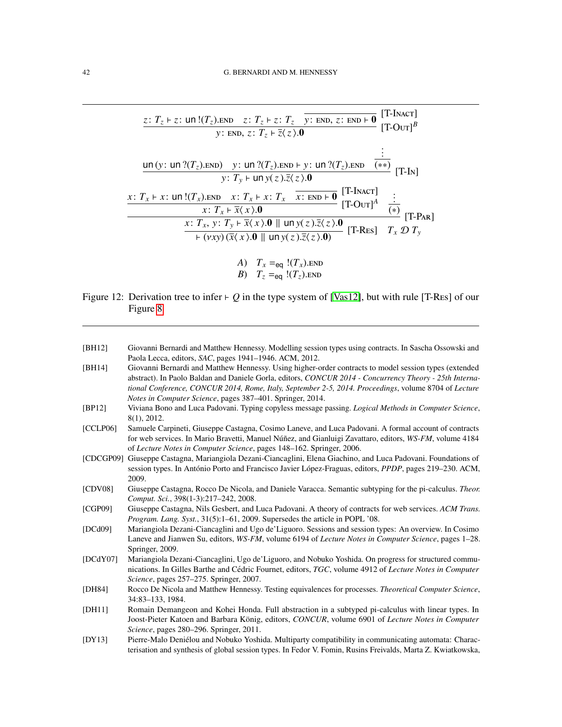$$\dfrac{z\colon T_z \vdash z\colon \mathsf{un}\,!(T_z).\textsc{end} \quad z\colon T_z \vdash z\colon T_z \quad \dfrac{}{y\colon \textsc{end},\, z\colon \textsc{end} \vdash \mathbf{0}}\,[\text{T-Inact}]}{y\colon \textsc{end},\, z\colon T_z \vdash \overline{z}\langle z\rangle.\mathbf{0}}\,[\text{T-Out}]^B$$

$$\dfrac{\mathsf{un}\,(y\colon \mathsf{un}\,?(T_z).\textsc{end}) \quad y\colon \mathsf{un}\,?(T_z).\textsc{end} \vdash y\colon \mathsf{un}\,?(T_z).\textsc{end} \quad \dfrac{\vdots}{(**)}}{y\colon T_y \vdash \mathsf{un}\,y(z).\overline{z}\langle z\rangle.\mathbf{0}}\,[\text{T-In}]$$

$$\dfrac{\dfrac{x\colon T_x \vdash x\colon \mathsf{un}\,!(T_x).\textsc{end} \quad x\colon T_x \vdash x\colon T_x \quad \dfrac{}{x\colon \textsc{end} \vdash \mathbf{0}}\,[\text{T-Inact}]}{x\colon T_x \vdash \overline{x}\langle x\rangle.\mathbf{0}}\,[\text{T-Out}]^A \quad \dfrac{\vdots}{(*)}}{\dfrac{x\colon T_x,\, y\colon T_y \vdash \overline{x}\langle x\rangle.\mathbf{0} \parallel \mathsf{un}\,y(z).\overline{z}\langle z\rangle.\mathbf{0}}{\vdash (\nu xy)\,(\overline{x}\langle x\rangle.\mathbf{0} \parallel \mathsf{un}\,y(z).\overline{z}\langle z\rangle.\mathbf{0})}\,[\text{T-Res}] \quad T_x\,\mathcal{D}\,T_y}\,[\text{T-Par}]$$

$A)\quad T_x =_{\mathsf{eq}} !(T_x).\textsc{end}$

$B)\quad T_z =_{\mathsf{eq}} !(T_z).\textsc{end}$

Figure 12: Derivation tree to infer $\vdash Q$ in the type system of [Vas12], but with rule [T-Res] of our Figure 8

[BH12] Giovanni Bernardi and Matthew Hennessy. Modelling session types using contracts. In Sascha Ossowski and Paola Lecca, editors, *SAC*, pages 1941–1946. ACM, 2012.

[BH14] Giovanni Bernardi and Matthew Hennessy. Using higher-order contracts to model session types (extended abstract). In Paolo Baldan and Daniele Gorla, editors, *CONCUR 2014 - Concurrency Theory - 25th International Conference, CONCUR 2014, Rome, Italy, September 2-5, 2014. Proceedings*, volume 8704 of *Lecture Notes in Computer Science*, pages 387–401. Springer, 2014.

[BP12] Viviana Bono and Luca Padovani. Typing copyless message passing. *Logical Methods in Computer Science*, 8(1), 2012.

[CCLP06] Samuele Carpineti, Giuseppe Castagna, Cosimo Laneve, and Luca Padovani. A formal account of contracts for web services. In Mario Bravetti, Manuel Núñez, and Gianluigi Zavattaro, editors, *WS-FM*, volume 4184 of *Lecture Notes in Computer Science*, pages 148–162. Springer, 2006.

[CDCGP09] Giuseppe Castagna, Mariangiola Dezani-Ciancaglini, Elena Giachino, and Luca Padovani. Foundations of session types. In António Porto and Francisco Javier López-Fraguas, editors, *PPDP*, pages 219–230. ACM, 2009.

[CDV08] Giuseppe Castagna, Rocco De Nicola, and Daniele Varacca. Semantic subtyping for the pi-calculus. *Theor. Comput. Sci.*, 398(1-3):217–242, 2008.

[CGP09] Giuseppe Castagna, Nils Gesbert, and Luca Padovani. A theory of contracts for web services. *ACM Trans. Program. Lang. Syst.*, 31(5):1–61, 2009. Supersedes the article in POPL '08.

[DCd09] Mariangiola Dezani-Ciancaglini and Ugo de'Liguoro. Sessions and session types: An overview. In Cosimo Laneve and Jianwen Su, editors, *WS-FM*, volume 6194 of *Lecture Notes in Computer Science*, pages 1–28. Springer, 2009.

[DCdY07] Mariangiola Dezani-Ciancaglini, Ugo de'Liguoro, and Nobuko Yoshida. On progress for structured communications. In Gilles Barthe and Cédric Fournet, editors, *TGC*, volume 4912 of *Lecture Notes in Computer Science*, pages 257–275. Springer, 2007.

[DH84] Rocco De Nicola and Matthew Hennessy. Testing equivalences for processes. *Theoretical Computer Science*, 34:83–133, 1984.

[DH11] Romain Demangeon and Kohei Honda. Full abstraction in a subtyped pi-calculus with linear types. In Joost-Pieter Katoen and Barbara König, editors, *CONCUR*, volume 6901 of *Lecture Notes in Computer Science*, pages 280–296. Springer, 2011.

[DY13] Pierre-Malo Deniélou and Nobuko Yoshida. Multiparty compatibility in communicating automata: Characterisation and synthesis of global session types. In Fedor V. Fomin, Rusins Freivalds, Marta Z. Kwiatkowska,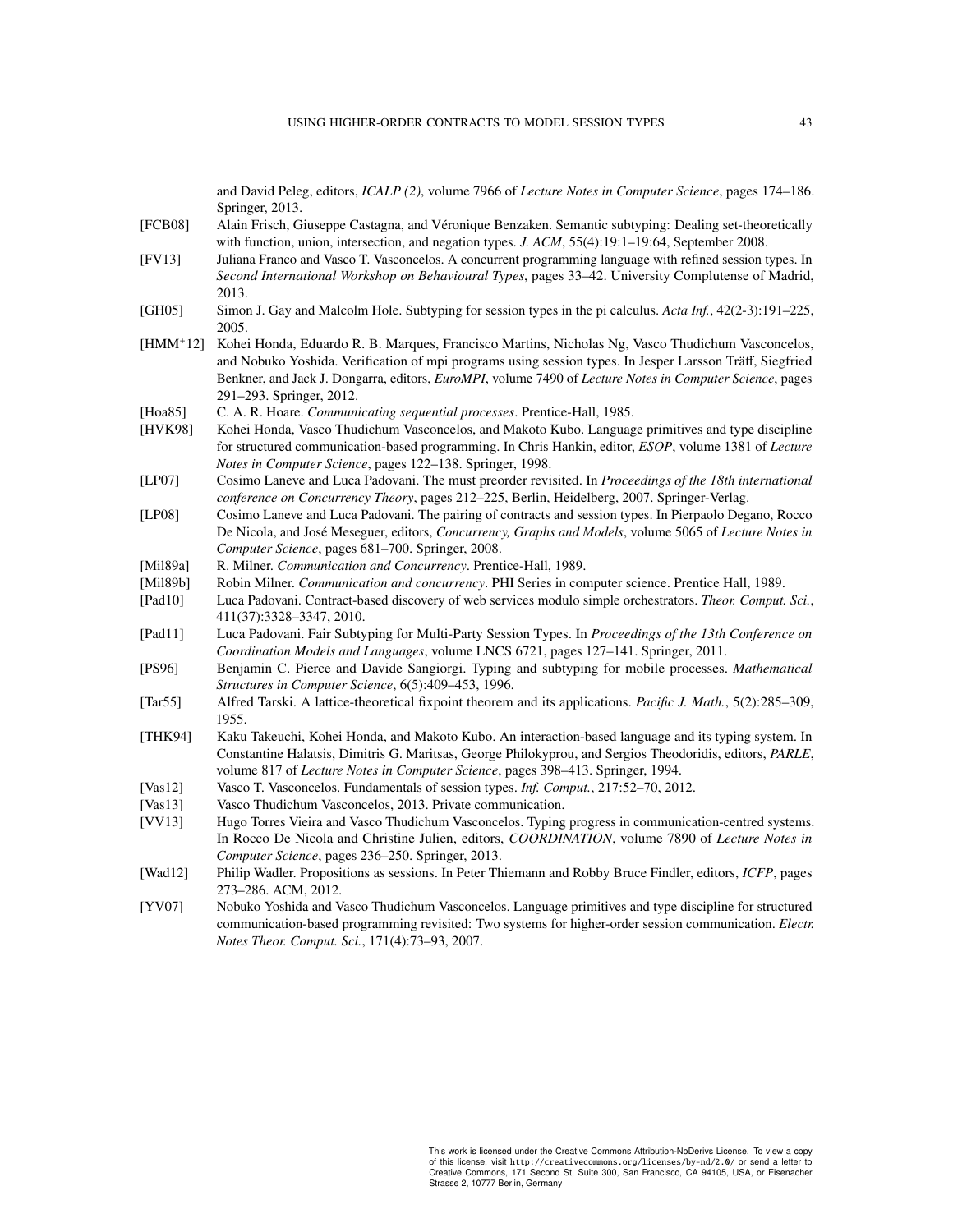and David Peleg, editors, *ICALP (2)*, volume 7966 of *Lecture Notes in Computer Science*, pages 174–186. Springer, 2013.

[FCB08] Alain Frisch, Giuseppe Castagna, and Véronique Benzaken. Semantic subtyping: Dealing set-theoretically with function, union, intersection, and negation types. *J. ACM*, 55(4):19:1–19:64, September 2008.

[FV13] Juliana Franco and Vasco T. Vasconcelos. A concurrent programming language with refined session types. In *Second International Workshop on Behavioural Types*, pages 33–42. University Complutense of Madrid, 2013.

[GH05] Simon J. Gay and Malcolm Hole. Subtyping for session types in the pi calculus. *Acta Inf.*, 42(2-3):191–225, 2005.

[HMM+12] Kohei Honda, Eduardo R. B. Marques, Francisco Martins, Nicholas Ng, Vasco Thudichum Vasconcelos, and Nobuko Yoshida. Verification of mpi programs using session types. In Jesper Larsson Träff, Siegfried Benkner, and Jack J. Dongarra, editors, *EuroMPI*, volume 7490 of *Lecture Notes in Computer Science*, pages 291–293. Springer, 2012.

[Hoa85] C. A. R. Hoare. *Communicating sequential processes*. Prentice-Hall, 1985.

[HVK98] Kohei Honda, Vasco Thudichum Vasconcelos, and Makoto Kubo. Language primitives and type discipline for structured communication-based programming. In Chris Hankin, editor, *ESOP*, volume 1381 of *Lecture Notes in Computer Science*, pages 122–138. Springer, 1998.

[LP07] Cosimo Laneve and Luca Padovani. The must preorder revisited. In *Proceedings of the 18th international conference on Concurrency Theory*, pages 212–225, Berlin, Heidelberg, 2007. Springer-Verlag.

[LP08] Cosimo Laneve and Luca Padovani. The pairing of contracts and session types. In Pierpaolo Degano, Rocco De Nicola, and José Meseguer, editors, *Concurrency, Graphs and Models*, volume 5065 of *Lecture Notes in Computer Science*, pages 681–700. Springer, 2008.

[Mil89a] R. Milner. *Communication and Concurrency*. Prentice-Hall, 1989.

[Mil89b] Robin Milner. *Communication and concurrency*. PHI Series in computer science. Prentice Hall, 1989.

[Pad10] Luca Padovani. Contract-based discovery of web services modulo simple orchestrators. *Theor. Comput. Sci.*, 411(37):3328–3347, 2010.

[Pad11] Luca Padovani. Fair Subtyping for Multi-Party Session Types. In *Proceedings of the 13th Conference on Coordination Models and Languages*, volume LNCS 6721, pages 127–141. Springer, 2011.

[PS96] Benjamin C. Pierce and Davide Sangiorgi. Typing and subtyping for mobile processes. *Mathematical Structures in Computer Science*, 6(5):409–453, 1996.

[Tar55] Alfred Tarski. A lattice-theoretical fixpoint theorem and its applications. *Pacific J. Math.*, 5(2):285–309, 1955.

[THK94] Kaku Takeuchi, Kohei Honda, and Makoto Kubo. An interaction-based language and its typing system. In Constantine Halatsis, Dimitris G. Maritsas, George Philokyprou, and Sergios Theodoridis, editors, *PARLE*, volume 817 of *Lecture Notes in Computer Science*, pages 398–413. Springer, 1994.

[Vas12] Vasco T. Vasconcelos. Fundamentals of session types. *Inf. Comput.*, 217:52–70, 2012.

[Vas13] Vasco Thudichum Vasconcelos, 2013. Private communication.

[VV13] Hugo Torres Vieira and Vasco Thudichum Vasconcelos. Typing progress in communication-centred systems. In Rocco De Nicola and Christine Julien, editors, *COORDINATION*, volume 7890 of *Lecture Notes in Computer Science*, pages 236–250. Springer, 2013.

[Wad12] Philip Wadler. Propositions as sessions. In Peter Thiemann and Robby Bruce Findler, editors, *ICFP*, pages 273–286. ACM, 2012.

[YV07] Nobuko Yoshida and Vasco Thudichum Vasconcelos. Language primitives and type discipline for structured communication-based programming revisited: Two systems for higher-order session communication. *Electr. Notes Theor. Comput. Sci.*, 171(4):73–93, 2007.

This work is licensed under the Creative Commons Attribution-NoDerivs License. To view a copy of this license, visit `http://creativecommons.org/licenses/by-nd/2.0/` or send a letter to Creative Commons, 171 Second St, Suite 300, San Francisco, CA 94105, USA, or Eisenacher Strasse 2, 10777 Berlin, Germany